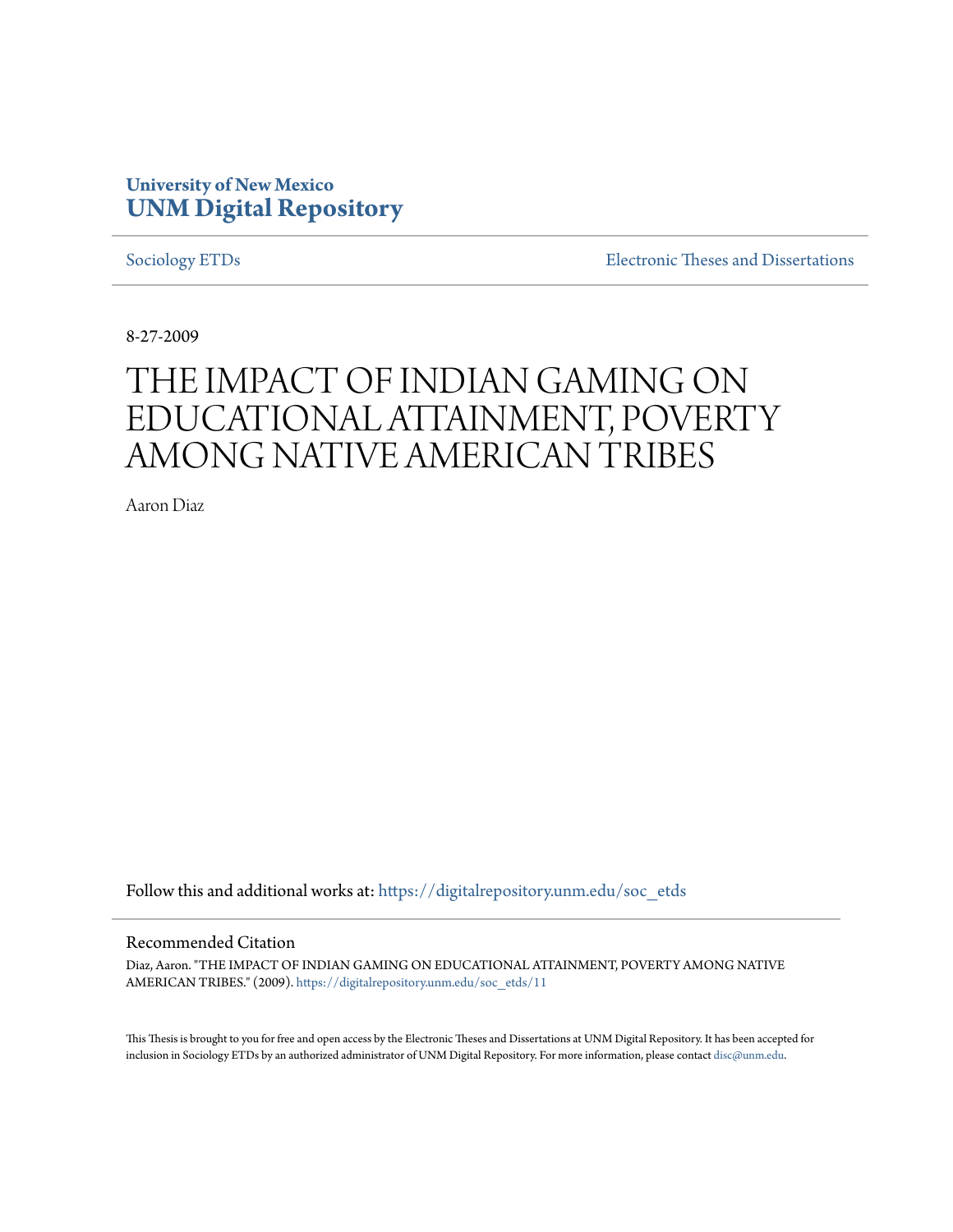**University of New Mexico**
**UNM Digital Repository**

Sociology ETDs | Electronic Theses and Dissertations

8-27-2009

# THE IMPACT OF INDIAN GAMING ON EDUCATIONAL ATTAINMENT, POVERTY AMONG NATIVE AMERICAN TRIBES

Aaron Diaz

Follow this and additional works at: https://digitalrepository.unm.edu/soc_etds

## Recommended Citation

Diaz, Aaron. "THE IMPACT OF INDIAN GAMING ON EDUCATIONAL ATTAINMENT, POVERTY AMONG NATIVE AMERICAN TRIBES." (2009). https://digitalrepository.unm.edu/soc_etds/11

This Thesis is brought to you for free and open access by the Electronic Theses and Dissertations at UNM Digital Repository. It has been accepted for inclusion in Sociology ETDs by an authorized administrator of UNM Digital Repository. For more information, please contact disc@unm.edu.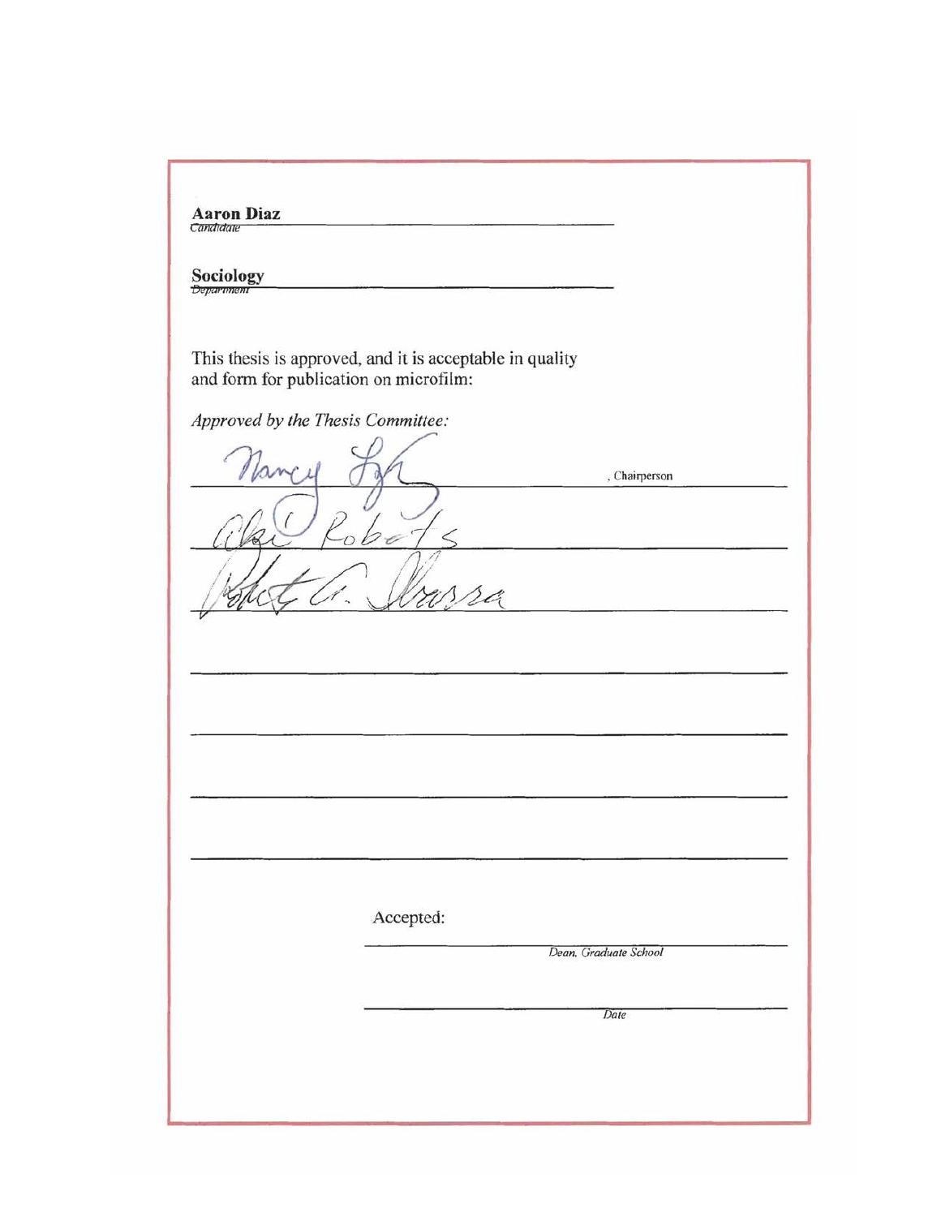**Aaron Diaz**
*Candidate*

**Sociology**
*Department*

This thesis is approved, and it is acceptable in quality and form for publication on microfilm:

*Approved by the Thesis Committee:*

Nancy Lyn, Chairperson

Abi Roberts

Robert A. Ibarra

Accepted:

*Dean, Graduate School*

*Date*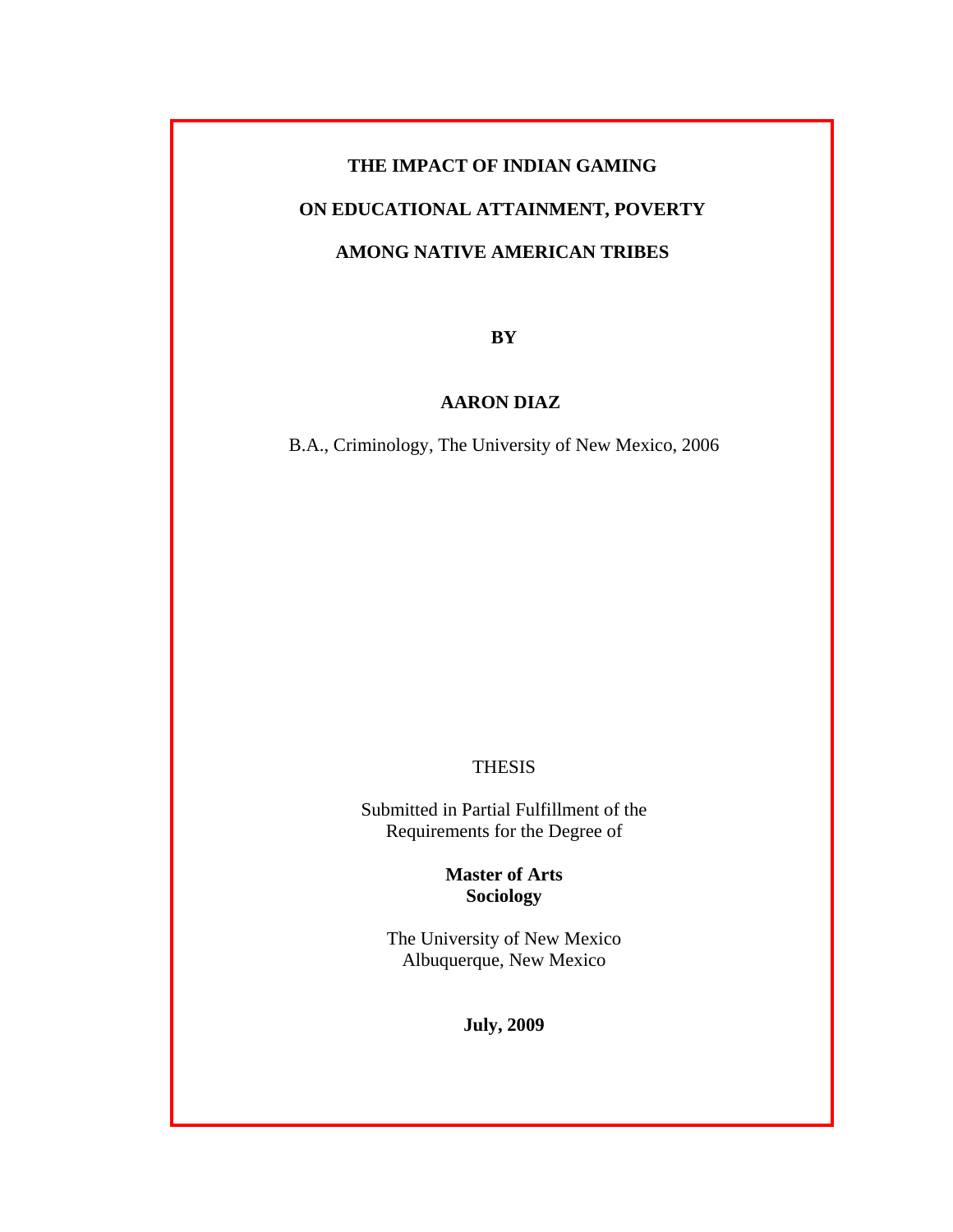# THE IMPACT OF INDIAN GAMING ON EDUCATIONAL ATTAINMENT, POVERTY AMONG NATIVE AMERICAN TRIBES

**BY**

**AARON DIAZ**

B.A., Criminology, The University of New Mexico, 2006

THESIS

Submitted in Partial Fulfillment of the Requirements for the Degree of

**Master of Arts**
**Sociology**

The University of New Mexico
Albuquerque, New Mexico

**July, 2009**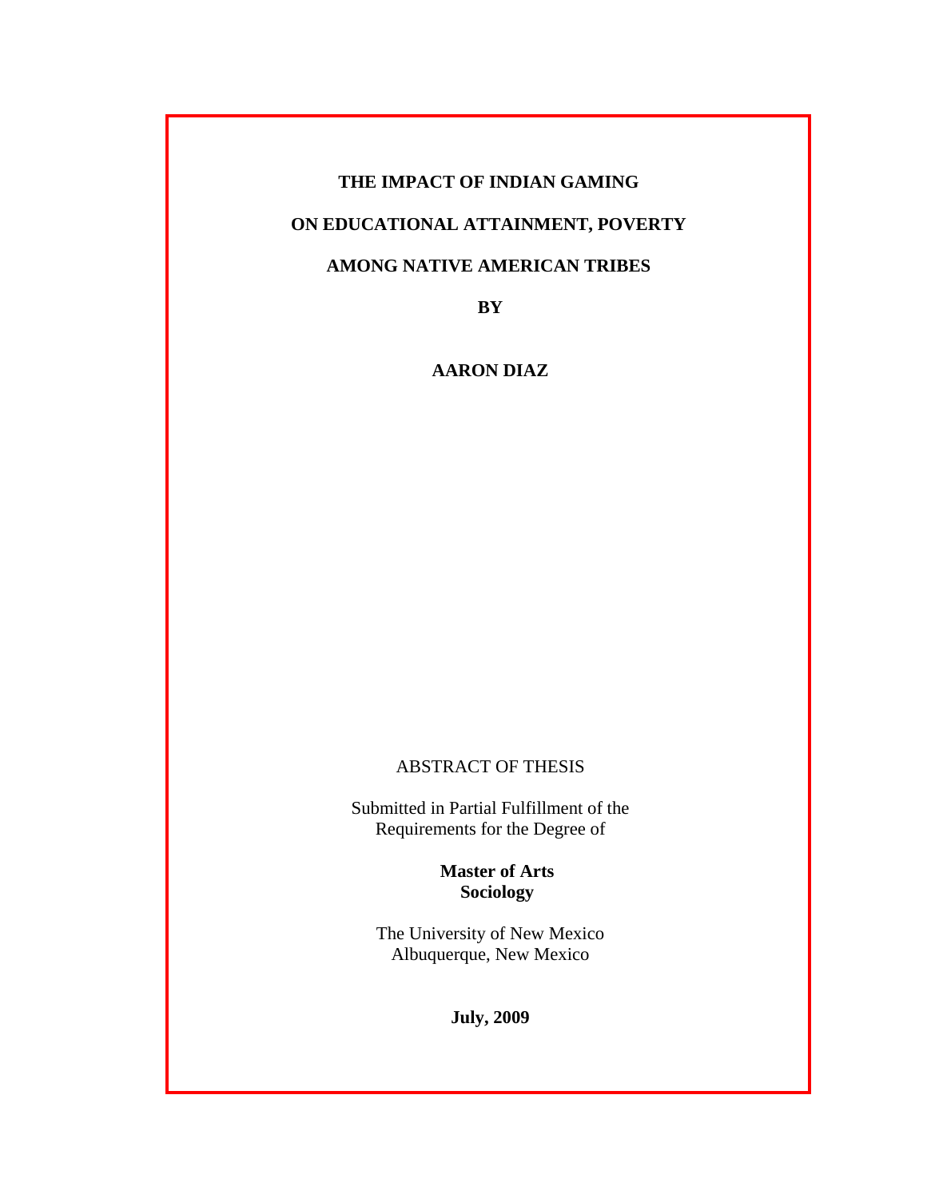**THE IMPACT OF INDIAN GAMING**

**ON EDUCATIONAL ATTAINMENT, POVERTY**

**AMONG NATIVE AMERICAN TRIBES**

**BY**

**AARON DIAZ**

ABSTRACT OF THESIS

Submitted in Partial Fulfillment of the
Requirements for the Degree of

**Master of Arts**
**Sociology**

The University of New Mexico
Albuquerque, New Mexico

**July, 2009**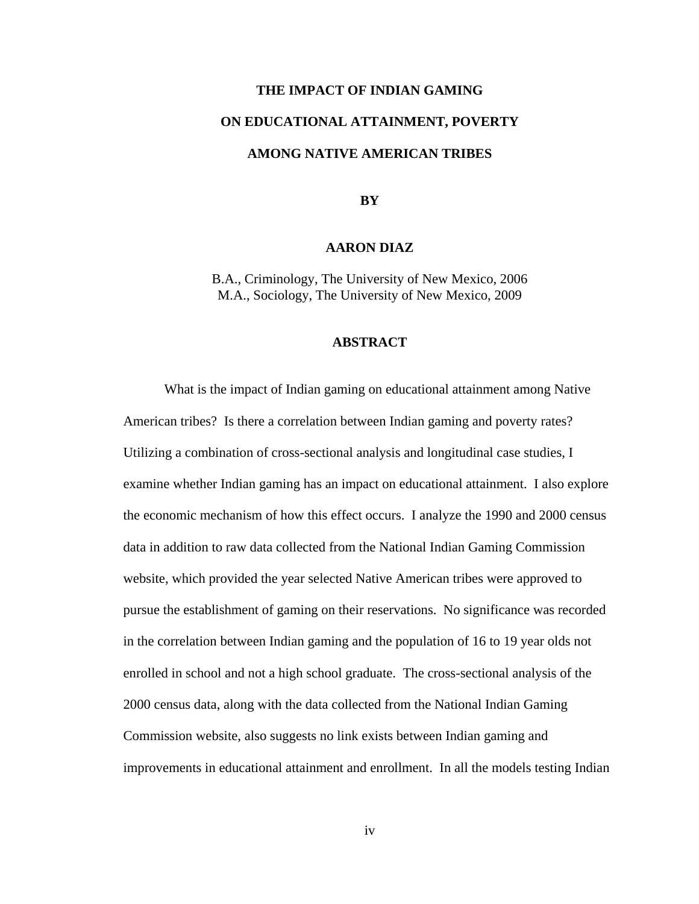**THE IMPACT OF INDIAN GAMING**

**ON EDUCATIONAL ATTAINMENT, POVERTY**

**AMONG NATIVE AMERICAN TRIBES**

**BY**

**AARON DIAZ**

B.A., Criminology, The University of New Mexico, 2006
M.A., Sociology, The University of New Mexico, 2009

## ABSTRACT

What is the impact of Indian gaming on educational attainment among Native American tribes? Is there a correlation between Indian gaming and poverty rates? Utilizing a combination of cross-sectional analysis and longitudinal case studies, I examine whether Indian gaming has an impact on educational attainment. I also explore the economic mechanism of how this effect occurs. I analyze the 1990 and 2000 census data in addition to raw data collected from the National Indian Gaming Commission website, which provided the year selected Native American tribes were approved to pursue the establishment of gaming on their reservations. No significance was recorded in the correlation between Indian gaming and the population of 16 to 19 year olds not enrolled in school and not a high school graduate. The cross-sectional analysis of the 2000 census data, along with the data collected from the National Indian Gaming Commission website, also suggests no link exists between Indian gaming and improvements in educational attainment and enrollment. In all the models testing Indian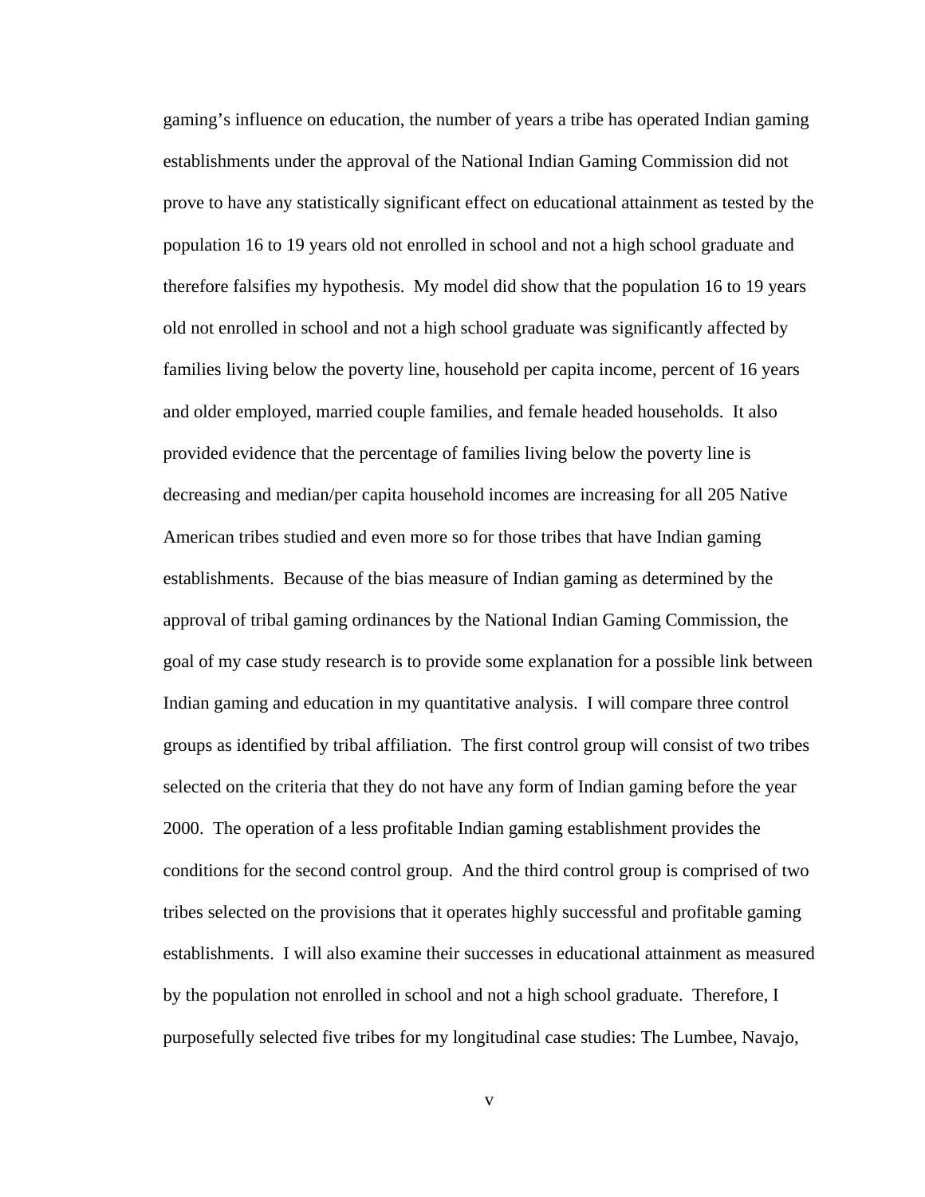gaming's influence on education, the number of years a tribe has operated Indian gaming establishments under the approval of the National Indian Gaming Commission did not prove to have any statistically significant effect on educational attainment as tested by the population 16 to 19 years old not enrolled in school and not a high school graduate and therefore falsifies my hypothesis. My model did show that the population 16 to 19 years old not enrolled in school and not a high school graduate was significantly affected by families living below the poverty line, household per capita income, percent of 16 years and older employed, married couple families, and female headed households. It also provided evidence that the percentage of families living below the poverty line is decreasing and median/per capita household incomes are increasing for all 205 Native American tribes studied and even more so for those tribes that have Indian gaming establishments. Because of the bias measure of Indian gaming as determined by the approval of tribal gaming ordinances by the National Indian Gaming Commission, the goal of my case study research is to provide some explanation for a possible link between Indian gaming and education in my quantitative analysis. I will compare three control groups as identified by tribal affiliation. The first control group will consist of two tribes selected on the criteria that they do not have any form of Indian gaming before the year 2000. The operation of a less profitable Indian gaming establishment provides the conditions for the second control group. And the third control group is comprised of two tribes selected on the provisions that it operates highly successful and profitable gaming establishments. I will also examine their successes in educational attainment as measured by the population not enrolled in school and not a high school graduate. Therefore, I purposefully selected five tribes for my longitudinal case studies: The Lumbee, Navajo,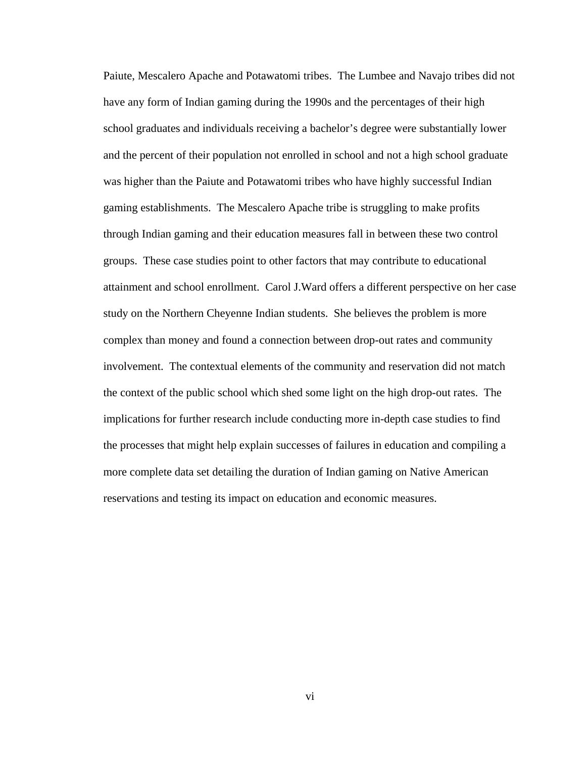Paiute, Mescalero Apache and Potawatomi tribes. The Lumbee and Navajo tribes did not have any form of Indian gaming during the 1990s and the percentages of their high school graduates and individuals receiving a bachelor's degree were substantially lower and the percent of their population not enrolled in school and not a high school graduate was higher than the Paiute and Potawatomi tribes who have highly successful Indian gaming establishments. The Mescalero Apache tribe is struggling to make profits through Indian gaming and their education measures fall in between these two control groups. These case studies point to other factors that may contribute to educational attainment and school enrollment. Carol J.Ward offers a different perspective on her case study on the Northern Cheyenne Indian students. She believes the problem is more complex than money and found a connection between drop-out rates and community involvement. The contextual elements of the community and reservation did not match the context of the public school which shed some light on the high drop-out rates. The implications for further research include conducting more in-depth case studies to find the processes that might help explain successes of failures in education and compiling a more complete data set detailing the duration of Indian gaming on Native American reservations and testing its impact on education and economic measures.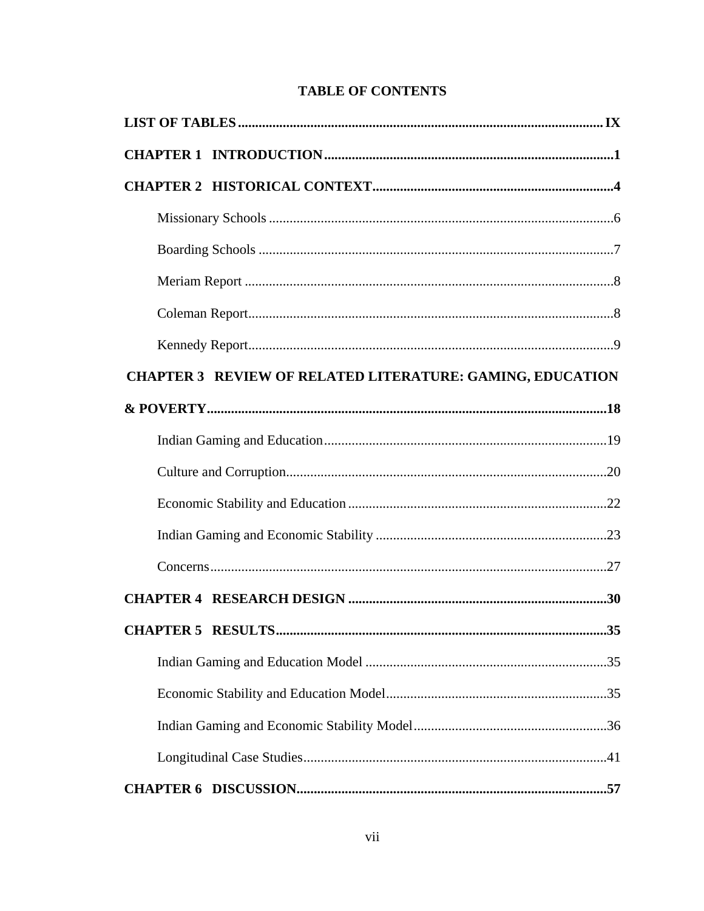# TABLE OF CONTENTS

**LIST OF TABLES** ........................................................................................................ **IX**

**CHAPTER 1 INTRODUCTION** ....................................................................................**1**

**CHAPTER 2 HISTORICAL CONTEXT** .......................................................................**4**

Missionary Schools ..............................................................................................6

Boarding Schools .................................................................................................7

Meriam Report .....................................................................................................8

Coleman Report....................................................................................................8

Kennedy Report....................................................................................................9

**CHAPTER 3 REVIEW OF RELATED LITERATURE: GAMING, EDUCATION & POVERTY** ....................................................................................................................**18**

Indian Gaming and Education ............................................................................19

Culture and Corruption.......................................................................................20

Economic Stability and Education .....................................................................22

Indian Gaming and Economic Stability .............................................................23

Concerns .............................................................................................................27

**CHAPTER 4 RESEARCH DESIGN** ............................................................................**30**

**CHAPTER 5 RESULTS**.................................................................................................**35**

Indian Gaming and Education Model .................................................................35

Economic Stability and Education Model...........................................................35

Indian Gaming and Economic Stability Model...................................................36

Longitudinal Case Studies...................................................................................41

**CHAPTER 6 DISCUSSION**...........................................................................................**57**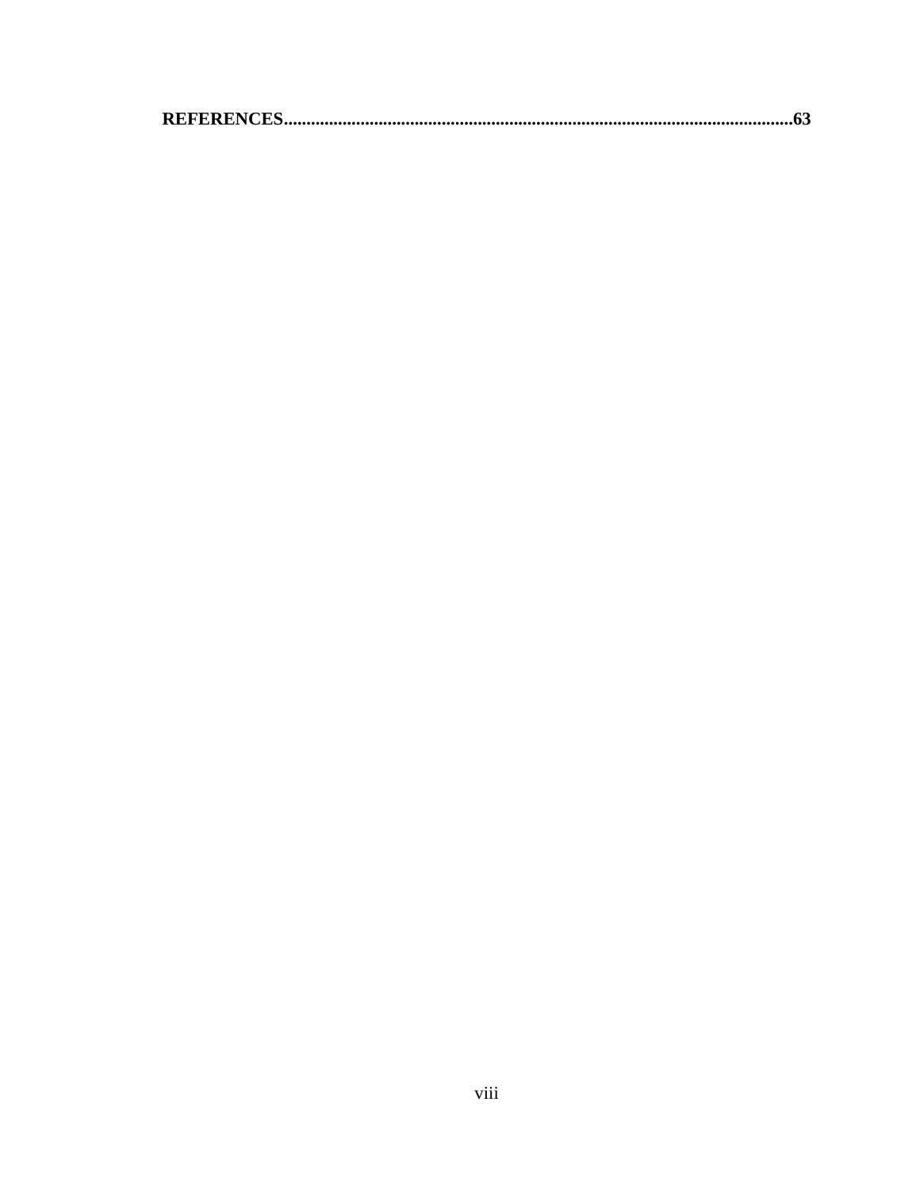**REFERENCES................................................................................................................63**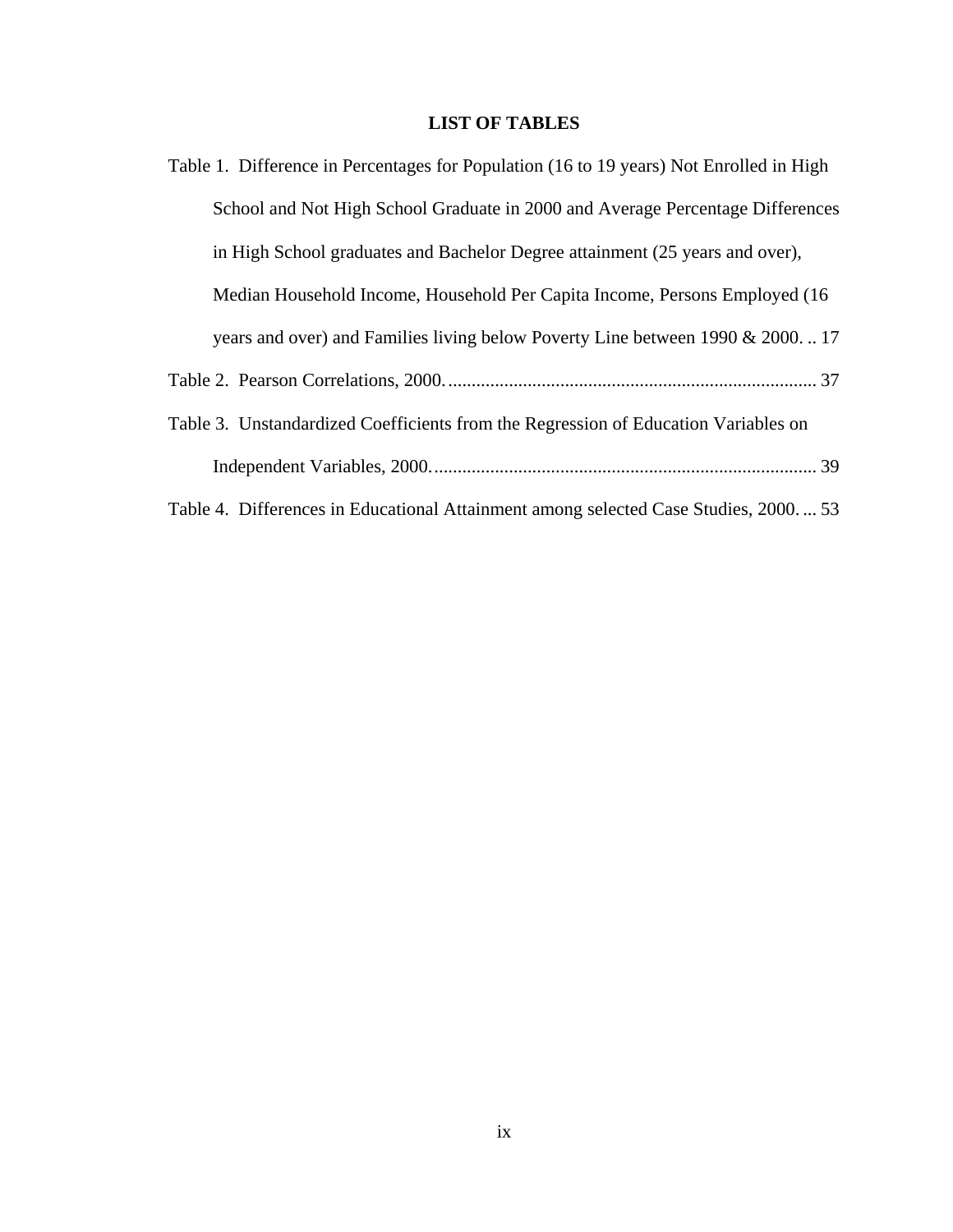# LIST OF TABLES

Table 1. Difference in Percentages for Population (16 to 19 years) Not Enrolled in High School and Not High School Graduate in 2000 and Average Percentage Differences in High School graduates and Bachelor Degree attainment (25 years and over), Median Household Income, Household Per Capita Income, Persons Employed (16 years and over) and Families living below Poverty Line between 1990 & 2000. .. 17

Table 2. Pearson Correlations, 2000. ............................................................................ 37

Table 3. Unstandardized Coefficients from the Regression of Education Variables on Independent Variables, 2000. ................................................................................ 39

Table 4. Differences in Educational Attainment among selected Case Studies, 2000. ... 53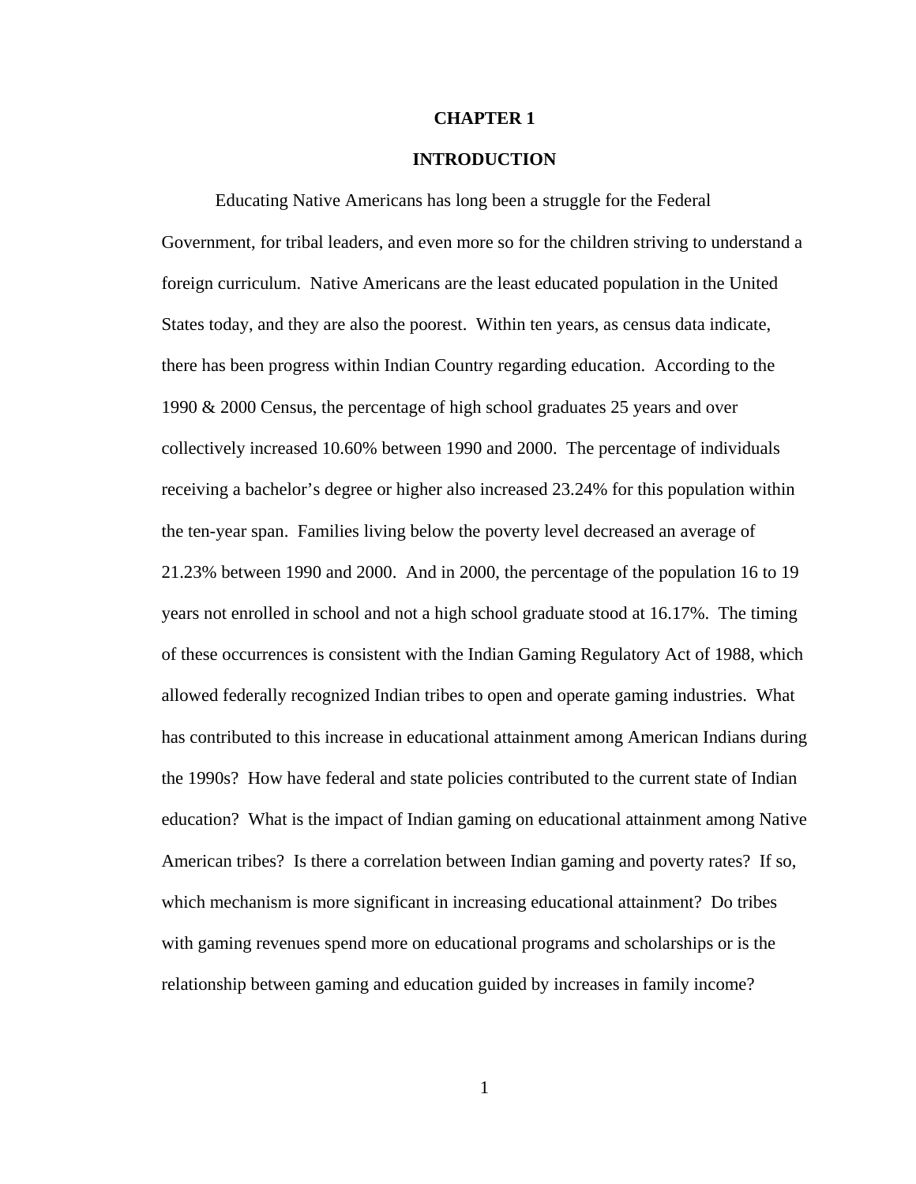# CHAPTER 1

# INTRODUCTION

Educating Native Americans has long been a struggle for the Federal Government, for tribal leaders, and even more so for the children striving to understand a foreign curriculum. Native Americans are the least educated population in the United States today, and they are also the poorest. Within ten years, as census data indicate, there has been progress within Indian Country regarding education. According to the 1990 & 2000 Census, the percentage of high school graduates 25 years and over collectively increased 10.60% between 1990 and 2000. The percentage of individuals receiving a bachelor's degree or higher also increased 23.24% for this population within the ten-year span. Families living below the poverty level decreased an average of 21.23% between 1990 and 2000. And in 2000, the percentage of the population 16 to 19 years not enrolled in school and not a high school graduate stood at 16.17%. The timing of these occurrences is consistent with the Indian Gaming Regulatory Act of 1988, which allowed federally recognized Indian tribes to open and operate gaming industries. What has contributed to this increase in educational attainment among American Indians during the 1990s? How have federal and state policies contributed to the current state of Indian education? What is the impact of Indian gaming on educational attainment among Native American tribes? Is there a correlation between Indian gaming and poverty rates? If so, which mechanism is more significant in increasing educational attainment? Do tribes with gaming revenues spend more on educational programs and scholarships or is the relationship between gaming and education guided by increases in family income?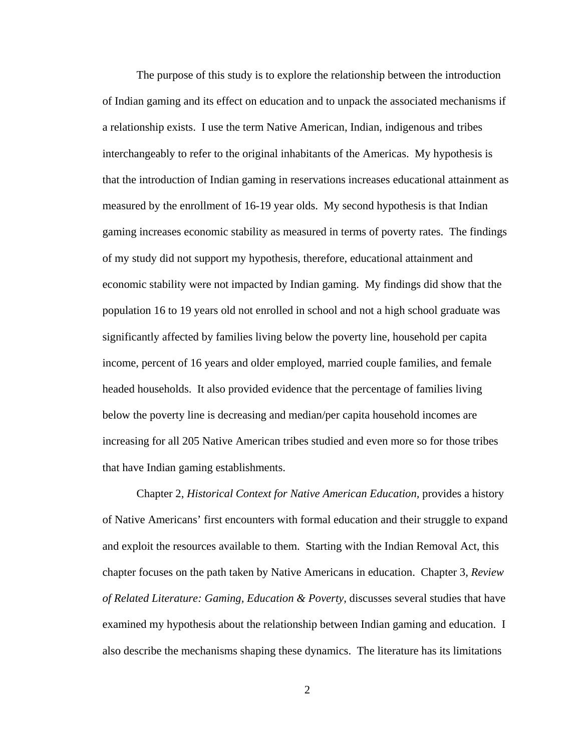The purpose of this study is to explore the relationship between the introduction of Indian gaming and its effect on education and to unpack the associated mechanisms if a relationship exists. I use the term Native American, Indian, indigenous and tribes interchangeably to refer to the original inhabitants of the Americas. My hypothesis is that the introduction of Indian gaming in reservations increases educational attainment as measured by the enrollment of 16-19 year olds. My second hypothesis is that Indian gaming increases economic stability as measured in terms of poverty rates. The findings of my study did not support my hypothesis, therefore, educational attainment and economic stability were not impacted by Indian gaming. My findings did show that the population 16 to 19 years old not enrolled in school and not a high school graduate was significantly affected by families living below the poverty line, household per capita income, percent of 16 years and older employed, married couple families, and female headed households. It also provided evidence that the percentage of families living below the poverty line is decreasing and median/per capita household incomes are increasing for all 205 Native American tribes studied and even more so for those tribes that have Indian gaming establishments.

Chapter 2, *Historical Context for Native American Education*, provides a history of Native Americans' first encounters with formal education and their struggle to expand and exploit the resources available to them. Starting with the Indian Removal Act, this chapter focuses on the path taken by Native Americans in education. Chapter 3, *Review of Related Literature: Gaming, Education & Poverty*, discusses several studies that have examined my hypothesis about the relationship between Indian gaming and education. I also describe the mechanisms shaping these dynamics. The literature has its limitations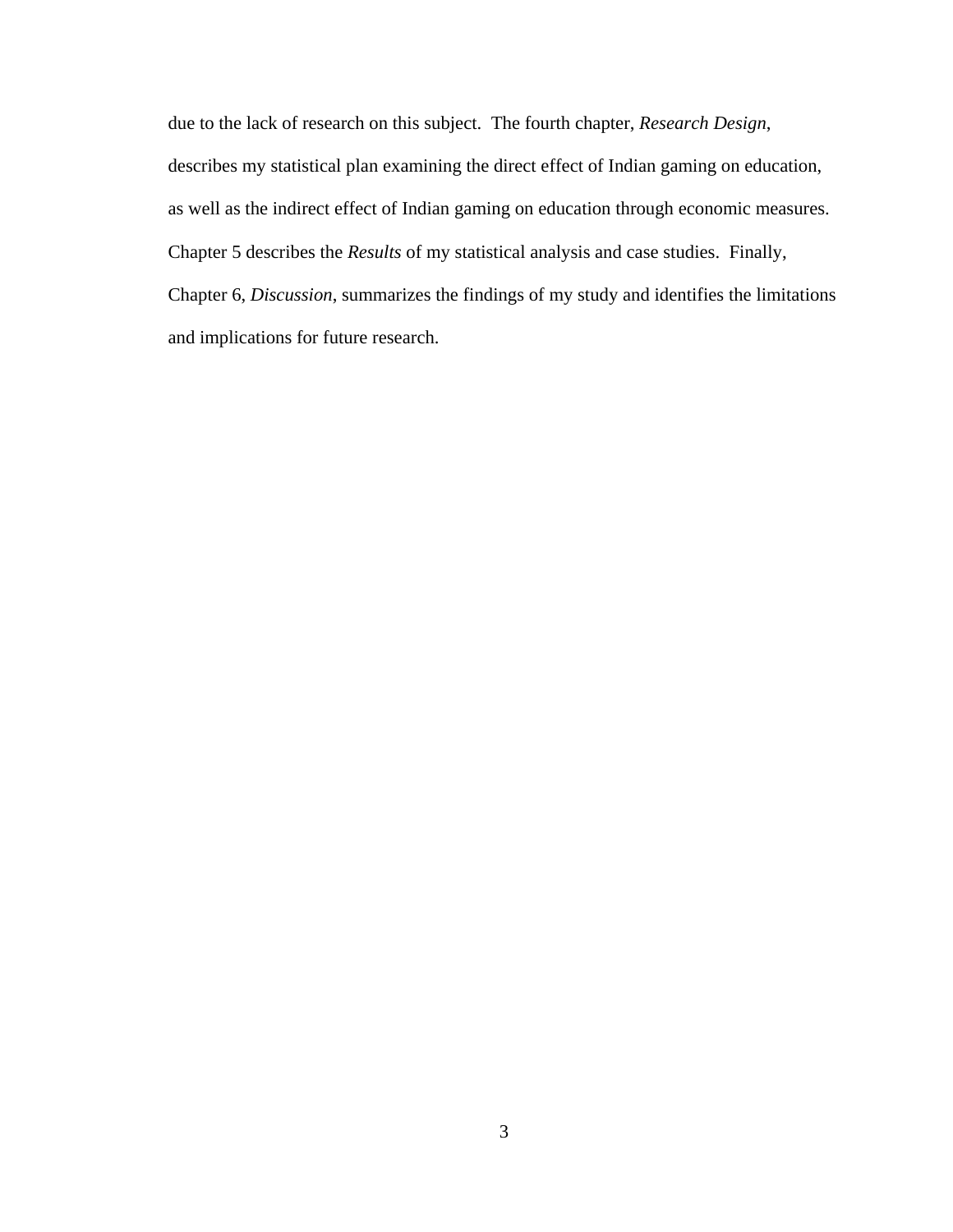due to the lack of research on this subject.  The fourth chapter, *Research Design*, describes my statistical plan examining the direct effect of Indian gaming on education, as well as the indirect effect of Indian gaming on education through economic measures. Chapter 5 describes the *Results* of my statistical analysis and case studies.  Finally, Chapter 6, *Discussion*, summarizes the findings of my study and identifies the limitations and implications for future research.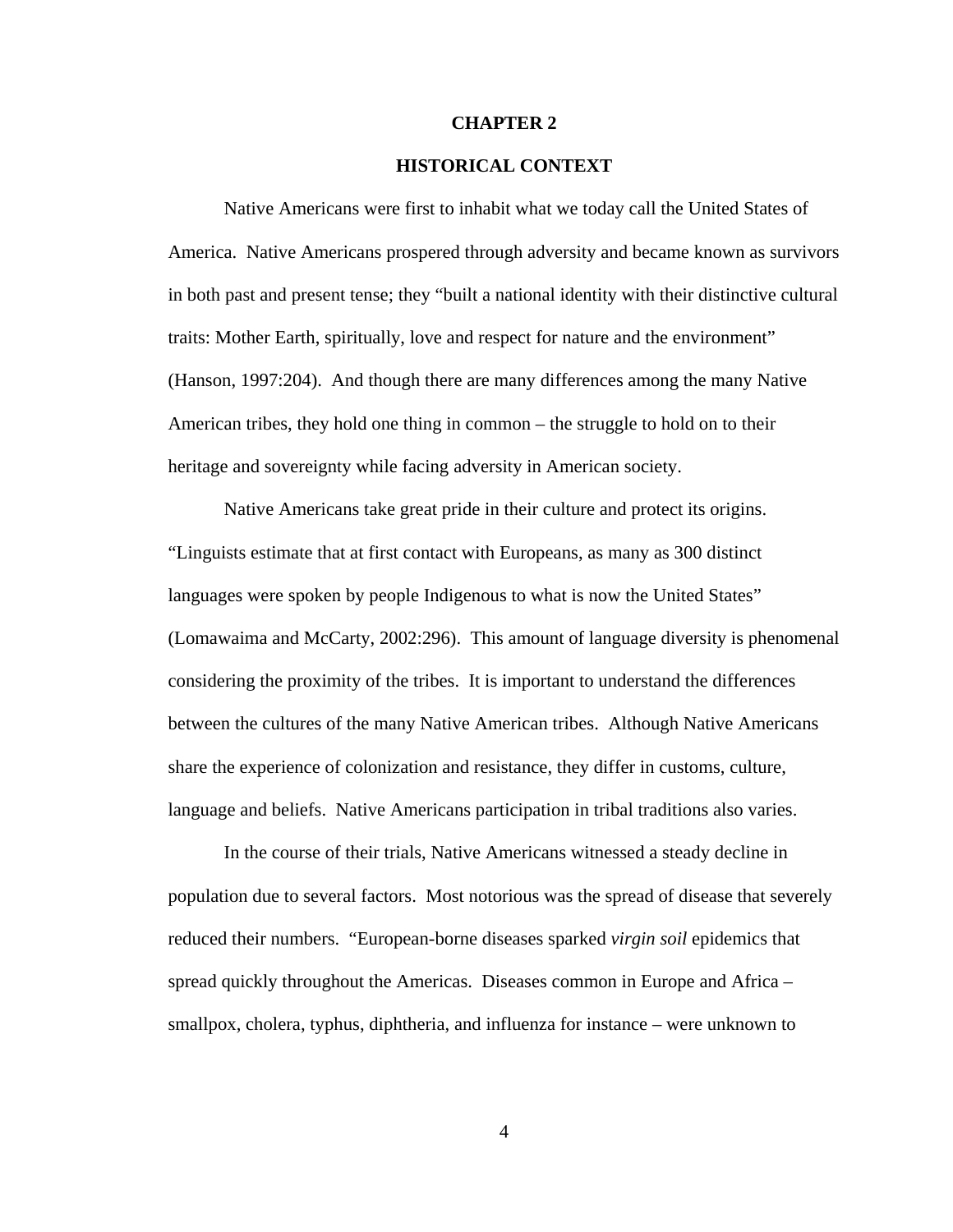# CHAPTER 2

## HISTORICAL CONTEXT

Native Americans were first to inhabit what we today call the United States of America. Native Americans prospered through adversity and became known as survivors in both past and present tense; they "built a national identity with their distinctive cultural traits: Mother Earth, spiritually, love and respect for nature and the environment" (Hanson, 1997:204). And though there are many differences among the many Native American tribes, they hold one thing in common – the struggle to hold on to their heritage and sovereignty while facing adversity in American society.

Native Americans take great pride in their culture and protect its origins. "Linguists estimate that at first contact with Europeans, as many as 300 distinct languages were spoken by people Indigenous to what is now the United States" (Lomawaima and McCarty, 2002:296). This amount of language diversity is phenomenal considering the proximity of the tribes. It is important to understand the differences between the cultures of the many Native American tribes. Although Native Americans share the experience of colonization and resistance, they differ in customs, culture, language and beliefs. Native Americans participation in tribal traditions also varies.

In the course of their trials, Native Americans witnessed a steady decline in population due to several factors. Most notorious was the spread of disease that severely reduced their numbers. "European-borne diseases sparked *virgin soil* epidemics that spread quickly throughout the Americas. Diseases common in Europe and Africa – smallpox, cholera, typhus, diphtheria, and influenza for instance – were unknown to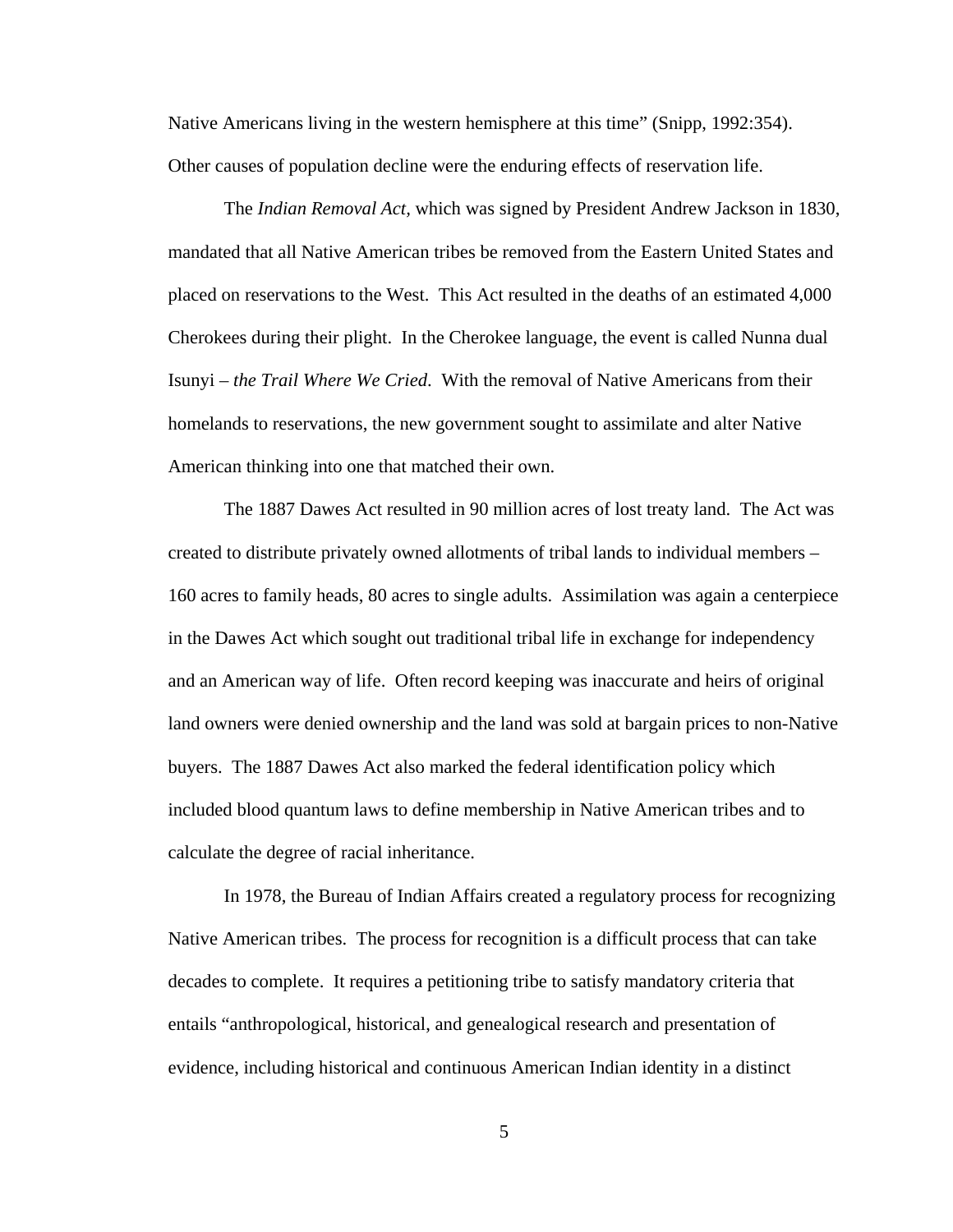Native Americans living in the western hemisphere at this time" (Snipp, 1992:354). Other causes of population decline were the enduring effects of reservation life.

The *Indian Removal Act,* which was signed by President Andrew Jackson in 1830, mandated that all Native American tribes be removed from the Eastern United States and placed on reservations to the West. This Act resulted in the deaths of an estimated 4,000 Cherokees during their plight. In the Cherokee language, the event is called Nunna dual Isunyi – *the Trail Where We Cried.* With the removal of Native Americans from their homelands to reservations, the new government sought to assimilate and alter Native American thinking into one that matched their own.

The 1887 Dawes Act resulted in 90 million acres of lost treaty land. The Act was created to distribute privately owned allotments of tribal lands to individual members – 160 acres to family heads, 80 acres to single adults. Assimilation was again a centerpiece in the Dawes Act which sought out traditional tribal life in exchange for independency and an American way of life. Often record keeping was inaccurate and heirs of original land owners were denied ownership and the land was sold at bargain prices to non-Native buyers. The 1887 Dawes Act also marked the federal identification policy which included blood quantum laws to define membership in Native American tribes and to calculate the degree of racial inheritance.

In 1978, the Bureau of Indian Affairs created a regulatory process for recognizing Native American tribes. The process for recognition is a difficult process that can take decades to complete. It requires a petitioning tribe to satisfy mandatory criteria that entails "anthropological, historical, and genealogical research and presentation of evidence, including historical and continuous American Indian identity in a distinct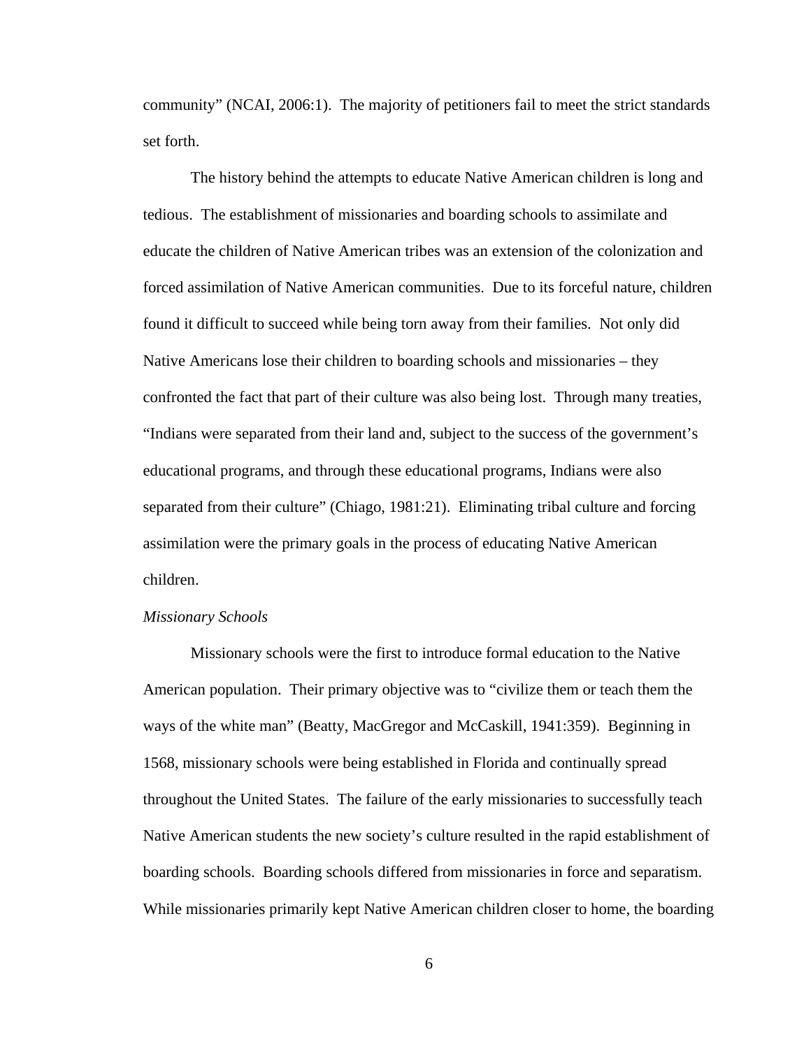community" (NCAI, 2006:1). The majority of petitioners fail to meet the strict standards set forth.

The history behind the attempts to educate Native American children is long and tedious. The establishment of missionaries and boarding schools to assimilate and educate the children of Native American tribes was an extension of the colonization and forced assimilation of Native American communities. Due to its forceful nature, children found it difficult to succeed while being torn away from their families. Not only did Native Americans lose their children to boarding schools and missionaries – they confronted the fact that part of their culture was also being lost. Through many treaties, "Indians were separated from their land and, subject to the success of the government's educational programs, and through these educational programs, Indians were also separated from their culture" (Chiago, 1981:21). Eliminating tribal culture and forcing assimilation were the primary goals in the process of educating Native American children.

*Missionary Schools*

Missionary schools were the first to introduce formal education to the Native American population. Their primary objective was to "civilize them or teach them the ways of the white man" (Beatty, MacGregor and McCaskill, 1941:359). Beginning in 1568, missionary schools were being established in Florida and continually spread throughout the United States. The failure of the early missionaries to successfully teach Native American students the new society's culture resulted in the rapid establishment of boarding schools. Boarding schools differed from missionaries in force and separatism. While missionaries primarily kept Native American children closer to home, the boarding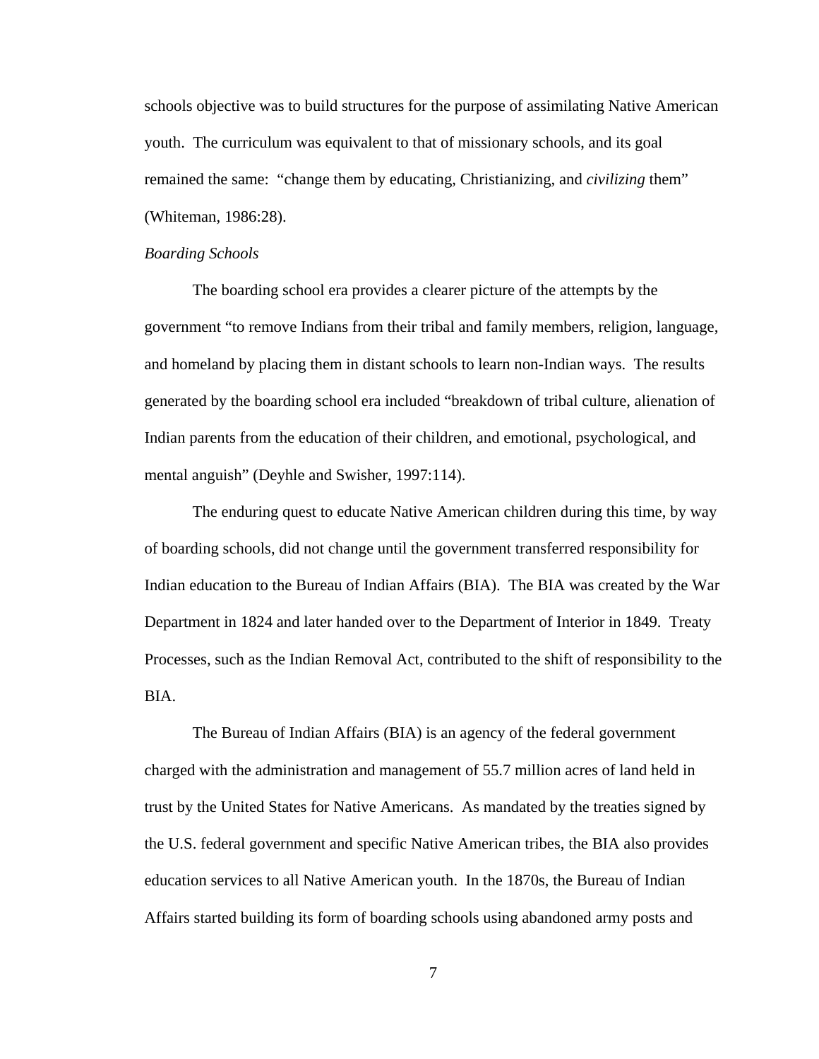schools objective was to build structures for the purpose of assimilating Native American youth. The curriculum was equivalent to that of missionary schools, and its goal remained the same: "change them by educating, Christianizing, and *civilizing* them" (Whiteman, 1986:28).

*Boarding Schools*

The boarding school era provides a clearer picture of the attempts by the government "to remove Indians from their tribal and family members, religion, language, and homeland by placing them in distant schools to learn non-Indian ways. The results generated by the boarding school era included "breakdown of tribal culture, alienation of Indian parents from the education of their children, and emotional, psychological, and mental anguish" (Deyhle and Swisher, 1997:114).

The enduring quest to educate Native American children during this time, by way of boarding schools, did not change until the government transferred responsibility for Indian education to the Bureau of Indian Affairs (BIA). The BIA was created by the War Department in 1824 and later handed over to the Department of Interior in 1849. Treaty Processes, such as the Indian Removal Act, contributed to the shift of responsibility to the BIA.

The Bureau of Indian Affairs (BIA) is an agency of the federal government charged with the administration and management of 55.7 million acres of land held in trust by the United States for Native Americans. As mandated by the treaties signed by the U.S. federal government and specific Native American tribes, the BIA also provides education services to all Native American youth. In the 1870s, the Bureau of Indian Affairs started building its form of boarding schools using abandoned army posts and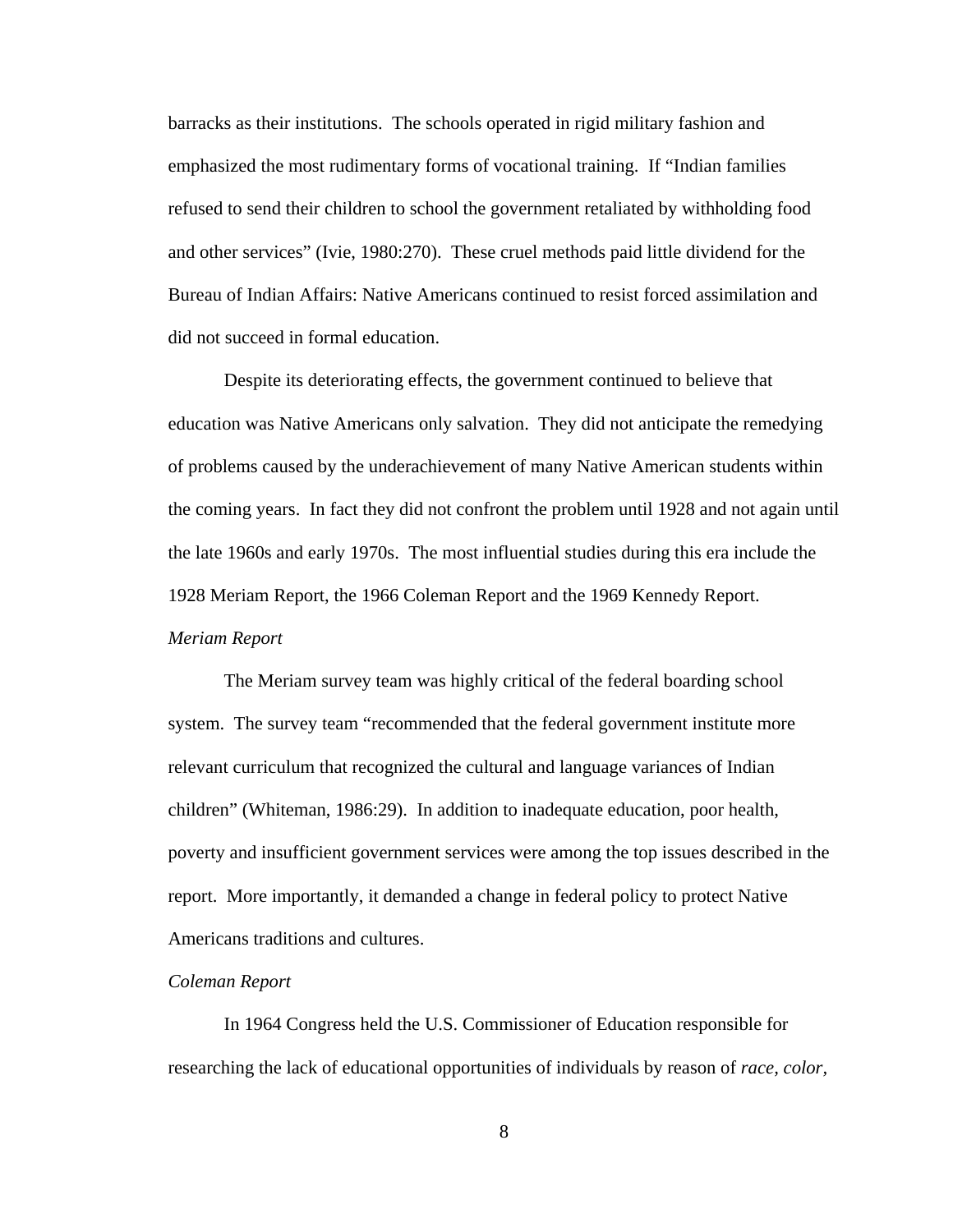barracks as their institutions. The schools operated in rigid military fashion and emphasized the most rudimentary forms of vocational training. If "Indian families refused to send their children to school the government retaliated by withholding food and other services" (Ivie, 1980:270). These cruel methods paid little dividend for the Bureau of Indian Affairs: Native Americans continued to resist forced assimilation and did not succeed in formal education.

Despite its deteriorating effects, the government continued to believe that education was Native Americans only salvation. They did not anticipate the remedying of problems caused by the underachievement of many Native American students within the coming years. In fact they did not confront the problem until 1928 and not again until the late 1960s and early 1970s. The most influential studies during this era include the 1928 Meriam Report, the 1966 Coleman Report and the 1969 Kennedy Report.

*Meriam Report*

The Meriam survey team was highly critical of the federal boarding school system. The survey team "recommended that the federal government institute more relevant curriculum that recognized the cultural and language variances of Indian children" (Whiteman, 1986:29). In addition to inadequate education, poor health, poverty and insufficient government services were among the top issues described in the report. More importantly, it demanded a change in federal policy to protect Native Americans traditions and cultures.

*Coleman Report*

In 1964 Congress held the U.S. Commissioner of Education responsible for researching the lack of educational opportunities of individuals by reason of *race, color,*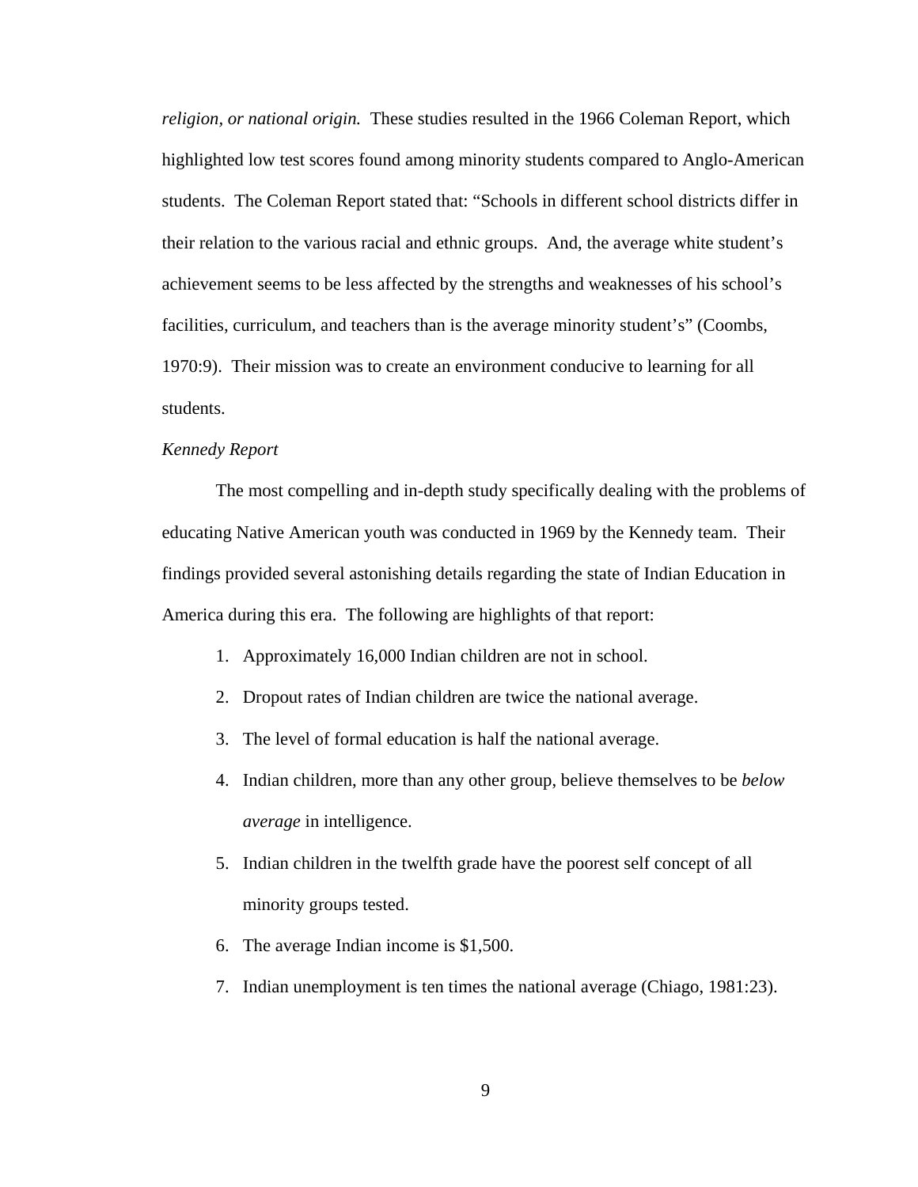*religion, or national origin.* These studies resulted in the 1966 Coleman Report, which highlighted low test scores found among minority students compared to Anglo-American students. The Coleman Report stated that: "Schools in different school districts differ in their relation to the various racial and ethnic groups. And, the average white student's achievement seems to be less affected by the strengths and weaknesses of his school's facilities, curriculum, and teachers than is the average minority student's" (Coombs, 1970:9). Their mission was to create an environment conducive to learning for all students.

*Kennedy Report*

The most compelling and in-depth study specifically dealing with the problems of educating Native American youth was conducted in 1969 by the Kennedy team. Their findings provided several astonishing details regarding the state of Indian Education in America during this era. The following are highlights of that report:

1. Approximately 16,000 Indian children are not in school.
2. Dropout rates of Indian children are twice the national average.
3. The level of formal education is half the national average.
4. Indian children, more than any other group, believe themselves to be *below average* in intelligence.
5. Indian children in the twelfth grade have the poorest self concept of all minority groups tested.
6. The average Indian income is $1,500.
7. Indian unemployment is ten times the national average (Chiago, 1981:23).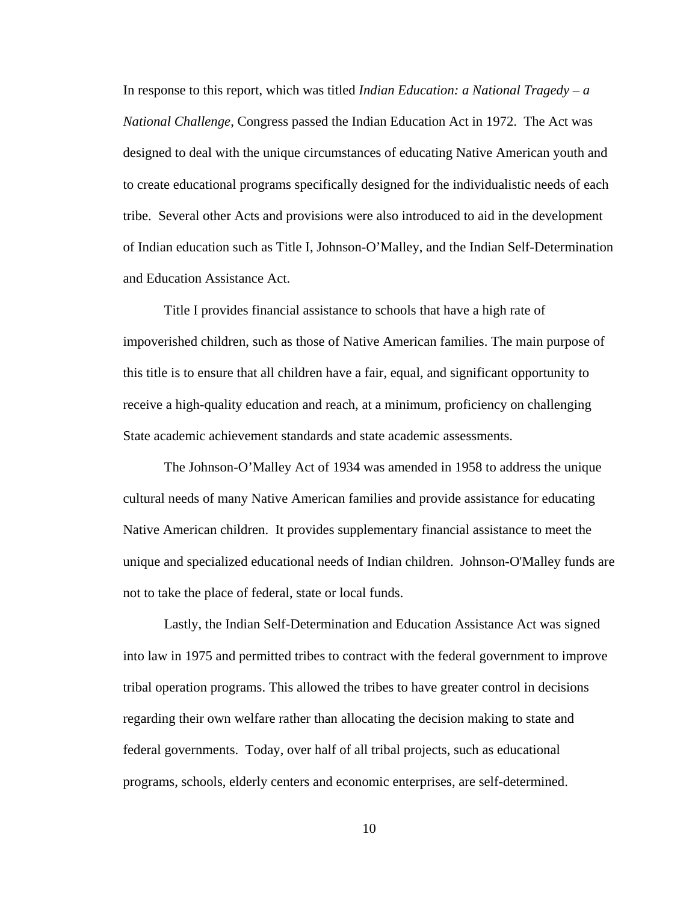In response to this report, which was titled *Indian Education: a National Tragedy – a National Challenge*, Congress passed the Indian Education Act in 1972. The Act was designed to deal with the unique circumstances of educating Native American youth and to create educational programs specifically designed for the individualistic needs of each tribe. Several other Acts and provisions were also introduced to aid in the development of Indian education such as Title I, Johnson-O'Malley, and the Indian Self-Determination and Education Assistance Act.

Title I provides financial assistance to schools that have a high rate of impoverished children, such as those of Native American families. The main purpose of this title is to ensure that all children have a fair, equal, and significant opportunity to receive a high-quality education and reach, at a minimum, proficiency on challenging State academic achievement standards and state academic assessments.

The Johnson-O'Malley Act of 1934 was amended in 1958 to address the unique cultural needs of many Native American families and provide assistance for educating Native American children. It provides supplementary financial assistance to meet the unique and specialized educational needs of Indian children. Johnson-O'Malley funds are not to take the place of federal, state or local funds.

Lastly, the Indian Self-Determination and Education Assistance Act was signed into law in 1975 and permitted tribes to contract with the federal government to improve tribal operation programs. This allowed the tribes to have greater control in decisions regarding their own welfare rather than allocating the decision making to state and federal governments. Today, over half of all tribal projects, such as educational programs, schools, elderly centers and economic enterprises, are self-determined.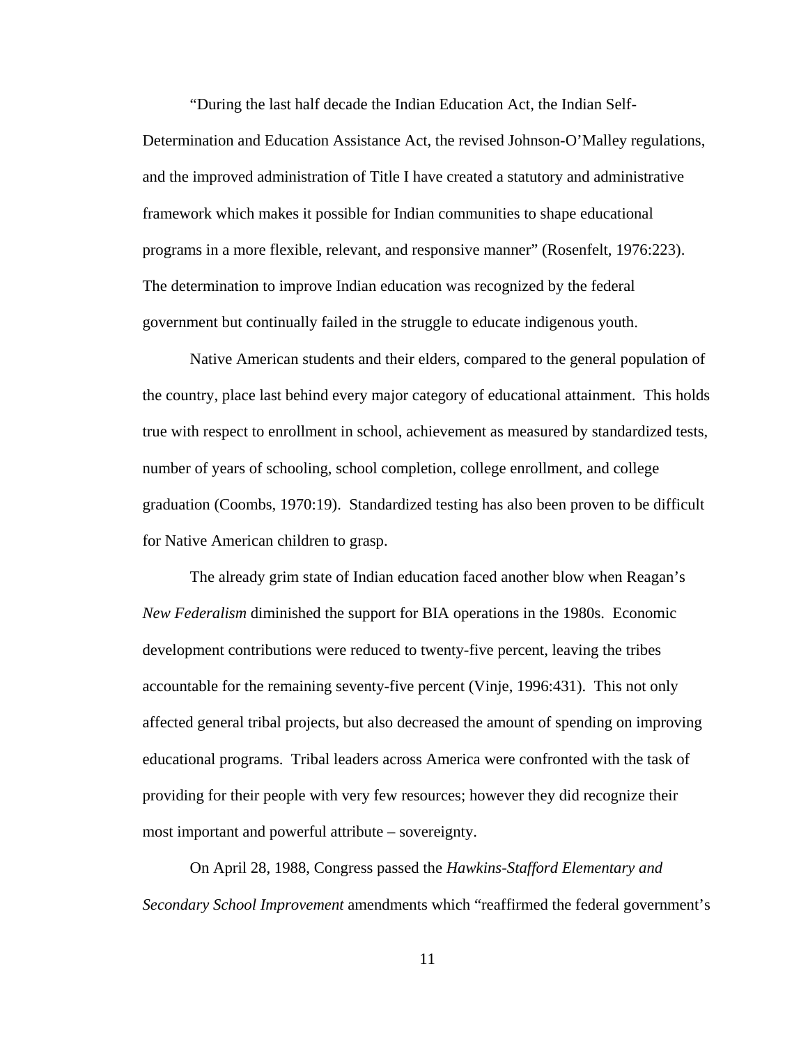"During the last half decade the Indian Education Act, the Indian Self-Determination and Education Assistance Act, the revised Johnson-O'Malley regulations, and the improved administration of Title I have created a statutory and administrative framework which makes it possible for Indian communities to shape educational programs in a more flexible, relevant, and responsive manner" (Rosenfelt, 1976:223). The determination to improve Indian education was recognized by the federal government but continually failed in the struggle to educate indigenous youth.

Native American students and their elders, compared to the general population of the country, place last behind every major category of educational attainment. This holds true with respect to enrollment in school, achievement as measured by standardized tests, number of years of schooling, school completion, college enrollment, and college graduation (Coombs, 1970:19). Standardized testing has also been proven to be difficult for Native American children to grasp.

The already grim state of Indian education faced another blow when Reagan's *New Federalism* diminished the support for BIA operations in the 1980s. Economic development contributions were reduced to twenty-five percent, leaving the tribes accountable for the remaining seventy-five percent (Vinje, 1996:431). This not only affected general tribal projects, but also decreased the amount of spending on improving educational programs. Tribal leaders across America were confronted with the task of providing for their people with very few resources; however they did recognize their most important and powerful attribute – sovereignty.

On April 28, 1988, Congress passed the *Hawkins-Stafford Elementary and Secondary School Improvement* amendments which "reaffirmed the federal government's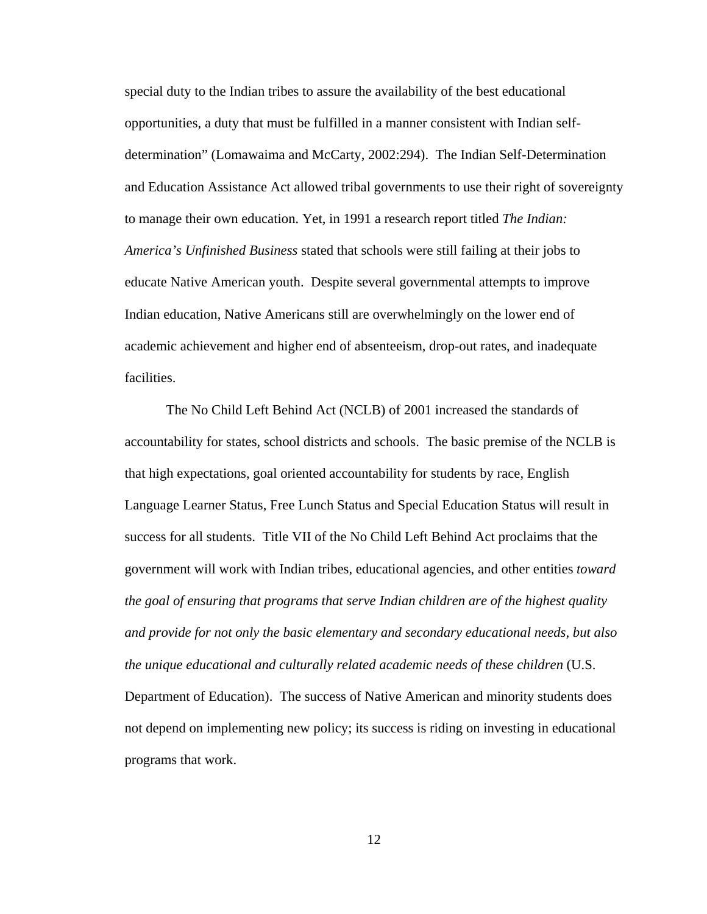special duty to the Indian tribes to assure the availability of the best educational opportunities, a duty that must be fulfilled in a manner consistent with Indian self-determination" (Lomawaima and McCarty, 2002:294). The Indian Self-Determination and Education Assistance Act allowed tribal governments to use their right of sovereignty to manage their own education. Yet, in 1991 a research report titled *The Indian: America's Unfinished Business* stated that schools were still failing at their jobs to educate Native American youth. Despite several governmental attempts to improve Indian education, Native Americans still are overwhelmingly on the lower end of academic achievement and higher end of absenteeism, drop-out rates, and inadequate facilities.

The No Child Left Behind Act (NCLB) of 2001 increased the standards of accountability for states, school districts and schools. The basic premise of the NCLB is that high expectations, goal oriented accountability for students by race, English Language Learner Status, Free Lunch Status and Special Education Status will result in success for all students. Title VII of the No Child Left Behind Act proclaims that the government will work with Indian tribes, educational agencies, and other entities *toward the goal of ensuring that programs that serve Indian children are of the highest quality and provide for not only the basic elementary and secondary educational needs, but also the unique educational and culturally related academic needs of these children* (U.S. Department of Education). The success of Native American and minority students does not depend on implementing new policy; its success is riding on investing in educational programs that work.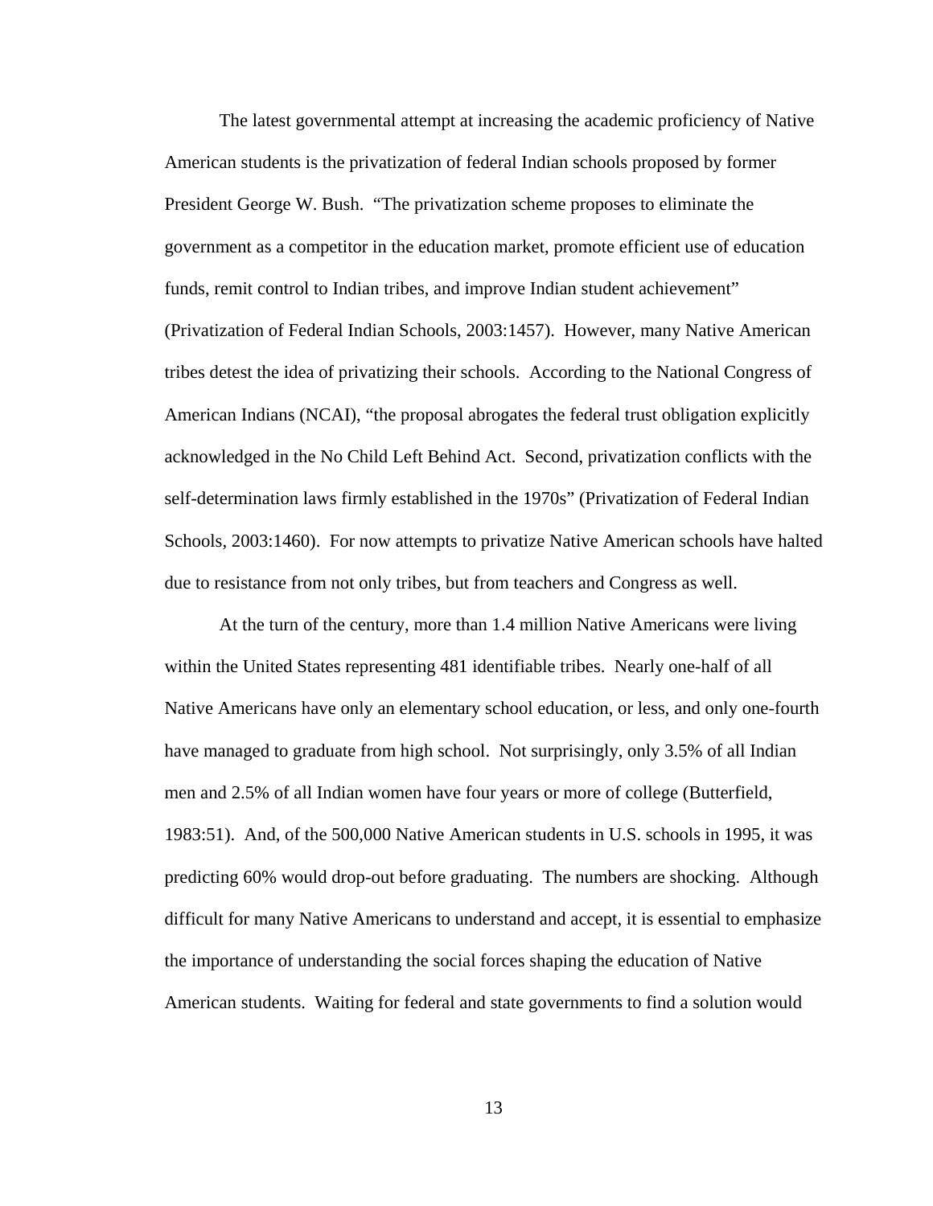The latest governmental attempt at increasing the academic proficiency of Native American students is the privatization of federal Indian schools proposed by former President George W. Bush. "The privatization scheme proposes to eliminate the government as a competitor in the education market, promote efficient use of education funds, remit control to Indian tribes, and improve Indian student achievement" (Privatization of Federal Indian Schools, 2003:1457). However, many Native American tribes detest the idea of privatizing their schools. According to the National Congress of American Indians (NCAI), "the proposal abrogates the federal trust obligation explicitly acknowledged in the No Child Left Behind Act. Second, privatization conflicts with the self-determination laws firmly established in the 1970s" (Privatization of Federal Indian Schools, 2003:1460). For now attempts to privatize Native American schools have halted due to resistance from not only tribes, but from teachers and Congress as well.

At the turn of the century, more than 1.4 million Native Americans were living within the United States representing 481 identifiable tribes. Nearly one-half of all Native Americans have only an elementary school education, or less, and only one-fourth have managed to graduate from high school. Not surprisingly, only 3.5% of all Indian men and 2.5% of all Indian women have four years or more of college (Butterfield, 1983:51). And, of the 500,000 Native American students in U.S. schools in 1995, it was predicting 60% would drop-out before graduating. The numbers are shocking. Although difficult for many Native Americans to understand and accept, it is essential to emphasize the importance of understanding the social forces shaping the education of Native American students. Waiting for federal and state governments to find a solution would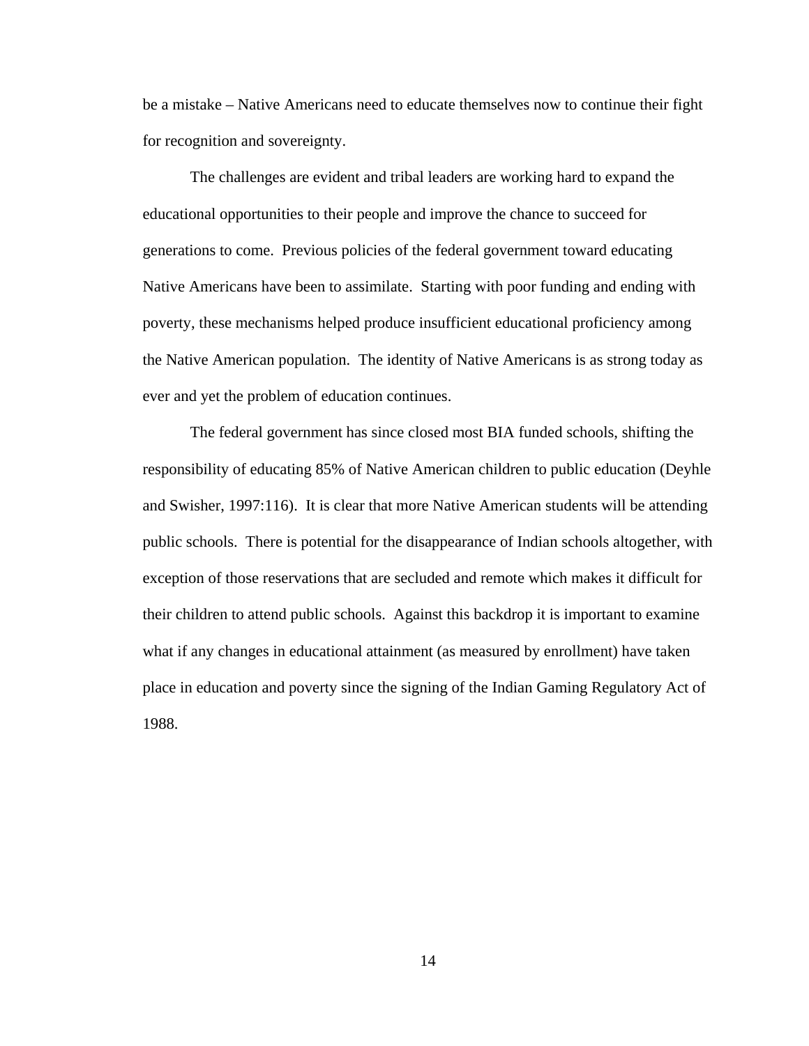be a mistake – Native Americans need to educate themselves now to continue their fight for recognition and sovereignty.

The challenges are evident and tribal leaders are working hard to expand the educational opportunities to their people and improve the chance to succeed for generations to come. Previous policies of the federal government toward educating Native Americans have been to assimilate. Starting with poor funding and ending with poverty, these mechanisms helped produce insufficient educational proficiency among the Native American population. The identity of Native Americans is as strong today as ever and yet the problem of education continues.

The federal government has since closed most BIA funded schools, shifting the responsibility of educating 85% of Native American children to public education (Deyhle and Swisher, 1997:116). It is clear that more Native American students will be attending public schools. There is potential for the disappearance of Indian schools altogether, with exception of those reservations that are secluded and remote which makes it difficult for their children to attend public schools. Against this backdrop it is important to examine what if any changes in educational attainment (as measured by enrollment) have taken place in education and poverty since the signing of the Indian Gaming Regulatory Act of 1988.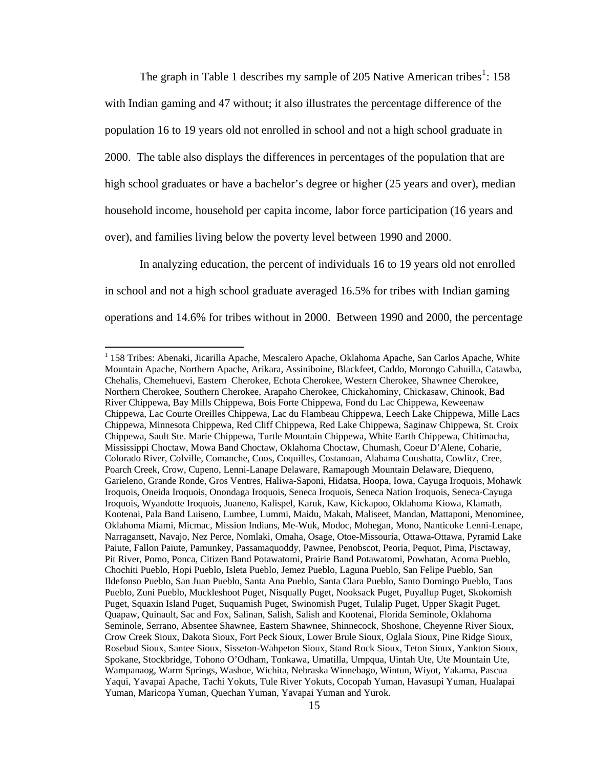The graph in Table 1 describes my sample of 205 Native American tribes[1]: 158 with Indian gaming and 47 without; it also illustrates the percentage difference of the population 16 to 19 years old not enrolled in school and not a high school graduate in 2000. The table also displays the differences in percentages of the population that are high school graduates or have a bachelor's degree or higher (25 years and over), median household income, household per capita income, labor force participation (16 years and over), and families living below the poverty level between 1990 and 2000.

In analyzing education, the percent of individuals 16 to 19 years old not enrolled in school and not a high school graduate averaged 16.5% for tribes with Indian gaming operations and 14.6% for tribes without in 2000. Between 1990 and 2000, the percentage

[1] 158 Tribes: Abenaki, Jicarilla Apache, Mescalero Apache, Oklahoma Apache, San Carlos Apache, White Mountain Apache, Northern Apache, Arikara, Assiniboine, Blackfeet, Caddo, Morongo Cahuilla, Catawba, Chehalis, Chemehuevi, Eastern Cherokee, Echota Cherokee, Western Cherokee, Shawnee Cherokee, Northern Cherokee, Southern Cherokee, Arapaho Cherokee, Chickahominy, Chickasaw, Chinook, Bad River Chippewa, Bay Mills Chippewa, Bois Forte Chippewa, Fond du Lac Chippewa, Keweenaw Chippewa, Lac Courte Oreilles Chippewa, Lac du Flambeau Chippewa, Leech Lake Chippewa, Mille Lacs Chippewa, Minnesota Chippewa, Red Cliff Chippewa, Red Lake Chippewa, Saginaw Chippewa, St. Croix Chippewa, Sault Ste. Marie Chippewa, Turtle Mountain Chippewa, White Earth Chippewa, Chitimacha, Mississippi Choctaw, Mowa Band Choctaw, Oklahoma Choctaw, Chumash, Coeur D'Alene, Coharie, Colorado River, Colville, Comanche, Coos, Coquilles, Costanoan, Alabama Coushatta, Cowlitz, Cree, Poarch Creek, Crow, Cupeno, Lenni-Lanape Delaware, Ramapough Mountain Delaware, Diequeno, Garieleno, Grande Ronde, Gros Ventres, Haliwa-Saponi, Hidatsa, Hoopa, Iowa, Cayuga Iroquois, Mohawk Iroquois, Oneida Iroquois, Onondaga Iroquois, Seneca Iroquois, Seneca Nation Iroquois, Seneca-Cayuga Iroquois, Wyandotte Iroquois, Juaneno, Kalispel, Karuk, Kaw, Kickapoo, Oklahoma Kiowa, Klamath, Kootenai, Pala Band Luiseno, Lumbee, Lummi, Maidu, Makah, Maliseet, Mandan, Mattaponi, Menominee, Oklahoma Miami, Micmac, Mission Indians, Me-Wuk, Modoc, Mohegan, Mono, Nanticoke Lenni-Lenape, Narragansett, Navajo, Nez Perce, Nomlaki, Omaha, Osage, Otoe-Missouria, Ottawa-Ottawa, Pyramid Lake Paiute, Fallon Paiute, Pamunkey, Passamaquoddy, Pawnee, Penobscot, Peoria, Pequot, Pima, Pisctaway, Pit River, Pomo, Ponca, Citizen Band Potawatomi, Prairie Band Potawatomi, Powhatan, Acoma Pueblo, Chochiti Pueblo, Hopi Pueblo, Isleta Pueblo, Jemez Pueblo, Laguna Pueblo, San Felipe Pueblo, San Ildefonso Pueblo, San Juan Pueblo, Santa Ana Pueblo, Santa Clara Pueblo, Santo Domingo Pueblo, Taos Pueblo, Zuni Pueblo, Muckleshoot Puget, Nisqually Puget, Nooksack Puget, Puyallup Puget, Skokomish Puget, Squaxin Island Puget, Suquamish Puget, Swinomish Puget, Tulalip Puget, Upper Skagit Puget, Quapaw, Quinault, Sac and Fox, Salinan, Salish, Salish and Kootenai, Florida Seminole, Oklahoma Seminole, Serrano, Absentee Shawnee, Eastern Shawnee, Shinnecock, Shoshone, Cheyenne River Sioux, Crow Creek Sioux, Dakota Sioux, Fort Peck Sioux, Lower Brule Sioux, Oglala Sioux, Pine Ridge Sioux, Rosebud Sioux, Santee Sioux, Sisseton-Wahpeton Sioux, Stand Rock Sioux, Teton Sioux, Yankton Sioux, Spokane, Stockbridge, Tohono O'Odham, Tonkawa, Umatilla, Umpqua, Uintah Ute, Ute Mountain Ute, Wampanaog, Warm Springs, Washoe, Wichita, Nebraska Winnebago, Wintun, Wiyot, Yakama, Pascua Yaqui, Yavapai Apache, Tachi Yokuts, Tule River Yokuts, Cocopah Yuman, Havasupi Yuman, Hualapai Yuman, Maricopa Yuman, Quechan Yuman, Yavapai Yuman and Yurok.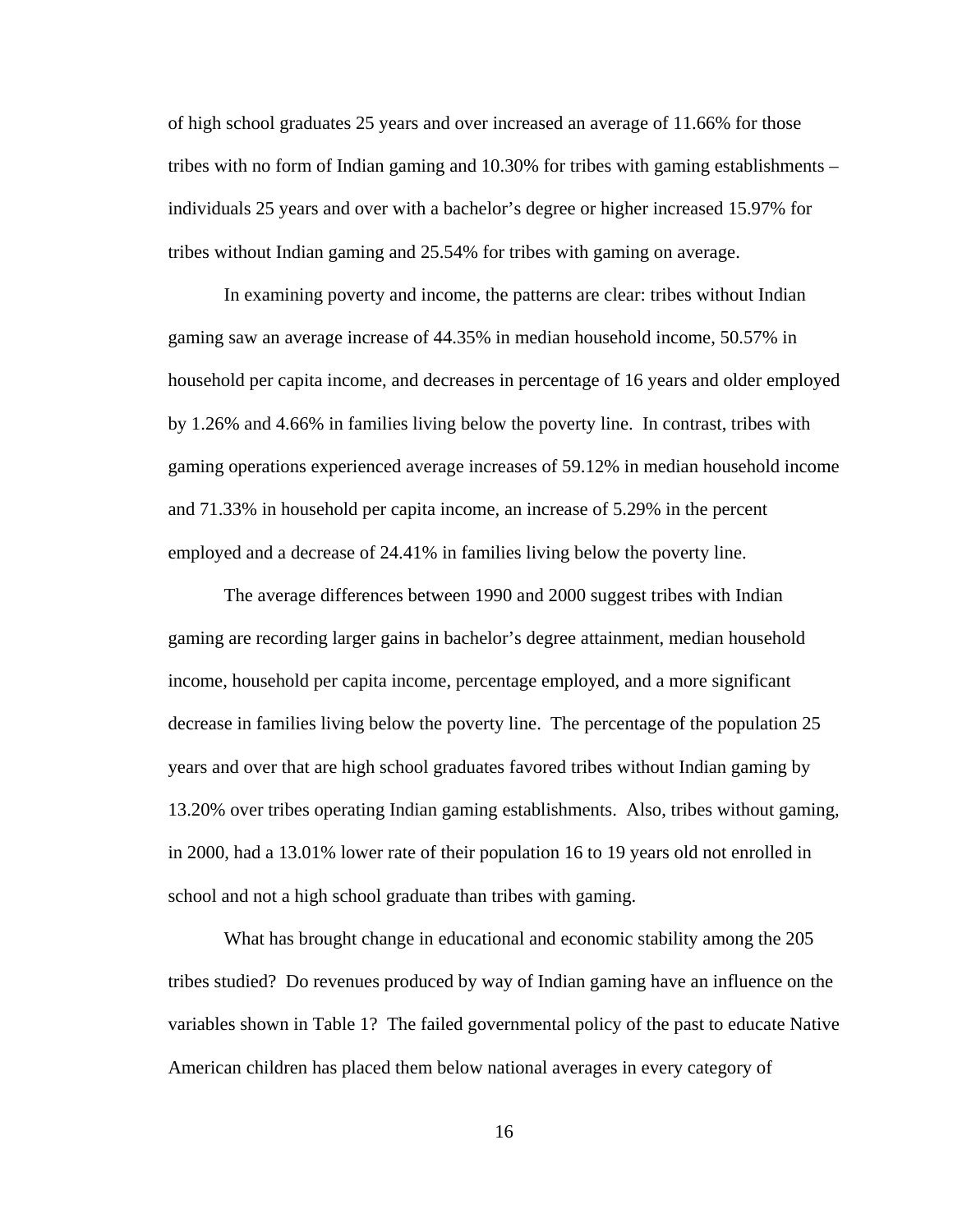of high school graduates 25 years and over increased an average of 11.66% for those tribes with no form of Indian gaming and 10.30% for tribes with gaming establishments – individuals 25 years and over with a bachelor's degree or higher increased 15.97% for tribes without Indian gaming and 25.54% for tribes with gaming on average.

In examining poverty and income, the patterns are clear: tribes without Indian gaming saw an average increase of 44.35% in median household income, 50.57% in household per capita income, and decreases in percentage of 16 years and older employed by 1.26% and 4.66% in families living below the poverty line. In contrast, tribes with gaming operations experienced average increases of 59.12% in median household income and 71.33% in household per capita income, an increase of 5.29% in the percent employed and a decrease of 24.41% in families living below the poverty line.

The average differences between 1990 and 2000 suggest tribes with Indian gaming are recording larger gains in bachelor's degree attainment, median household income, household per capita income, percentage employed, and a more significant decrease in families living below the poverty line. The percentage of the population 25 years and over that are high school graduates favored tribes without Indian gaming by 13.20% over tribes operating Indian gaming establishments. Also, tribes without gaming, in 2000, had a 13.01% lower rate of their population 16 to 19 years old not enrolled in school and not a high school graduate than tribes with gaming.

What has brought change in educational and economic stability among the 205 tribes studied? Do revenues produced by way of Indian gaming have an influence on the variables shown in Table 1? The failed governmental policy of the past to educate Native American children has placed them below national averages in every category of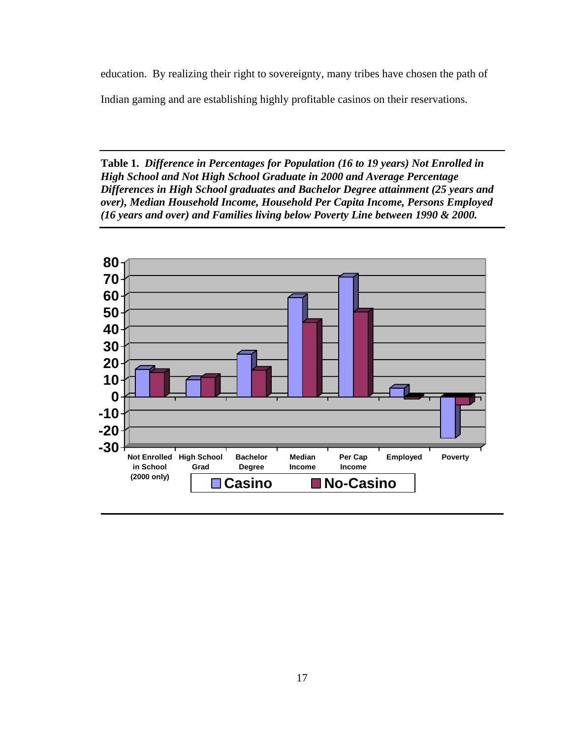education. By realizing their right to sovereignty, many tribes have chosen the path of Indian gaming and are establishing highly profitable casinos on their reservations.

**Table 1.** ***Difference in Percentages for Population (16 to 19 years) Not Enrolled in High School and Not High School Graduate in 2000 and Average Percentage Differences in High School graduates and Bachelor Degree attainment (25 years and over), Median Household Income, Household Per Capita Income, Persons Employed (16 years and over) and Families living below Poverty Line between 1990 & 2000.***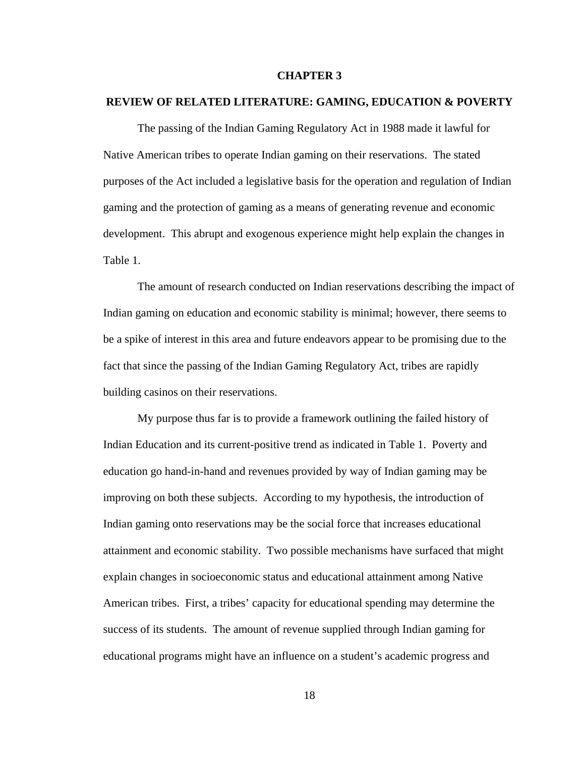# CHAPTER 3

## REVIEW OF RELATED LITERATURE: GAMING, EDUCATION & POVERTY

The passing of the Indian Gaming Regulatory Act in 1988 made it lawful for Native American tribes to operate Indian gaming on their reservations. The stated purposes of the Act included a legislative basis for the operation and regulation of Indian gaming and the protection of gaming as a means of generating revenue and economic development. This abrupt and exogenous experience might help explain the changes in Table 1.

The amount of research conducted on Indian reservations describing the impact of Indian gaming on education and economic stability is minimal; however, there seems to be a spike of interest in this area and future endeavors appear to be promising due to the fact that since the passing of the Indian Gaming Regulatory Act, tribes are rapidly building casinos on their reservations.

My purpose thus far is to provide a framework outlining the failed history of Indian Education and its current-positive trend as indicated in Table 1. Poverty and education go hand-in-hand and revenues provided by way of Indian gaming may be improving on both these subjects. According to my hypothesis, the introduction of Indian gaming onto reservations may be the social force that increases educational attainment and economic stability. Two possible mechanisms have surfaced that might explain changes in socioeconomic status and educational attainment among Native American tribes. First, a tribes' capacity for educational spending may determine the success of its students. The amount of revenue supplied through Indian gaming for educational programs might have an influence on a student's academic progress and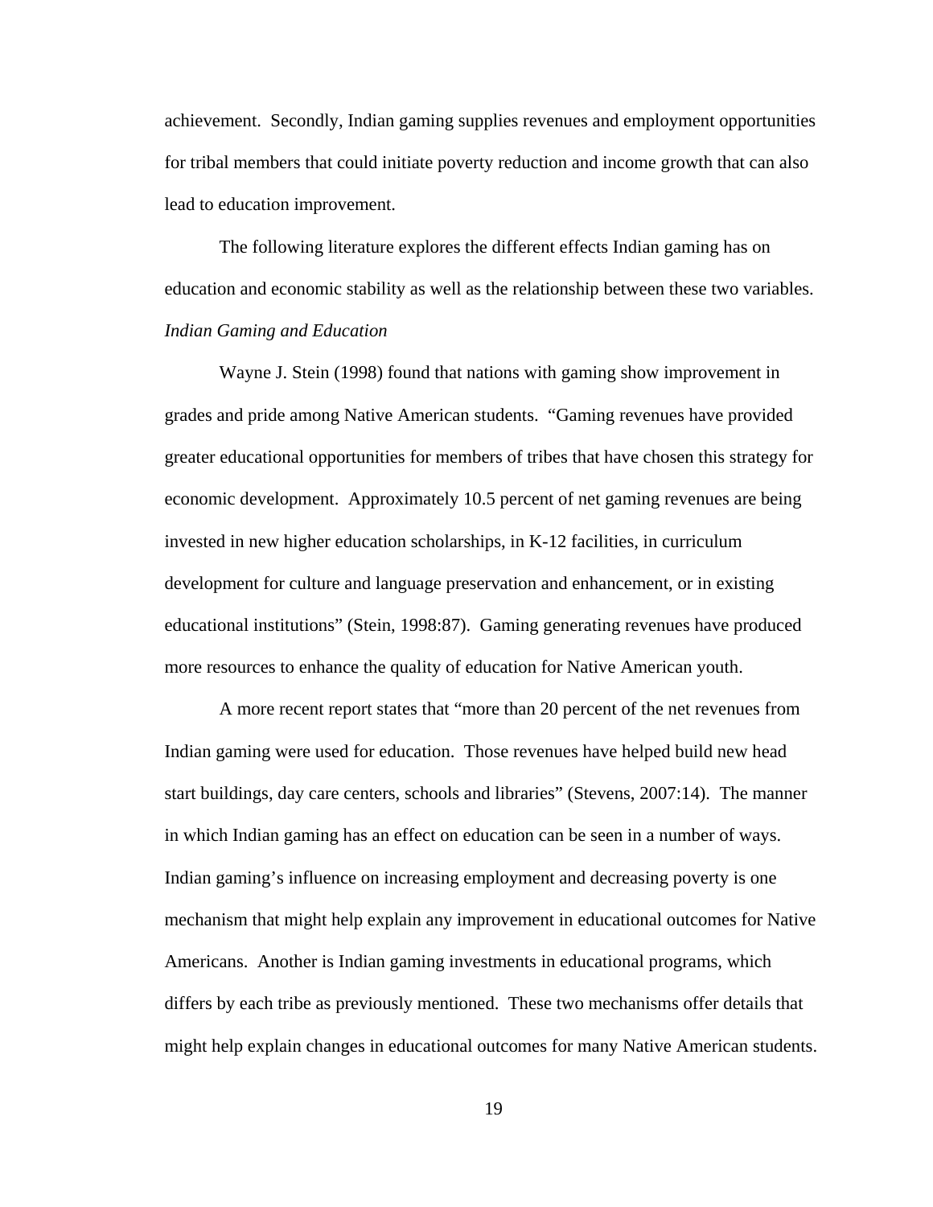achievement. Secondly, Indian gaming supplies revenues and employment opportunities for tribal members that could initiate poverty reduction and income growth that can also lead to education improvement.

The following literature explores the different effects Indian gaming has on education and economic stability as well as the relationship between these two variables.

*Indian Gaming and Education*

Wayne J. Stein (1998) found that nations with gaming show improvement in grades and pride among Native American students. “Gaming revenues have provided greater educational opportunities for members of tribes that have chosen this strategy for economic development. Approximately 10.5 percent of net gaming revenues are being invested in new higher education scholarships, in K-12 facilities, in curriculum development for culture and language preservation and enhancement, or in existing educational institutions” (Stein, 1998:87). Gaming generating revenues have produced more resources to enhance the quality of education for Native American youth.

A more recent report states that “more than 20 percent of the net revenues from Indian gaming were used for education. Those revenues have helped build new head start buildings, day care centers, schools and libraries” (Stevens, 2007:14). The manner in which Indian gaming has an effect on education can be seen in a number of ways. Indian gaming’s influence on increasing employment and decreasing poverty is one mechanism that might help explain any improvement in educational outcomes for Native Americans. Another is Indian gaming investments in educational programs, which differs by each tribe as previously mentioned. These two mechanisms offer details that might help explain changes in educational outcomes for many Native American students.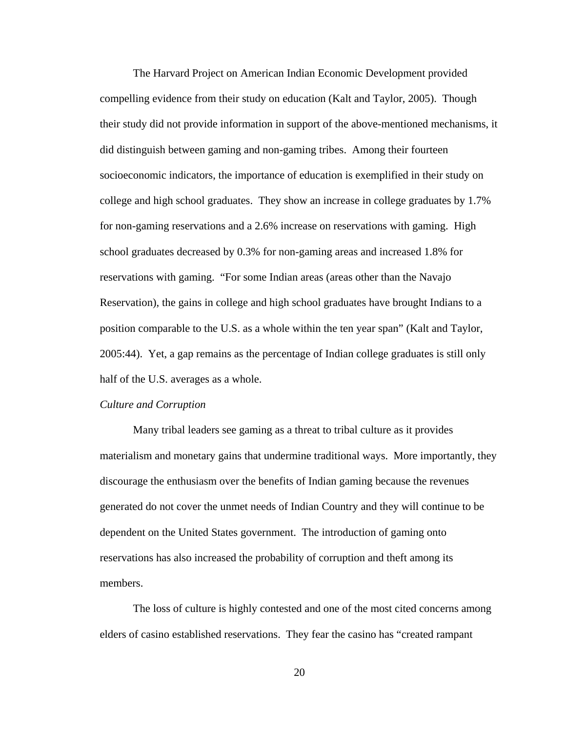The Harvard Project on American Indian Economic Development provided compelling evidence from their study on education (Kalt and Taylor, 2005). Though their study did not provide information in support of the above-mentioned mechanisms, it did distinguish between gaming and non-gaming tribes. Among their fourteen socioeconomic indicators, the importance of education is exemplified in their study on college and high school graduates. They show an increase in college graduates by 1.7% for non-gaming reservations and a 2.6% increase on reservations with gaming. High school graduates decreased by 0.3% for non-gaming areas and increased 1.8% for reservations with gaming. "For some Indian areas (areas other than the Navajo Reservation), the gains in college and high school graduates have brought Indians to a position comparable to the U.S. as a whole within the ten year span" (Kalt and Taylor, 2005:44). Yet, a gap remains as the percentage of Indian college graduates is still only half of the U.S. averages as a whole.

*Culture and Corruption*

Many tribal leaders see gaming as a threat to tribal culture as it provides materialism and monetary gains that undermine traditional ways. More importantly, they discourage the enthusiasm over the benefits of Indian gaming because the revenues generated do not cover the unmet needs of Indian Country and they will continue to be dependent on the United States government. The introduction of gaming onto reservations has also increased the probability of corruption and theft among its members.

The loss of culture is highly contested and one of the most cited concerns among elders of casino established reservations. They fear the casino has "created rampant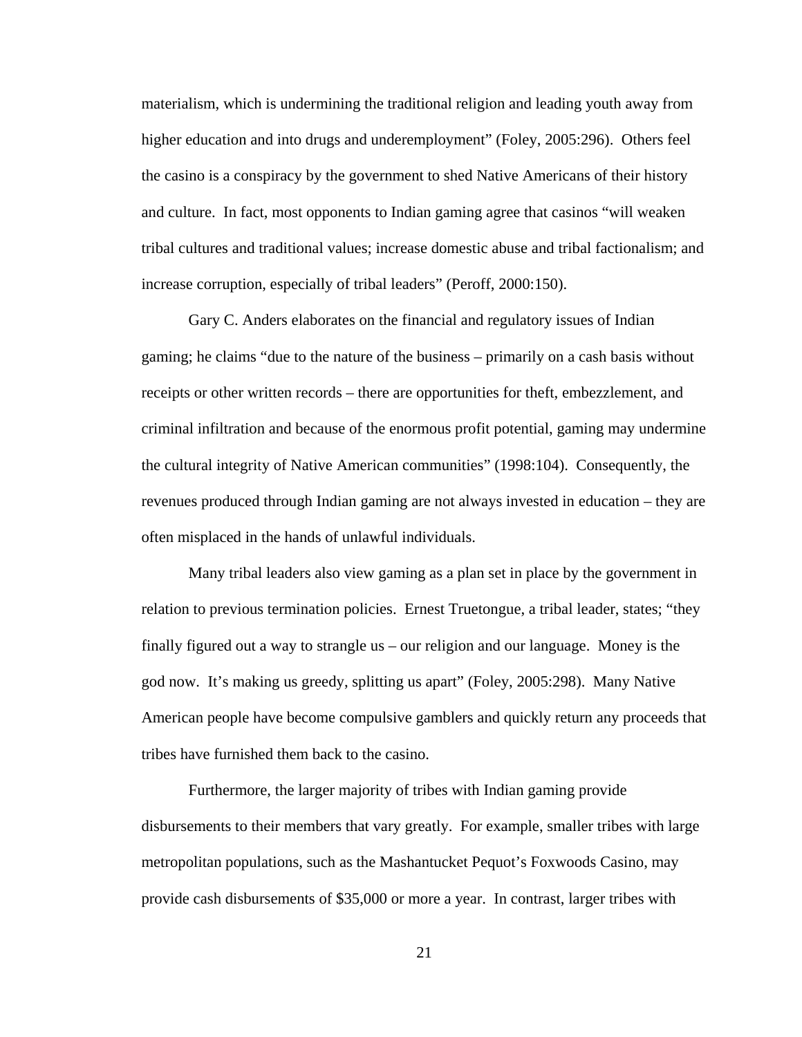materialism, which is undermining the traditional religion and leading youth away from higher education and into drugs and underemployment" (Foley, 2005:296). Others feel the casino is a conspiracy by the government to shed Native Americans of their history and culture. In fact, most opponents to Indian gaming agree that casinos "will weaken tribal cultures and traditional values; increase domestic abuse and tribal factionalism; and increase corruption, especially of tribal leaders" (Peroff, 2000:150).

Gary C. Anders elaborates on the financial and regulatory issues of Indian gaming; he claims "due to the nature of the business – primarily on a cash basis without receipts or other written records – there are opportunities for theft, embezzlement, and criminal infiltration and because of the enormous profit potential, gaming may undermine the cultural integrity of Native American communities" (1998:104). Consequently, the revenues produced through Indian gaming are not always invested in education – they are often misplaced in the hands of unlawful individuals.

Many tribal leaders also view gaming as a plan set in place by the government in relation to previous termination policies. Ernest Truetongue, a tribal leader, states; "they finally figured out a way to strangle us – our religion and our language. Money is the god now. It's making us greedy, splitting us apart" (Foley, 2005:298). Many Native American people have become compulsive gamblers and quickly return any proceeds that tribes have furnished them back to the casino.

Furthermore, the larger majority of tribes with Indian gaming provide disbursements to their members that vary greatly. For example, smaller tribes with large metropolitan populations, such as the Mashantucket Pequot's Foxwoods Casino, may provide cash disbursements of $35,000 or more a year. In contrast, larger tribes with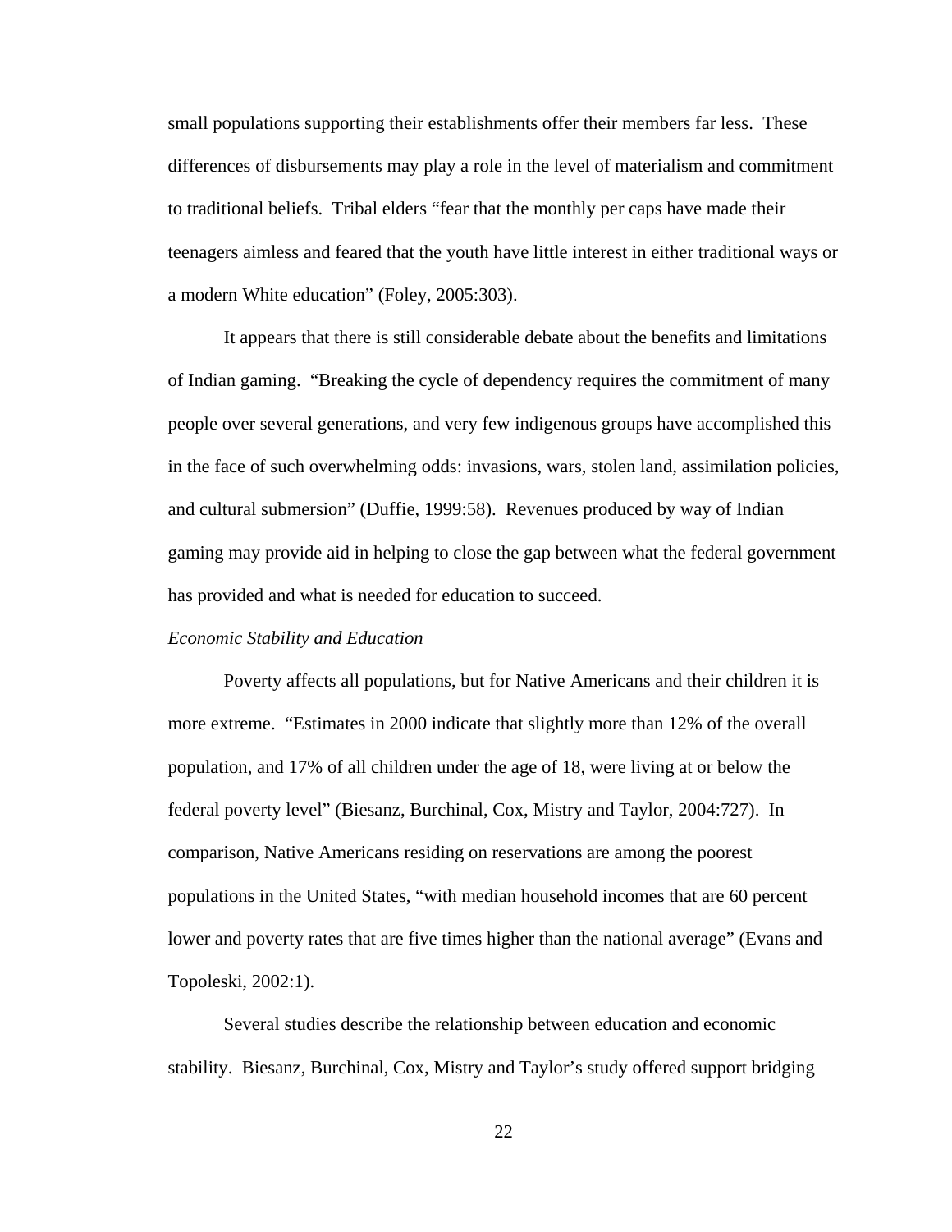small populations supporting their establishments offer their members far less. These differences of disbursements may play a role in the level of materialism and commitment to traditional beliefs. Tribal elders "fear that the monthly per caps have made their teenagers aimless and feared that the youth have little interest in either traditional ways or a modern White education" (Foley, 2005:303).

It appears that there is still considerable debate about the benefits and limitations of Indian gaming. "Breaking the cycle of dependency requires the commitment of many people over several generations, and very few indigenous groups have accomplished this in the face of such overwhelming odds: invasions, wars, stolen land, assimilation policies, and cultural submersion" (Duffie, 1999:58). Revenues produced by way of Indian gaming may provide aid in helping to close the gap between what the federal government has provided and what is needed for education to succeed.

*Economic Stability and Education*

Poverty affects all populations, but for Native Americans and their children it is more extreme. "Estimates in 2000 indicate that slightly more than 12% of the overall population, and 17% of all children under the age of 18, were living at or below the federal poverty level" (Biesanz, Burchinal, Cox, Mistry and Taylor, 2004:727). In comparison, Native Americans residing on reservations are among the poorest populations in the United States, "with median household incomes that are 60 percent lower and poverty rates that are five times higher than the national average" (Evans and Topoleski, 2002:1).

Several studies describe the relationship between education and economic stability. Biesanz, Burchinal, Cox, Mistry and Taylor's study offered support bridging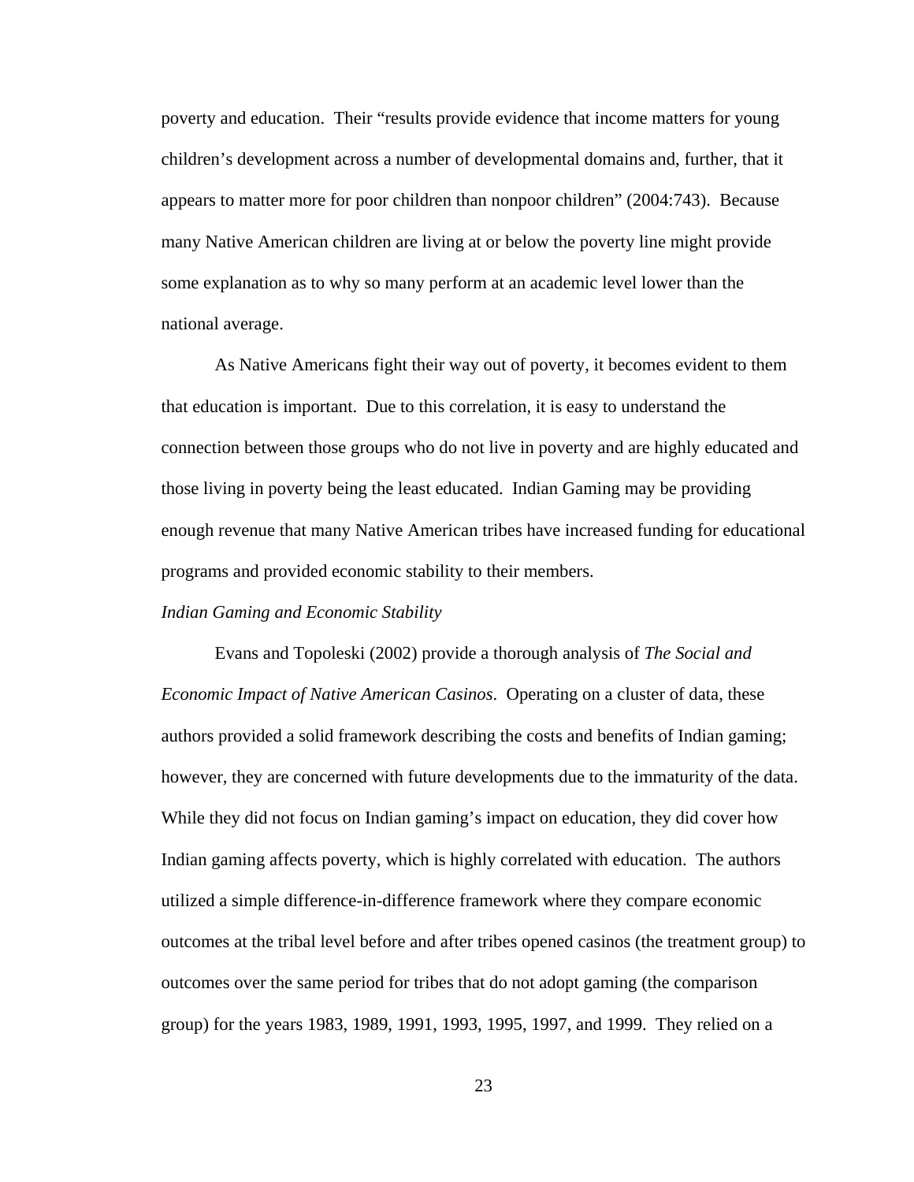poverty and education. Their "results provide evidence that income matters for young children's development across a number of developmental domains and, further, that it appears to matter more for poor children than nonpoor children" (2004:743). Because many Native American children are living at or below the poverty line might provide some explanation as to why so many perform at an academic level lower than the national average.

As Native Americans fight their way out of poverty, it becomes evident to them that education is important. Due to this correlation, it is easy to understand the connection between those groups who do not live in poverty and are highly educated and those living in poverty being the least educated. Indian Gaming may be providing enough revenue that many Native American tribes have increased funding for educational programs and provided economic stability to their members.

*Indian Gaming and Economic Stability*

Evans and Topoleski (2002) provide a thorough analysis of *The Social and Economic Impact of Native American Casinos*. Operating on a cluster of data, these authors provided a solid framework describing the costs and benefits of Indian gaming; however, they are concerned with future developments due to the immaturity of the data. While they did not focus on Indian gaming's impact on education, they did cover how Indian gaming affects poverty, which is highly correlated with education. The authors utilized a simple difference-in-difference framework where they compare economic outcomes at the tribal level before and after tribes opened casinos (the treatment group) to outcomes over the same period for tribes that do not adopt gaming (the comparison group) for the years 1983, 1989, 1991, 1993, 1995, 1997, and 1999. They relied on a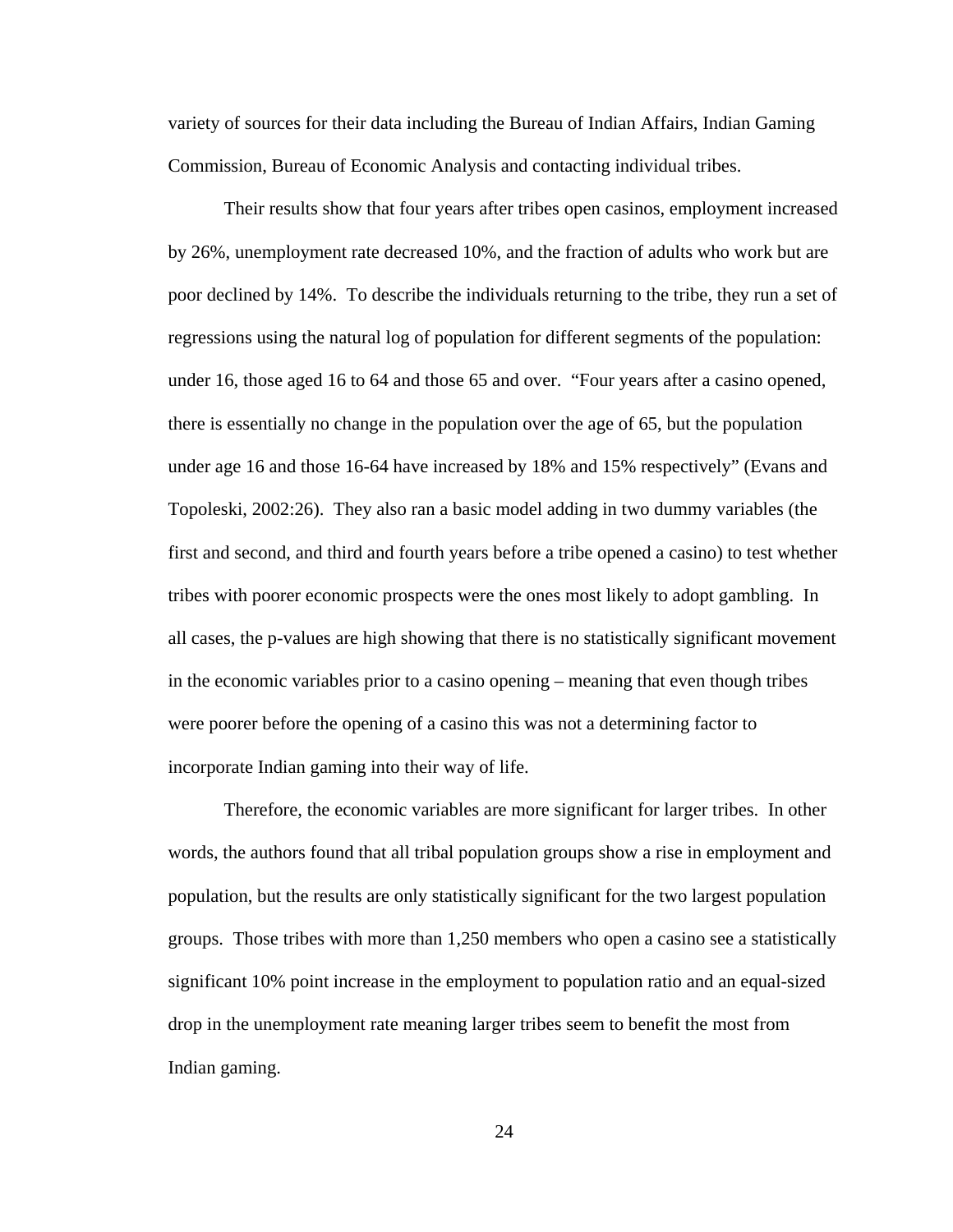variety of sources for their data including the Bureau of Indian Affairs, Indian Gaming Commission, Bureau of Economic Analysis and contacting individual tribes.

Their results show that four years after tribes open casinos, employment increased by 26%, unemployment rate decreased 10%, and the fraction of adults who work but are poor declined by 14%. To describe the individuals returning to the tribe, they run a set of regressions using the natural log of population for different segments of the population: under 16, those aged 16 to 64 and those 65 and over. "Four years after a casino opened, there is essentially no change in the population over the age of 65, but the population under age 16 and those 16-64 have increased by 18% and 15% respectively" (Evans and Topoleski, 2002:26). They also ran a basic model adding in two dummy variables (the first and second, and third and fourth years before a tribe opened a casino) to test whether tribes with poorer economic prospects were the ones most likely to adopt gambling. In all cases, the p-values are high showing that there is no statistically significant movement in the economic variables prior to a casino opening – meaning that even though tribes were poorer before the opening of a casino this was not a determining factor to incorporate Indian gaming into their way of life.

Therefore, the economic variables are more significant for larger tribes. In other words, the authors found that all tribal population groups show a rise in employment and population, but the results are only statistically significant for the two largest population groups. Those tribes with more than 1,250 members who open a casino see a statistically significant 10% point increase in the employment to population ratio and an equal-sized drop in the unemployment rate meaning larger tribes seem to benefit the most from Indian gaming.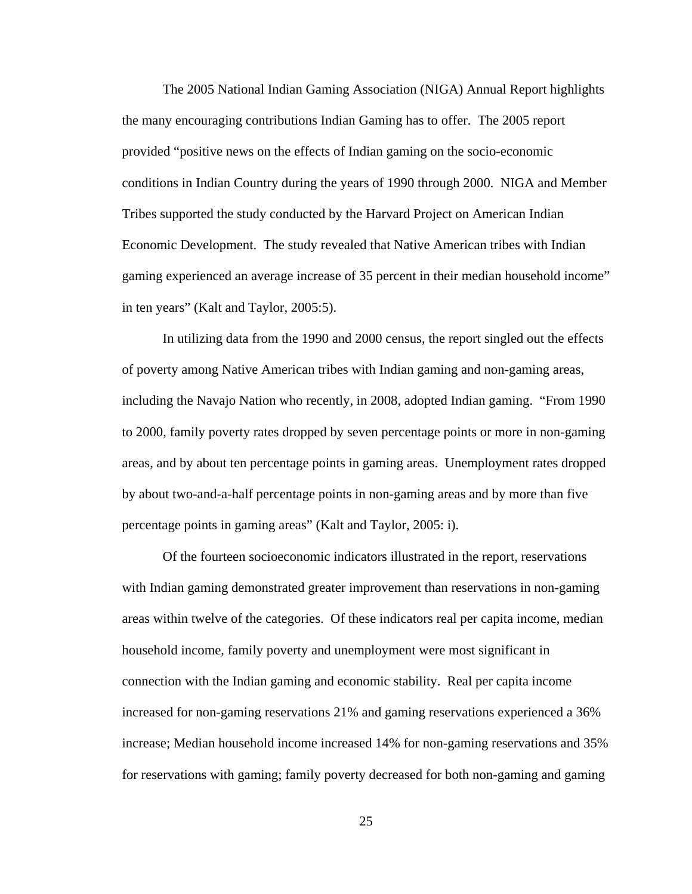The 2005 National Indian Gaming Association (NIGA) Annual Report highlights the many encouraging contributions Indian Gaming has to offer. The 2005 report provided “positive news on the effects of Indian gaming on the socio-economic conditions in Indian Country during the years of 1990 through 2000. NIGA and Member Tribes supported the study conducted by the Harvard Project on American Indian Economic Development. The study revealed that Native American tribes with Indian gaming experienced an average increase of 35 percent in their median household income” in ten years” (Kalt and Taylor, 2005:5).

In utilizing data from the 1990 and 2000 census, the report singled out the effects of poverty among Native American tribes with Indian gaming and non-gaming areas, including the Navajo Nation who recently, in 2008, adopted Indian gaming. “From 1990 to 2000, family poverty rates dropped by seven percentage points or more in non-gaming areas, and by about ten percentage points in gaming areas. Unemployment rates dropped by about two-and-a-half percentage points in non-gaming areas and by more than five percentage points in gaming areas” (Kalt and Taylor, 2005: i).

Of the fourteen socioeconomic indicators illustrated in the report, reservations with Indian gaming demonstrated greater improvement than reservations in non-gaming areas within twelve of the categories. Of these indicators real per capita income, median household income, family poverty and unemployment were most significant in connection with the Indian gaming and economic stability. Real per capita income increased for non-gaming reservations 21% and gaming reservations experienced a 36% increase; Median household income increased 14% for non-gaming reservations and 35% for reservations with gaming; family poverty decreased for both non-gaming and gaming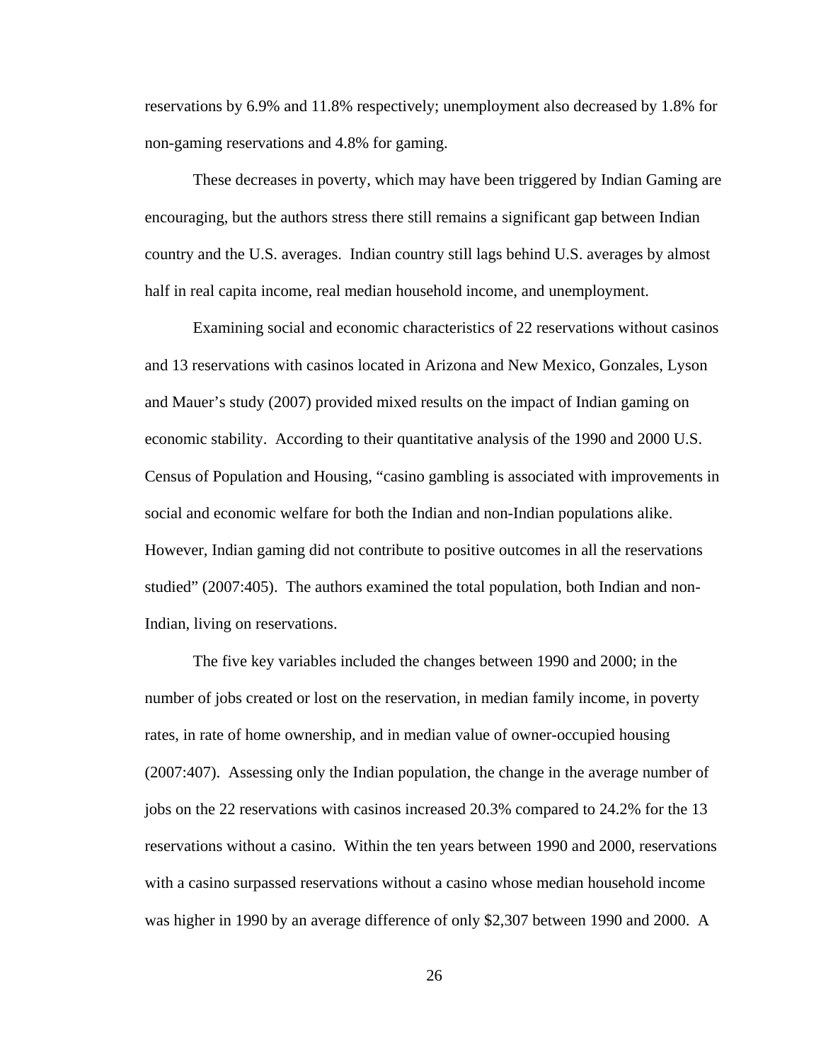reservations by 6.9% and 11.8% respectively; unemployment also decreased by 1.8% for non-gaming reservations and 4.8% for gaming.

These decreases in poverty, which may have been triggered by Indian Gaming are encouraging, but the authors stress there still remains a significant gap between Indian country and the U.S. averages. Indian country still lags behind U.S. averages by almost half in real capita income, real median household income, and unemployment.

Examining social and economic characteristics of 22 reservations without casinos and 13 reservations with casinos located in Arizona and New Mexico, Gonzales, Lyson and Mauer's study (2007) provided mixed results on the impact of Indian gaming on economic stability. According to their quantitative analysis of the 1990 and 2000 U.S. Census of Population and Housing, "casino gambling is associated with improvements in social and economic welfare for both the Indian and non-Indian populations alike. However, Indian gaming did not contribute to positive outcomes in all the reservations studied" (2007:405). The authors examined the total population, both Indian and non-Indian, living on reservations.

The five key variables included the changes between 1990 and 2000; in the number of jobs created or lost on the reservation, in median family income, in poverty rates, in rate of home ownership, and in median value of owner-occupied housing (2007:407). Assessing only the Indian population, the change in the average number of jobs on the 22 reservations with casinos increased 20.3% compared to 24.2% for the 13 reservations without a casino. Within the ten years between 1990 and 2000, reservations with a casino surpassed reservations without a casino whose median household income was higher in 1990 by an average difference of only $2,307 between 1990 and 2000. A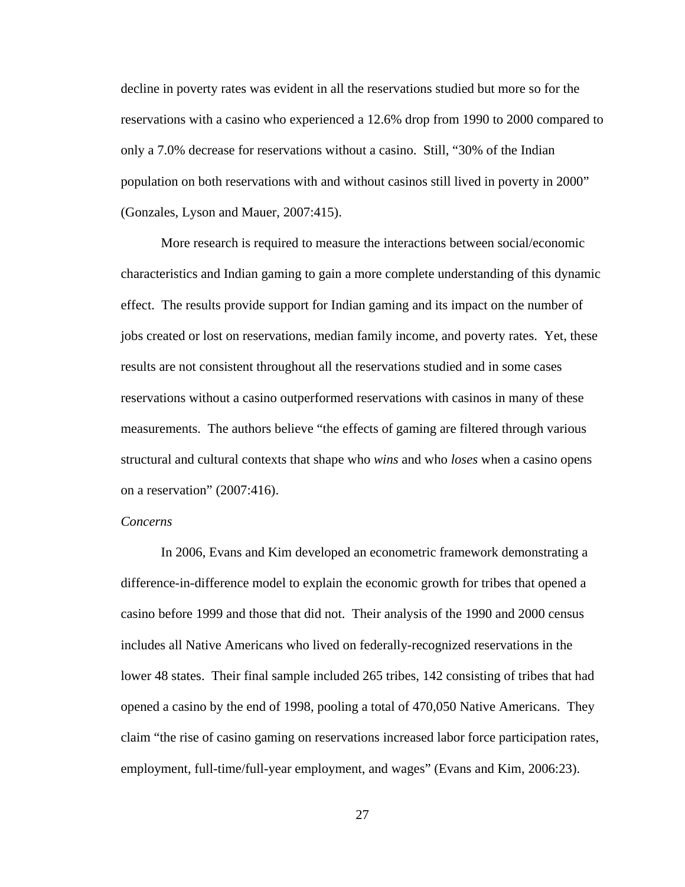decline in poverty rates was evident in all the reservations studied but more so for the reservations with a casino who experienced a 12.6% drop from 1990 to 2000 compared to only a 7.0% decrease for reservations without a casino. Still, "30% of the Indian population on both reservations with and without casinos still lived in poverty in 2000" (Gonzales, Lyson and Mauer, 2007:415).

More research is required to measure the interactions between social/economic characteristics and Indian gaming to gain a more complete understanding of this dynamic effect. The results provide support for Indian gaming and its impact on the number of jobs created or lost on reservations, median family income, and poverty rates. Yet, these results are not consistent throughout all the reservations studied and in some cases reservations without a casino outperformed reservations with casinos in many of these measurements. The authors believe "the effects of gaming are filtered through various structural and cultural contexts that shape who *wins* and who *loses* when a casino opens on a reservation" (2007:416).

*Concerns*

In 2006, Evans and Kim developed an econometric framework demonstrating a difference-in-difference model to explain the economic growth for tribes that opened a casino before 1999 and those that did not. Their analysis of the 1990 and 2000 census includes all Native Americans who lived on federally-recognized reservations in the lower 48 states. Their final sample included 265 tribes, 142 consisting of tribes that had opened a casino by the end of 1998, pooling a total of 470,050 Native Americans. They claim "the rise of casino gaming on reservations increased labor force participation rates, employment, full-time/full-year employment, and wages" (Evans and Kim, 2006:23).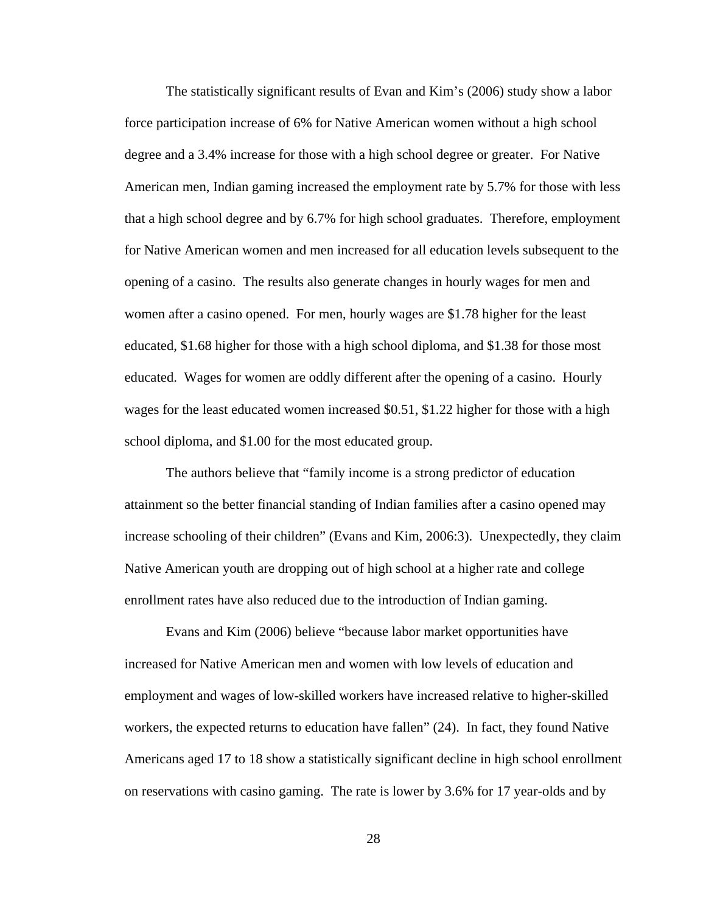The statistically significant results of Evan and Kim's (2006) study show a labor force participation increase of 6% for Native American women without a high school degree and a 3.4% increase for those with a high school degree or greater. For Native American men, Indian gaming increased the employment rate by 5.7% for those with less that a high school degree and by 6.7% for high school graduates. Therefore, employment for Native American women and men increased for all education levels subsequent to the opening of a casino. The results also generate changes in hourly wages for men and women after a casino opened. For men, hourly wages are $1.78 higher for the least educated, $1.68 higher for those with a high school diploma, and $1.38 for those most educated. Wages for women are oddly different after the opening of a casino. Hourly wages for the least educated women increased $0.51, $1.22 higher for those with a high school diploma, and $1.00 for the most educated group.

The authors believe that "family income is a strong predictor of education attainment so the better financial standing of Indian families after a casino opened may increase schooling of their children" (Evans and Kim, 2006:3). Unexpectedly, they claim Native American youth are dropping out of high school at a higher rate and college enrollment rates have also reduced due to the introduction of Indian gaming.

Evans and Kim (2006) believe "because labor market opportunities have increased for Native American men and women with low levels of education and employment and wages of low-skilled workers have increased relative to higher-skilled workers, the expected returns to education have fallen" (24). In fact, they found Native Americans aged 17 to 18 show a statistically significant decline in high school enrollment on reservations with casino gaming. The rate is lower by 3.6% for 17 year-olds and by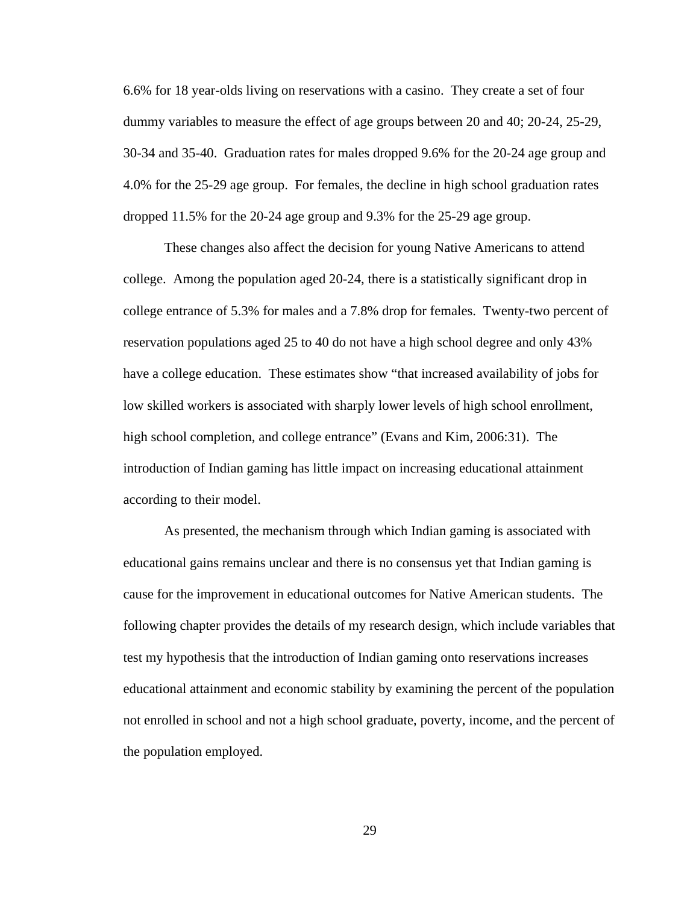6.6% for 18 year-olds living on reservations with a casino. They create a set of four dummy variables to measure the effect of age groups between 20 and 40; 20-24, 25-29, 30-34 and 35-40. Graduation rates for males dropped 9.6% for the 20-24 age group and 4.0% for the 25-29 age group. For females, the decline in high school graduation rates dropped 11.5% for the 20-24 age group and 9.3% for the 25-29 age group.

These changes also affect the decision for young Native Americans to attend college. Among the population aged 20-24, there is a statistically significant drop in college entrance of 5.3% for males and a 7.8% drop for females. Twenty-two percent of reservation populations aged 25 to 40 do not have a high school degree and only 43% have a college education. These estimates show "that increased availability of jobs for low skilled workers is associated with sharply lower levels of high school enrollment, high school completion, and college entrance" (Evans and Kim, 2006:31). The introduction of Indian gaming has little impact on increasing educational attainment according to their model.

As presented, the mechanism through which Indian gaming is associated with educational gains remains unclear and there is no consensus yet that Indian gaming is cause for the improvement in educational outcomes for Native American students. The following chapter provides the details of my research design, which include variables that test my hypothesis that the introduction of Indian gaming onto reservations increases educational attainment and economic stability by examining the percent of the population not enrolled in school and not a high school graduate, poverty, income, and the percent of the population employed.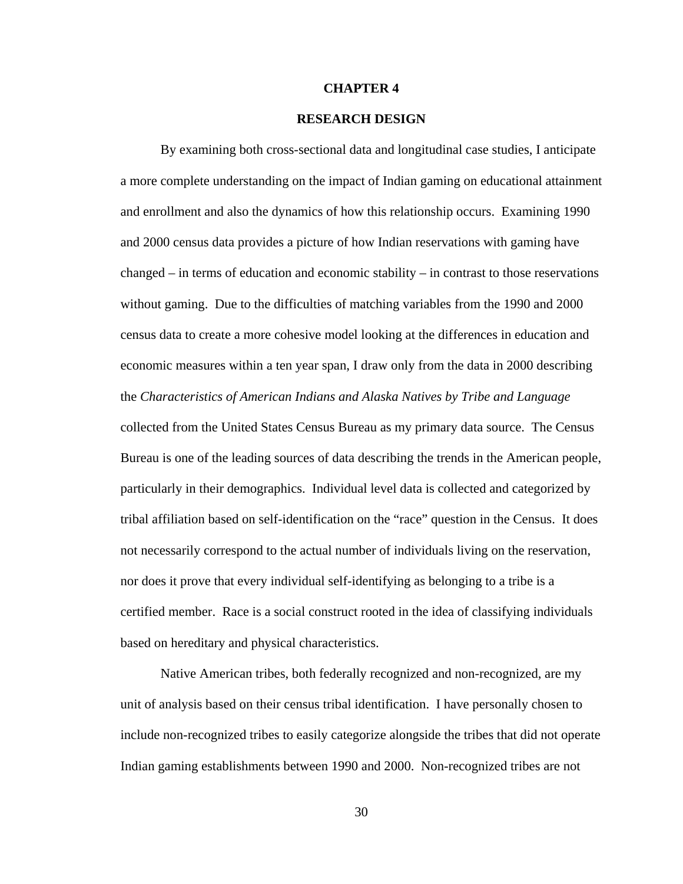# CHAPTER 4

## RESEARCH DESIGN

By examining both cross-sectional data and longitudinal case studies, I anticipate a more complete understanding on the impact of Indian gaming on educational attainment and enrollment and also the dynamics of how this relationship occurs. Examining 1990 and 2000 census data provides a picture of how Indian reservations with gaming have changed – in terms of education and economic stability – in contrast to those reservations without gaming. Due to the difficulties of matching variables from the 1990 and 2000 census data to create a more cohesive model looking at the differences in education and economic measures within a ten year span, I draw only from the data in 2000 describing the *Characteristics of American Indians and Alaska Natives by Tribe and Language* collected from the United States Census Bureau as my primary data source. The Census Bureau is one of the leading sources of data describing the trends in the American people, particularly in their demographics. Individual level data is collected and categorized by tribal affiliation based on self-identification on the "race" question in the Census. It does not necessarily correspond to the actual number of individuals living on the reservation, nor does it prove that every individual self-identifying as belonging to a tribe is a certified member. Race is a social construct rooted in the idea of classifying individuals based on hereditary and physical characteristics.

Native American tribes, both federally recognized and non-recognized, are my unit of analysis based on their census tribal identification. I have personally chosen to include non-recognized tribes to easily categorize alongside the tribes that did not operate Indian gaming establishments between 1990 and 2000. Non-recognized tribes are not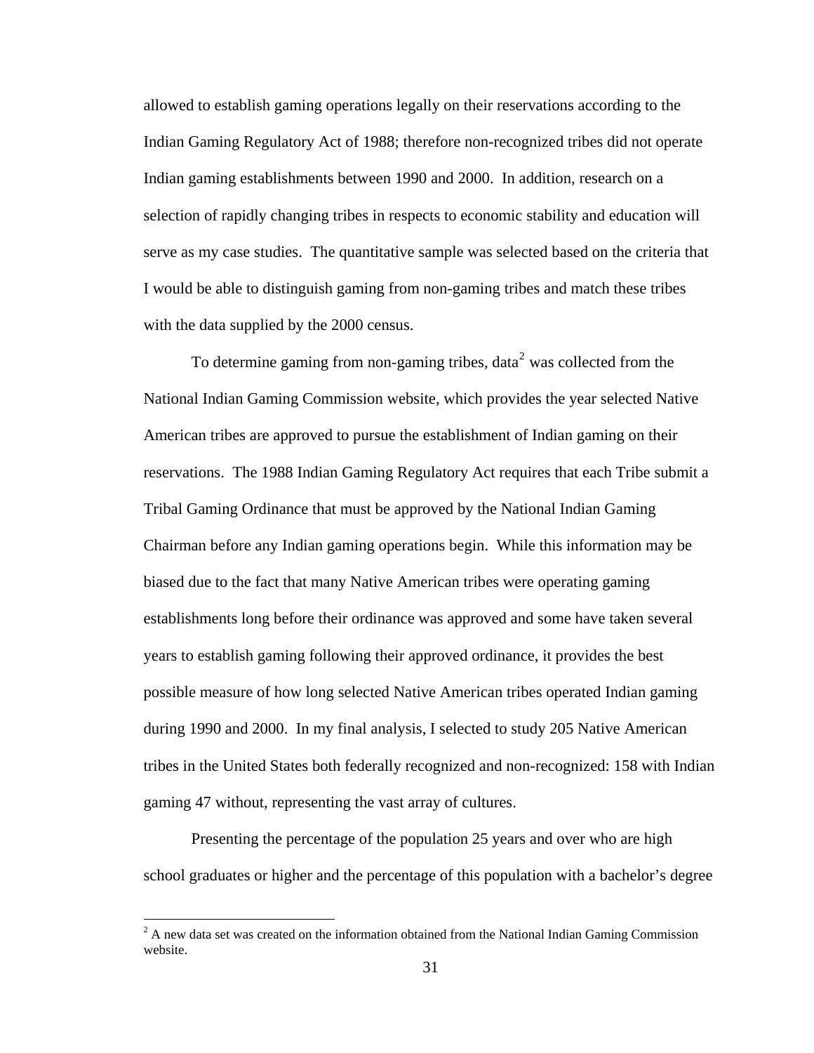allowed to establish gaming operations legally on their reservations according to the Indian Gaming Regulatory Act of 1988; therefore non-recognized tribes did not operate Indian gaming establishments between 1990 and 2000. In addition, research on a selection of rapidly changing tribes in respects to economic stability and education will serve as my case studies. The quantitative sample was selected based on the criteria that I would be able to distinguish gaming from non-gaming tribes and match these tribes with the data supplied by the 2000 census.

To determine gaming from non-gaming tribes, data[2] was collected from the National Indian Gaming Commission website, which provides the year selected Native American tribes are approved to pursue the establishment of Indian gaming on their reservations. The 1988 Indian Gaming Regulatory Act requires that each Tribe submit a Tribal Gaming Ordinance that must be approved by the National Indian Gaming Chairman before any Indian gaming operations begin. While this information may be biased due to the fact that many Native American tribes were operating gaming establishments long before their ordinance was approved and some have taken several years to establish gaming following their approved ordinance, it provides the best possible measure of how long selected Native American tribes operated Indian gaming during 1990 and 2000. In my final analysis, I selected to study 205 Native American tribes in the United States both federally recognized and non-recognized: 158 with Indian gaming 47 without, representing the vast array of cultures.

Presenting the percentage of the population 25 years and over who are high school graduates or higher and the percentage of this population with a bachelor's degree

[2] A new data set was created on the information obtained from the National Indian Gaming Commission website.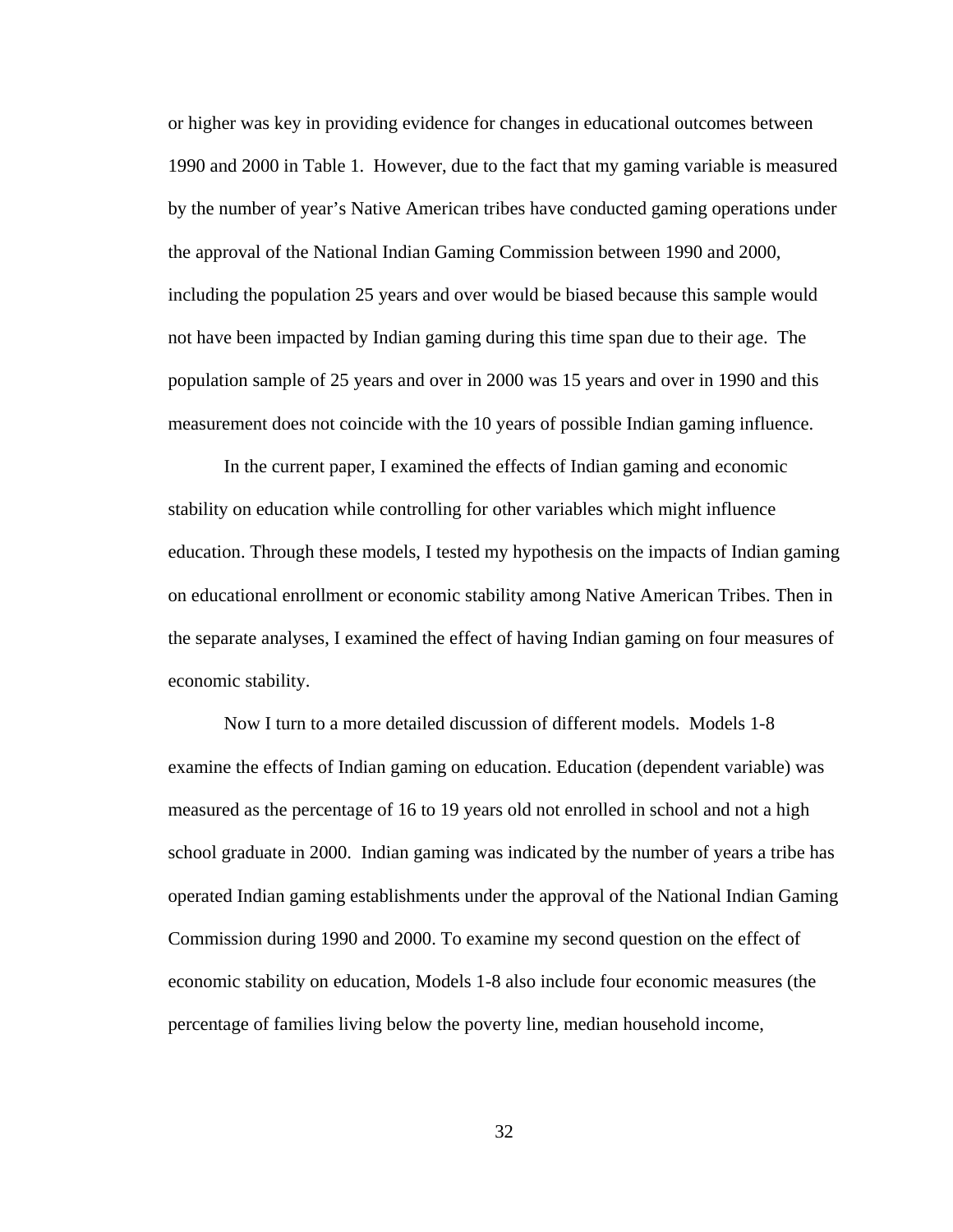or higher was key in providing evidence for changes in educational outcomes between 1990 and 2000 in Table 1. However, due to the fact that my gaming variable is measured by the number of year's Native American tribes have conducted gaming operations under the approval of the National Indian Gaming Commission between 1990 and 2000, including the population 25 years and over would be biased because this sample would not have been impacted by Indian gaming during this time span due to their age. The population sample of 25 years and over in 2000 was 15 years and over in 1990 and this measurement does not coincide with the 10 years of possible Indian gaming influence.

In the current paper, I examined the effects of Indian gaming and economic stability on education while controlling for other variables which might influence education. Through these models, I tested my hypothesis on the impacts of Indian gaming on educational enrollment or economic stability among Native American Tribes. Then in the separate analyses, I examined the effect of having Indian gaming on four measures of economic stability.

Now I turn to a more detailed discussion of different models. Models 1-8 examine the effects of Indian gaming on education. Education (dependent variable) was measured as the percentage of 16 to 19 years old not enrolled in school and not a high school graduate in 2000. Indian gaming was indicated by the number of years a tribe has operated Indian gaming establishments under the approval of the National Indian Gaming Commission during 1990 and 2000. To examine my second question on the effect of economic stability on education, Models 1-8 also include four economic measures (the percentage of families living below the poverty line, median household income,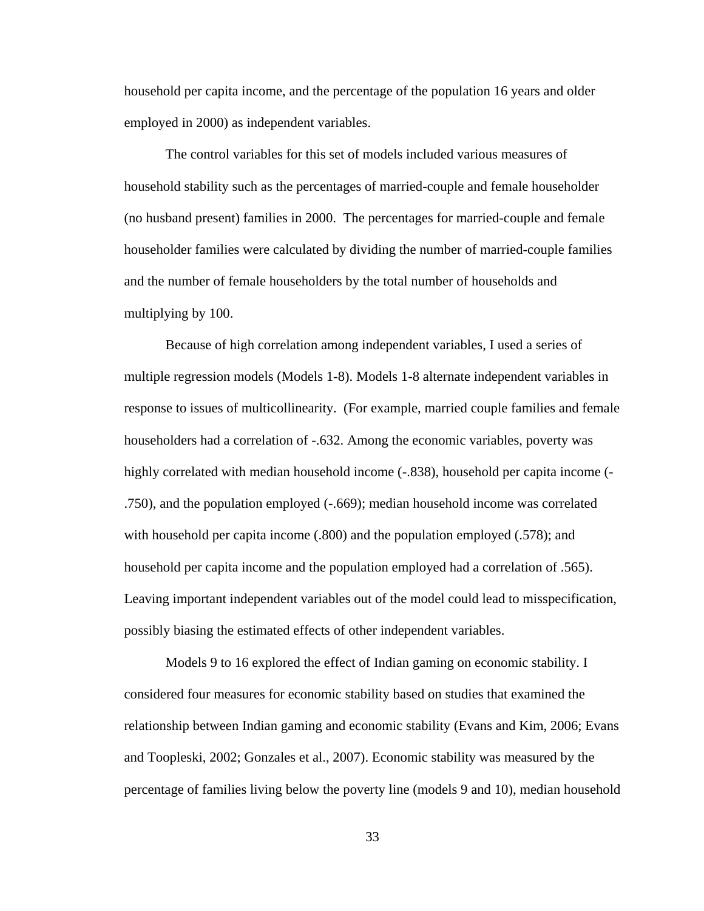household per capita income, and the percentage of the population 16 years and older employed in 2000) as independent variables.

The control variables for this set of models included various measures of household stability such as the percentages of married-couple and female householder (no husband present) families in 2000. The percentages for married-couple and female householder families were calculated by dividing the number of married-couple families and the number of female householders by the total number of households and multiplying by 100.

Because of high correlation among independent variables, I used a series of multiple regression models (Models 1-8). Models 1-8 alternate independent variables in response to issues of multicollinearity. (For example, married couple families and female householders had a correlation of -.632. Among the economic variables, poverty was highly correlated with median household income (-.838), household per capita income (-.750), and the population employed (-.669); median household income was correlated with household per capita income (.800) and the population employed (.578); and household per capita income and the population employed had a correlation of .565). Leaving important independent variables out of the model could lead to misspecification, possibly biasing the estimated effects of other independent variables.

Models 9 to 16 explored the effect of Indian gaming on economic stability. I considered four measures for economic stability based on studies that examined the relationship between Indian gaming and economic stability (Evans and Kim, 2006; Evans and Toopleski, 2002; Gonzales et al., 2007). Economic stability was measured by the percentage of families living below the poverty line (models 9 and 10), median household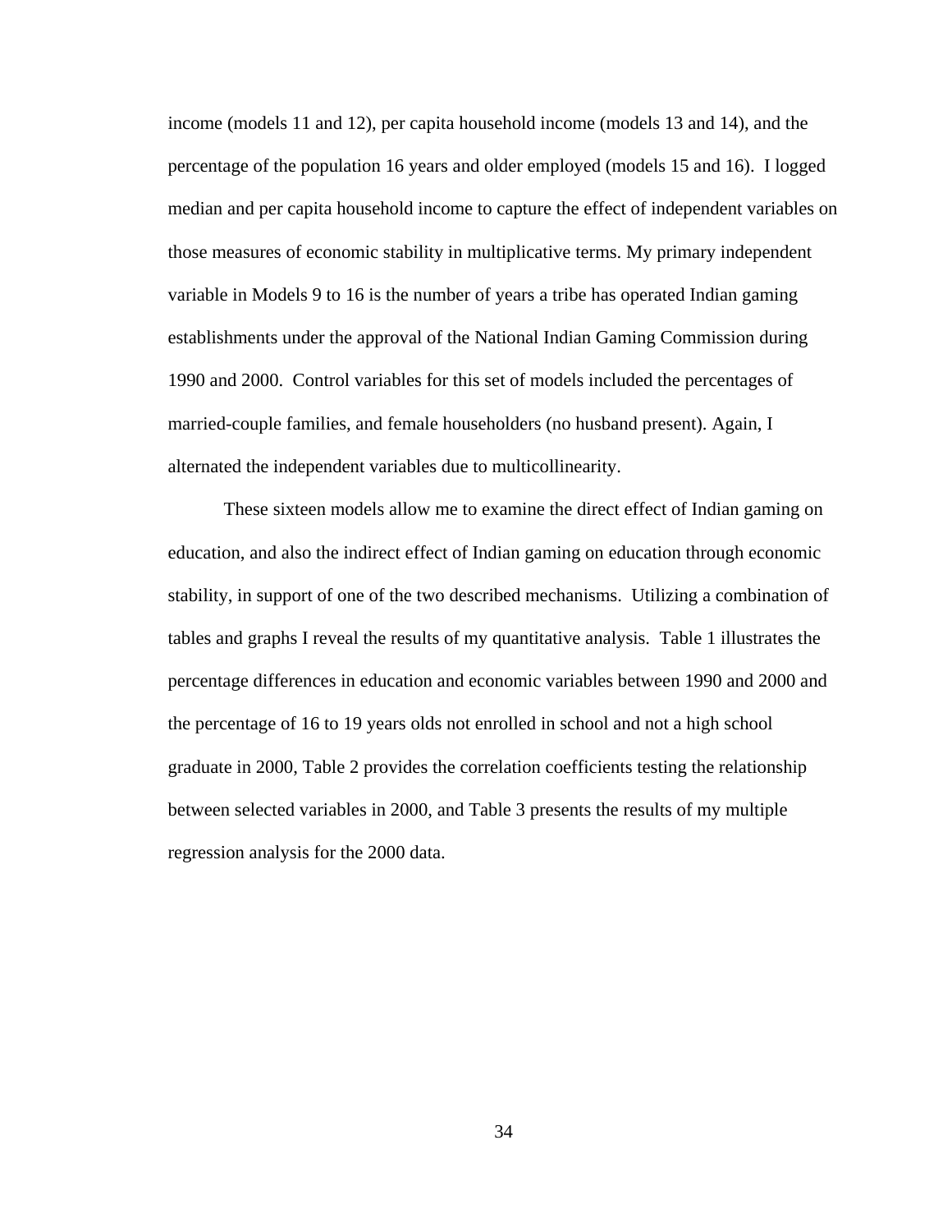income (models 11 and 12), per capita household income (models 13 and 14), and the percentage of the population 16 years and older employed (models 15 and 16). I logged median and per capita household income to capture the effect of independent variables on those measures of economic stability in multiplicative terms. My primary independent variable in Models 9 to 16 is the number of years a tribe has operated Indian gaming establishments under the approval of the National Indian Gaming Commission during 1990 and 2000. Control variables for this set of models included the percentages of married-couple families, and female householders (no husband present). Again, I alternated the independent variables due to multicollinearity.

These sixteen models allow me to examine the direct effect of Indian gaming on education, and also the indirect effect of Indian gaming on education through economic stability, in support of one of the two described mechanisms. Utilizing a combination of tables and graphs I reveal the results of my quantitative analysis. Table 1 illustrates the percentage differences in education and economic variables between 1990 and 2000 and the percentage of 16 to 19 years olds not enrolled in school and not a high school graduate in 2000, Table 2 provides the correlation coefficients testing the relationship between selected variables in 2000, and Table 3 presents the results of my multiple regression analysis for the 2000 data.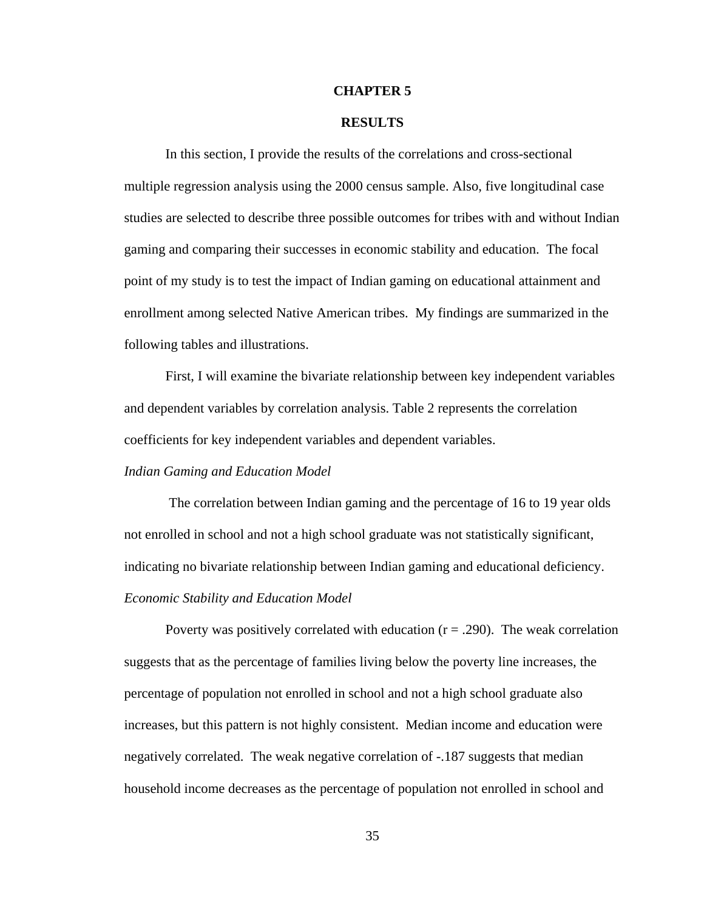# CHAPTER 5

## RESULTS

In this section, I provide the results of the correlations and cross-sectional multiple regression analysis using the 2000 census sample. Also, five longitudinal case studies are selected to describe three possible outcomes for tribes with and without Indian gaming and comparing their successes in economic stability and education. The focal point of my study is to test the impact of Indian gaming on educational attainment and enrollment among selected Native American tribes. My findings are summarized in the following tables and illustrations.

First, I will examine the bivariate relationship between key independent variables and dependent variables by correlation analysis. Table 2 represents the correlation coefficients for key independent variables and dependent variables.

*Indian Gaming and Education Model*

The correlation between Indian gaming and the percentage of 16 to 19 year olds not enrolled in school and not a high school graduate was not statistically significant, indicating no bivariate relationship between Indian gaming and educational deficiency.

*Economic Stability and Education Model*

Poverty was positively correlated with education (r = .290). The weak correlation suggests that as the percentage of families living below the poverty line increases, the percentage of population not enrolled in school and not a high school graduate also increases, but this pattern is not highly consistent. Median income and education were negatively correlated. The weak negative correlation of -.187 suggests that median household income decreases as the percentage of population not enrolled in school and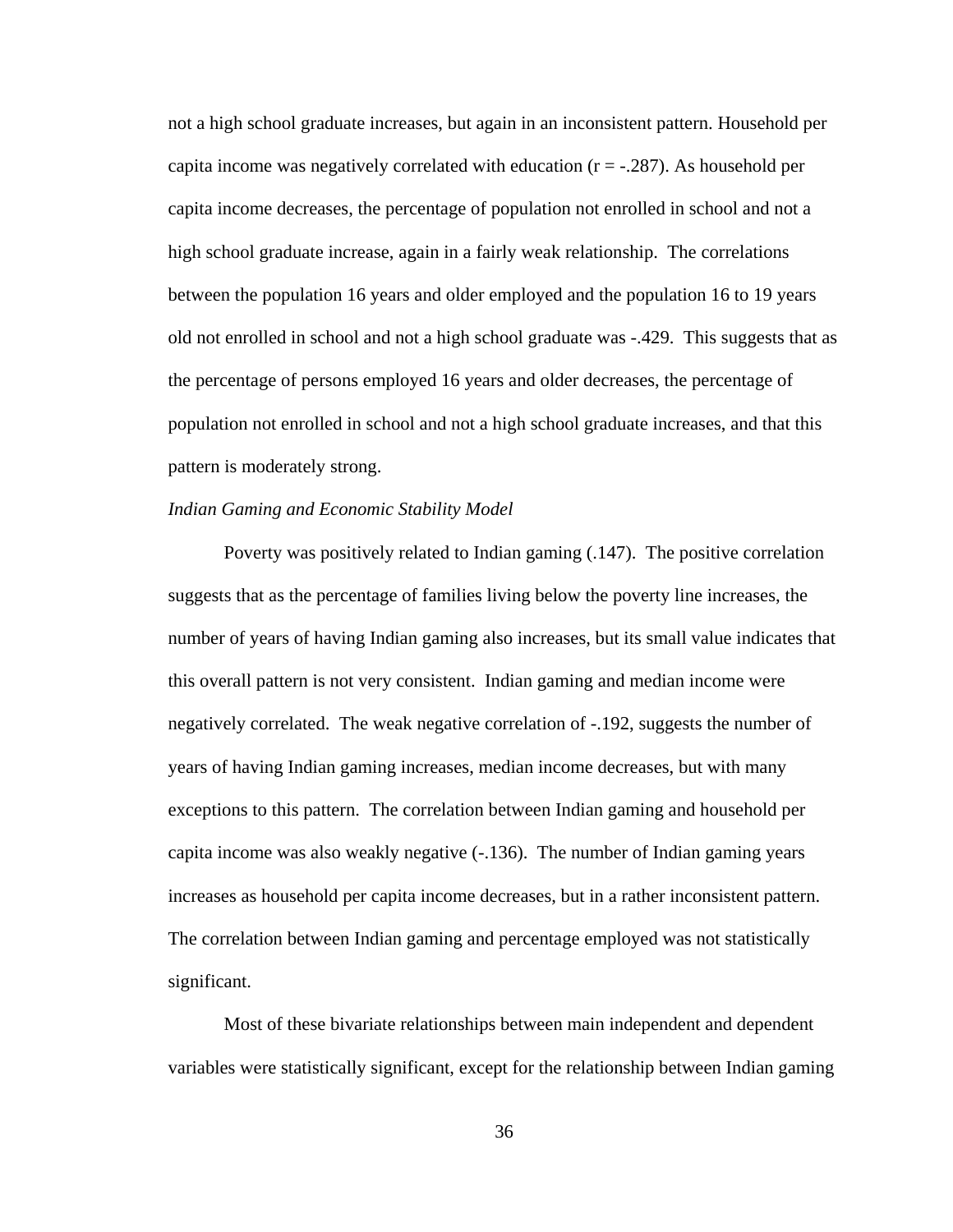not a high school graduate increases, but again in an inconsistent pattern. Household per capita income was negatively correlated with education ($r = -.287$). As household per capita income decreases, the percentage of population not enrolled in school and not a high school graduate increase, again in a fairly weak relationship. The correlations between the population 16 years and older employed and the population 16 to 19 years old not enrolled in school and not a high school graduate was -.429. This suggests that as the percentage of persons employed 16 years and older decreases, the percentage of population not enrolled in school and not a high school graduate increases, and that this pattern is moderately strong.

*Indian Gaming and Economic Stability Model*

Poverty was positively related to Indian gaming (.147). The positive correlation suggests that as the percentage of families living below the poverty line increases, the number of years of having Indian gaming also increases, but its small value indicates that this overall pattern is not very consistent. Indian gaming and median income were negatively correlated. The weak negative correlation of -.192, suggests the number of years of having Indian gaming increases, median income decreases, but with many exceptions to this pattern. The correlation between Indian gaming and household per capita income was also weakly negative (-.136). The number of Indian gaming years increases as household per capita income decreases, but in a rather inconsistent pattern. The correlation between Indian gaming and percentage employed was not statistically significant.

Most of these bivariate relationships between main independent and dependent variables were statistically significant, except for the relationship between Indian gaming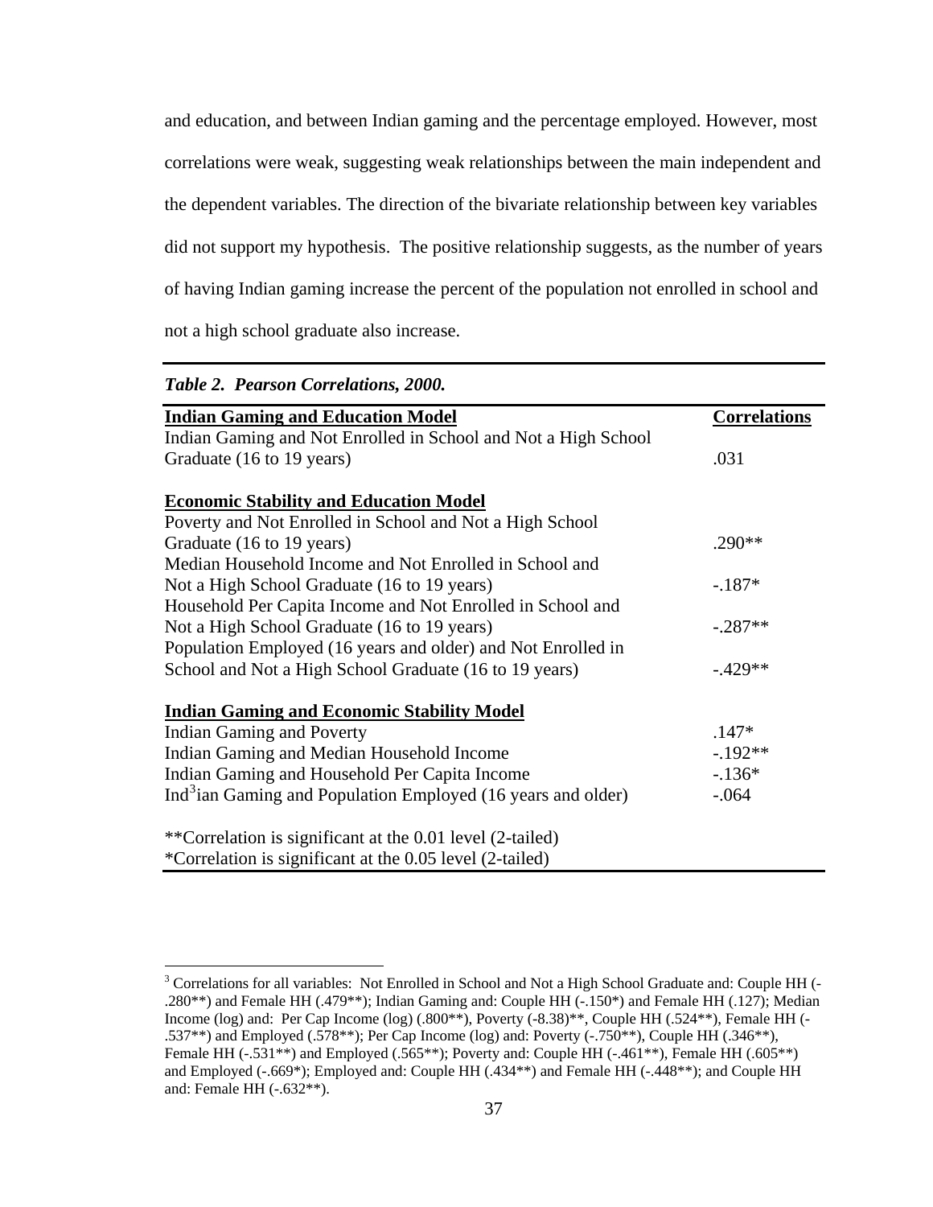and education, and between Indian gaming and the percentage employed. However, most correlations were weak, suggesting weak relationships between the main independent and the dependent variables. The direction of the bivariate relationship between key variables did not support my hypothesis. The positive relationship suggests, as the number of years of having Indian gaming increase the percent of the population not enrolled in school and not a high school graduate also increase.

***Table 2. Pearson Correlations, 2000.***

| **Indian Gaming and Education Model** | **Correlations** |
|---|---|
| Indian Gaming and Not Enrolled in School and Not a High School Graduate (16 to 19 years) | .031 |
| **Economic Stability and Education Model** | |
| Poverty and Not Enrolled in School and Not a High School Graduate (16 to 19 years) | .290** |
| Median Household Income and Not Enrolled in School and Not a High School Graduate (16 to 19 years) | -.187* |
| Household Per Capita Income and Not Enrolled in School and Not a High School Graduate (16 to 19 years) | -.287** |
| Population Employed (16 years and older) and Not Enrolled in School and Not a High School Graduate (16 to 19 years) | -.429** |
| **Indian Gaming and Economic Stability Model** | |
| Indian Gaming and Poverty | .147* |
| Indian Gaming and Median Household Income | -.192** |
| Indian Gaming and Household Per Capita Income | -.136* |
| Ind[3]ian Gaming and Population Employed (16 years and older) | -.064 |

**Correlation is significant at the 0.01 level (2-tailed)
*Correlation is significant at the 0.05 level (2-tailed)

[3] Correlations for all variables: Not Enrolled in School and Not a High School Graduate and: Couple HH (-.280**) and Female HH (.479**); Indian Gaming and: Couple HH (-.150*) and Female HH (.127); Median Income (log) and: Per Cap Income (log) (.800**), Poverty (-8.38)**, Couple HH (.524**), Female HH (-.537**) and Employed (.578**); Per Cap Income (log) and: Poverty (-.750**), Couple HH (.346**), Female HH (-.531**) and Employed (.565**); Poverty and: Couple HH (-.461**), Female HH (.605**) and Employed (-.669*); Employed and: Couple HH (.434**) and Female HH (-.448**); and Couple HH and: Female HH (-.632**).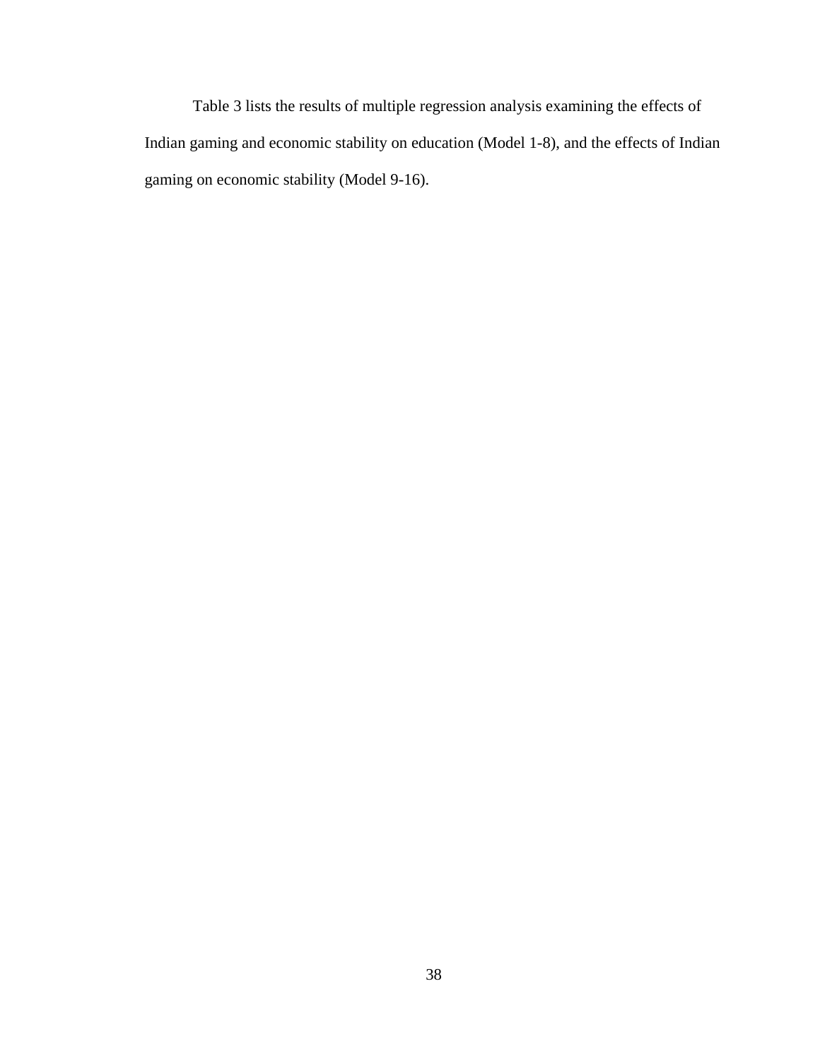Table 3 lists the results of multiple regression analysis examining the effects of Indian gaming and economic stability on education (Model 1-8), and the effects of Indian gaming on economic stability (Model 9-16).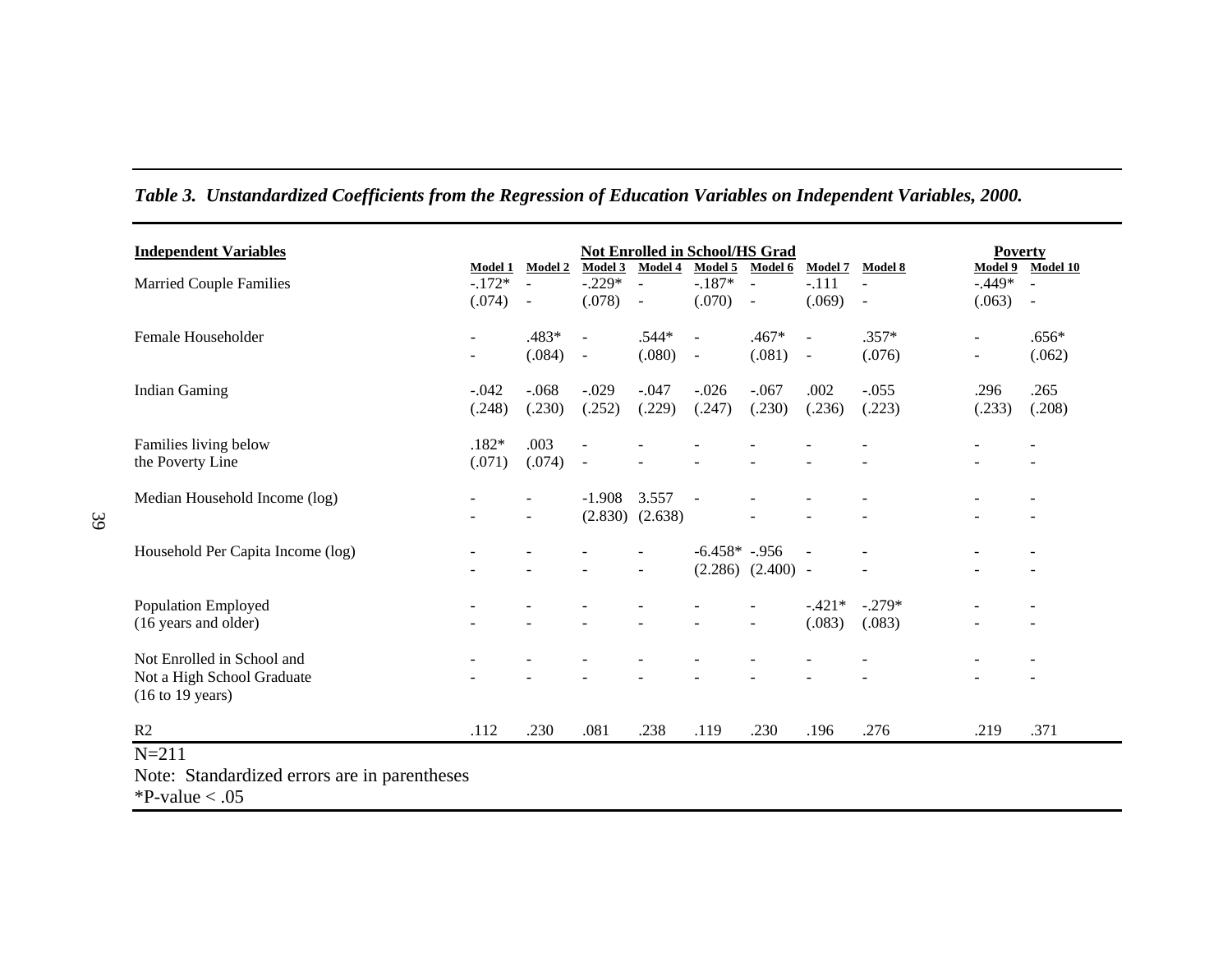*Table 3. Unstandardized Coefficients from the Regression of Education Variables on Independent Variables, 2000.*

| Independent Variables | Not Enrolled in School/HS Grad | | | | | | | | Poverty | |
|---|---|---|---|---|---|---|---|---|---|---|
| | Model 1 | Model 2 | Model 3 | Model 4 | Model 5 | Model 6 | Model 7 | Model 8 | Model 9 | Model 10 |
| Married Couple Families | -.172* | - | -.229* | - | -.187* | - | -.111 | - | -.449* | - |
| | (.074) | - | (.078) | - | (.070) | - | (.069) | - | (.063) | - |
| Female Householder | - | .483* | - | .544* | - | .467* | - | .357* | - | .656* |
| | - | (.084) | - | (.080) | - | (.081) | - | (.076) | - | (.062) |
| Indian Gaming | -.042 | -.068 | -.029 | -.047 | -.026 | -.067 | .002 | -.055 | .296 | .265 |
| | (.248) | (.230) | (.252) | (.229) | (.247) | (.230) | (.236) | (.223) | (.233) | (.208) |
| Families living below the Poverty Line | .182* | .003 | - | - | - | - | - | - | - | - |
| | (.071) | (.074) | - | - | - | - | - | - | - | - |
| Median Household Income (log) | - | - | -1.908 | 3.557 | - | - | - | - | - | - |
| | - | - | (2.830) | (2.638) | | - | - | - | - | - |
| Household Per Capita Income (log) | - | - | - | - | -6.458* | -.956 | - | - | - | - |
| | - | - | - | - | (2.286) | (2.400) | - | - | - | - |
| Population Employed (16 years and older) | - | - | - | - | - | - | -.421* | -.279* | - | - |
| | - | - | - | - | - | - | (.083) | (.083) | - | - |
| Not Enrolled in School and Not a High School Graduate (16 to 19 years) | - | - | - | - | - | - | - | - | - | - |
| | - | - | - | - | - | - | - | - | - | - |
| R2 | .112 | .230 | .081 | .238 | .119 | .230 | .196 | .276 | .219 | .371 |

N=211

Note: Standardized errors are in parentheses

*P-value < .05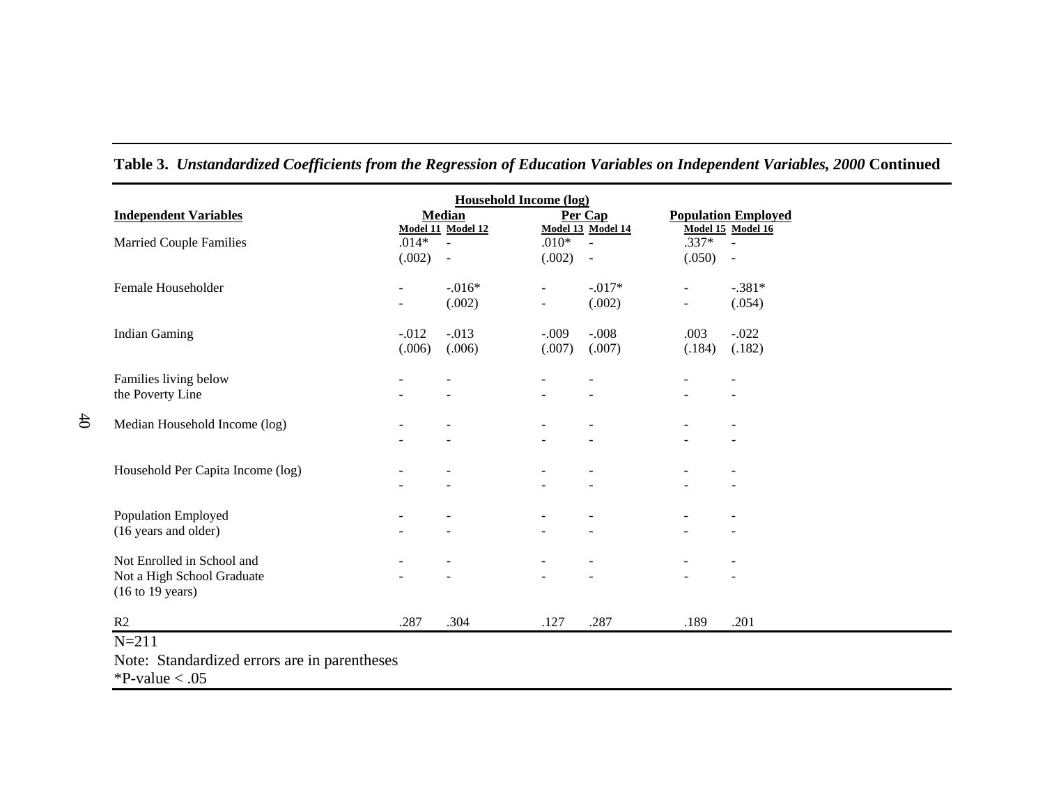**Table 3.** ***Unstandardized Coefficients from the Regression of Education Variables on Independent Variables, 2000*** **Continued**

| Independent Variables | Household Income (log) | | | | | |
|---|---|---|---|---|---|---|
| | Median | | Per Cap | | Population Employed | |
| | Model 11 | Model 12 | Model 13 | Model 14 | Model 15 | Model 16 |
| Married Couple Families | .014* | - | .010* | - | .337* | - |
| | (.002) | - | (.002) | - | (.050) | - |
| Female Householder | - | -.016* | - | -.017* | - | -.381* |
| | - | (.002) | - | (.002) | - | (.054) |
| Indian Gaming | -.012 | -.013 | -.009 | -.008 | .003 | -.022 |
| | (.006) | (.006) | (.007) | (.007) | (.184) | (.182) |
| Families living below | - | - | - | - | - | - |
| the Poverty Line | - | - | - | - | - | - |
| Median Household Income (log) | - | - | - | - | - | - |
| | - | - | - | - | - | - |
| Household Per Capita Income (log) | - | - | - | - | - | - |
| | - | - | - | - | - | - |
| Population Employed | - | - | - | - | - | - |
| (16 years and older) | - | - | - | - | - | - |
| Not Enrolled in School and | - | - | - | - | - | - |
| Not a High School Graduate | - | - | - | - | - | - |
| (16 to 19 years) | | | | | | |
| R2 | .287 | .304 | .127 | .287 | .189 | .201 |

N=211

Note: Standardized errors are in parentheses

*P-value < .05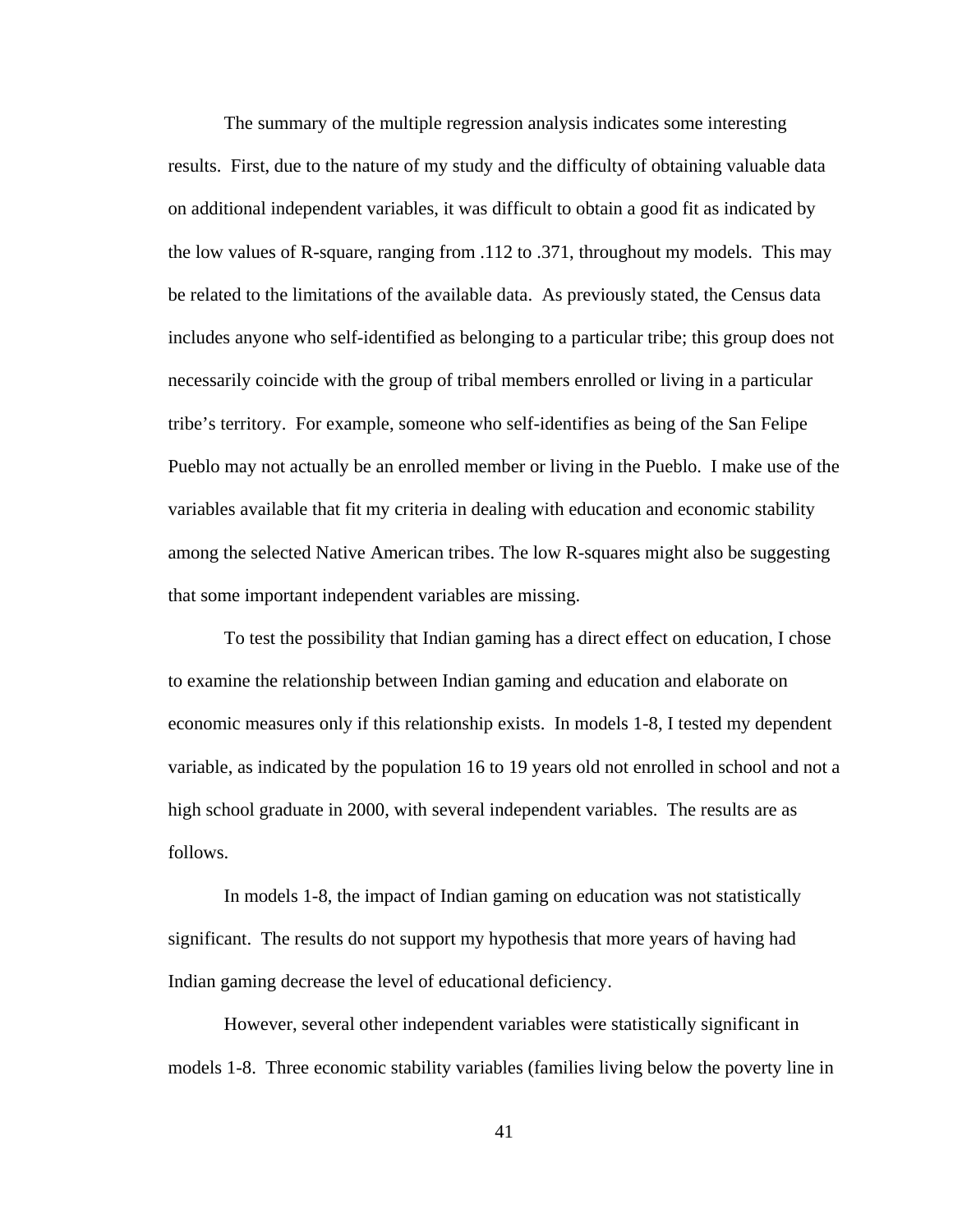The summary of the multiple regression analysis indicates some interesting results. First, due to the nature of my study and the difficulty of obtaining valuable data on additional independent variables, it was difficult to obtain a good fit as indicated by the low values of R-square, ranging from .112 to .371, throughout my models. This may be related to the limitations of the available data. As previously stated, the Census data includes anyone who self-identified as belonging to a particular tribe; this group does not necessarily coincide with the group of tribal members enrolled or living in a particular tribe's territory. For example, someone who self-identifies as being of the San Felipe Pueblo may not actually be an enrolled member or living in the Pueblo. I make use of the variables available that fit my criteria in dealing with education and economic stability among the selected Native American tribes. The low R-squares might also be suggesting that some important independent variables are missing.

To test the possibility that Indian gaming has a direct effect on education, I chose to examine the relationship between Indian gaming and education and elaborate on economic measures only if this relationship exists. In models 1-8, I tested my dependent variable, as indicated by the population 16 to 19 years old not enrolled in school and not a high school graduate in 2000, with several independent variables. The results are as follows.

In models 1-8, the impact of Indian gaming on education was not statistically significant. The results do not support my hypothesis that more years of having had Indian gaming decrease the level of educational deficiency.

However, several other independent variables were statistically significant in models 1-8. Three economic stability variables (families living below the poverty line in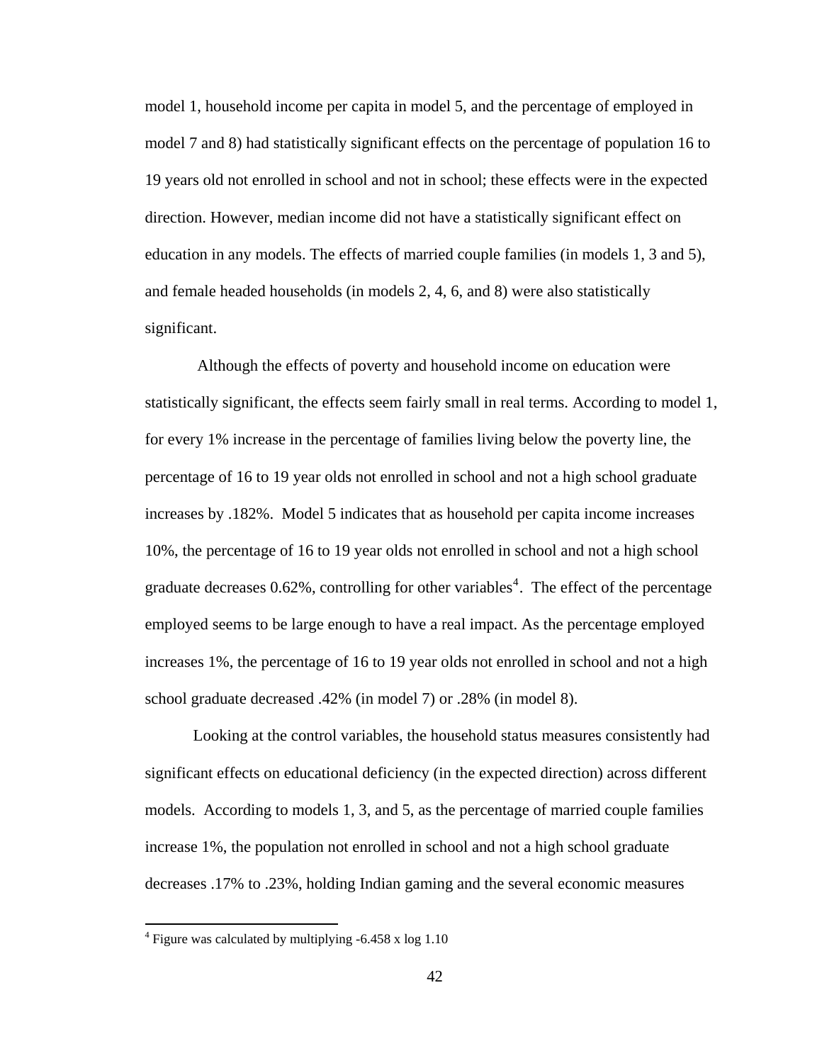model 1, household income per capita in model 5, and the percentage of employed in model 7 and 8) had statistically significant effects on the percentage of population 16 to 19 years old not enrolled in school and not in school; these effects were in the expected direction. However, median income did not have a statistically significant effect on education in any models. The effects of married couple families (in models 1, 3 and 5), and female headed households (in models 2, 4, 6, and 8) were also statistically significant.

Although the effects of poverty and household income on education were statistically significant, the effects seem fairly small in real terms. According to model 1, for every 1% increase in the percentage of families living below the poverty line, the percentage of 16 to 19 year olds not enrolled in school and not a high school graduate increases by .182%. Model 5 indicates that as household per capita income increases 10%, the percentage of 16 to 19 year olds not enrolled in school and not a high school graduate decreases 0.62%, controlling for other variables[4]. The effect of the percentage employed seems to be large enough to have a real impact. As the percentage employed increases 1%, the percentage of 16 to 19 year olds not enrolled in school and not a high school graduate decreased .42% (in model 7) or .28% (in model 8).

Looking at the control variables, the household status measures consistently had significant effects on educational deficiency (in the expected direction) across different models. According to models 1, 3, and 5, as the percentage of married couple families increase 1%, the population not enrolled in school and not a high school graduate decreases .17% to .23%, holding Indian gaming and the several economic measures

[4] Figure was calculated by multiplying -6.458 x log 1.10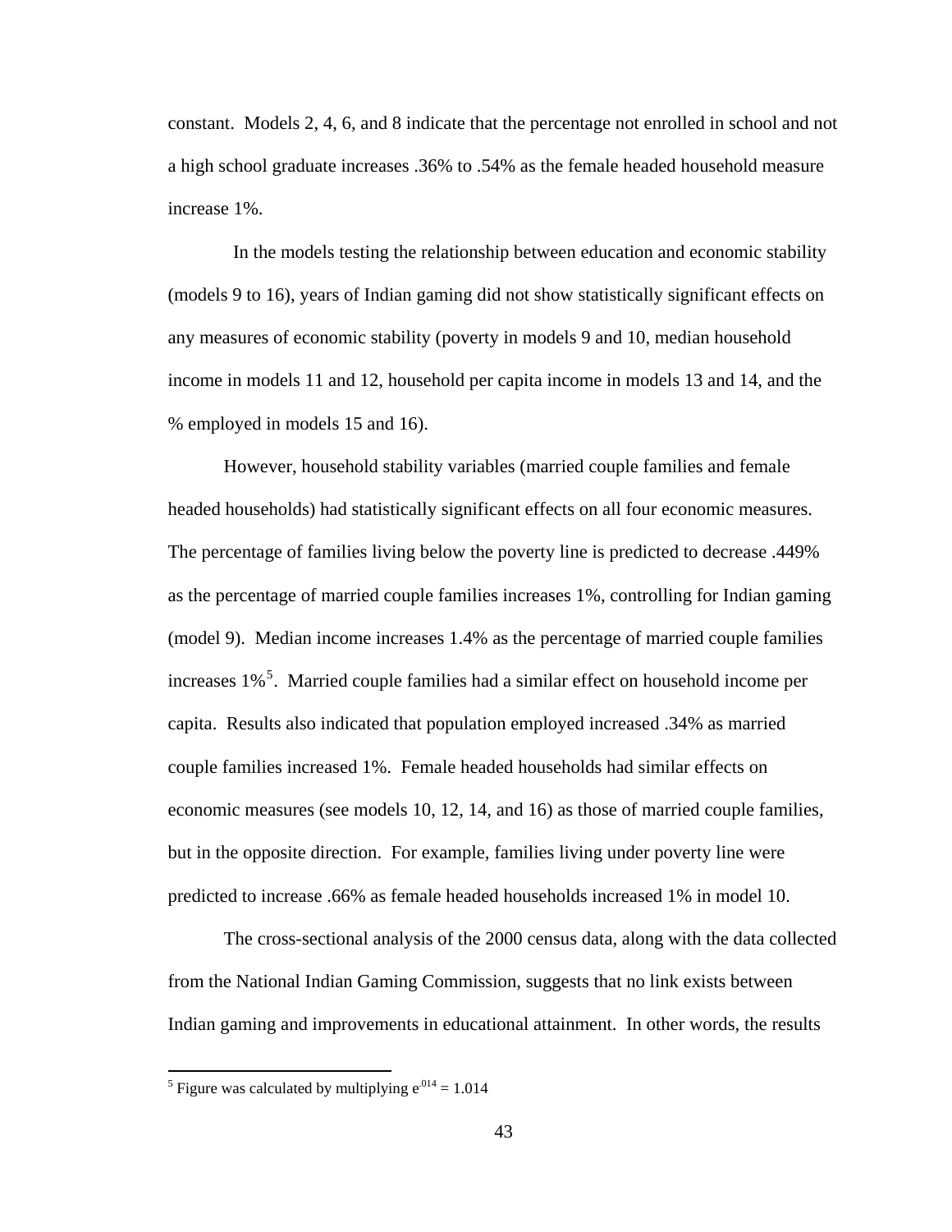constant. Models 2, 4, 6, and 8 indicate that the percentage not enrolled in school and not a high school graduate increases .36% to .54% as the female headed household measure increase 1%.

In the models testing the relationship between education and economic stability (models 9 to 16), years of Indian gaming did not show statistically significant effects on any measures of economic stability (poverty in models 9 and 10, median household income in models 11 and 12, household per capita income in models 13 and 14, and the % employed in models 15 and 16).

However, household stability variables (married couple families and female headed households) had statistically significant effects on all four economic measures. The percentage of families living below the poverty line is predicted to decrease .449% as the percentage of married couple families increases 1%, controlling for Indian gaming (model 9). Median income increases 1.4% as the percentage of married couple families increases 1%[5]. Married couple families had a similar effect on household income per capita. Results also indicated that population employed increased .34% as married couple families increased 1%. Female headed households had similar effects on economic measures (see models 10, 12, 14, and 16) as those of married couple families, but in the opposite direction. For example, families living under poverty line were predicted to increase .66% as female headed households increased 1% in model 10.

The cross-sectional analysis of the 2000 census data, along with the data collected from the National Indian Gaming Commission, suggests that no link exists between Indian gaming and improvements in educational attainment. In other words, the results

---

[5] Figure was calculated by multiplying $e^{.014} = 1.014$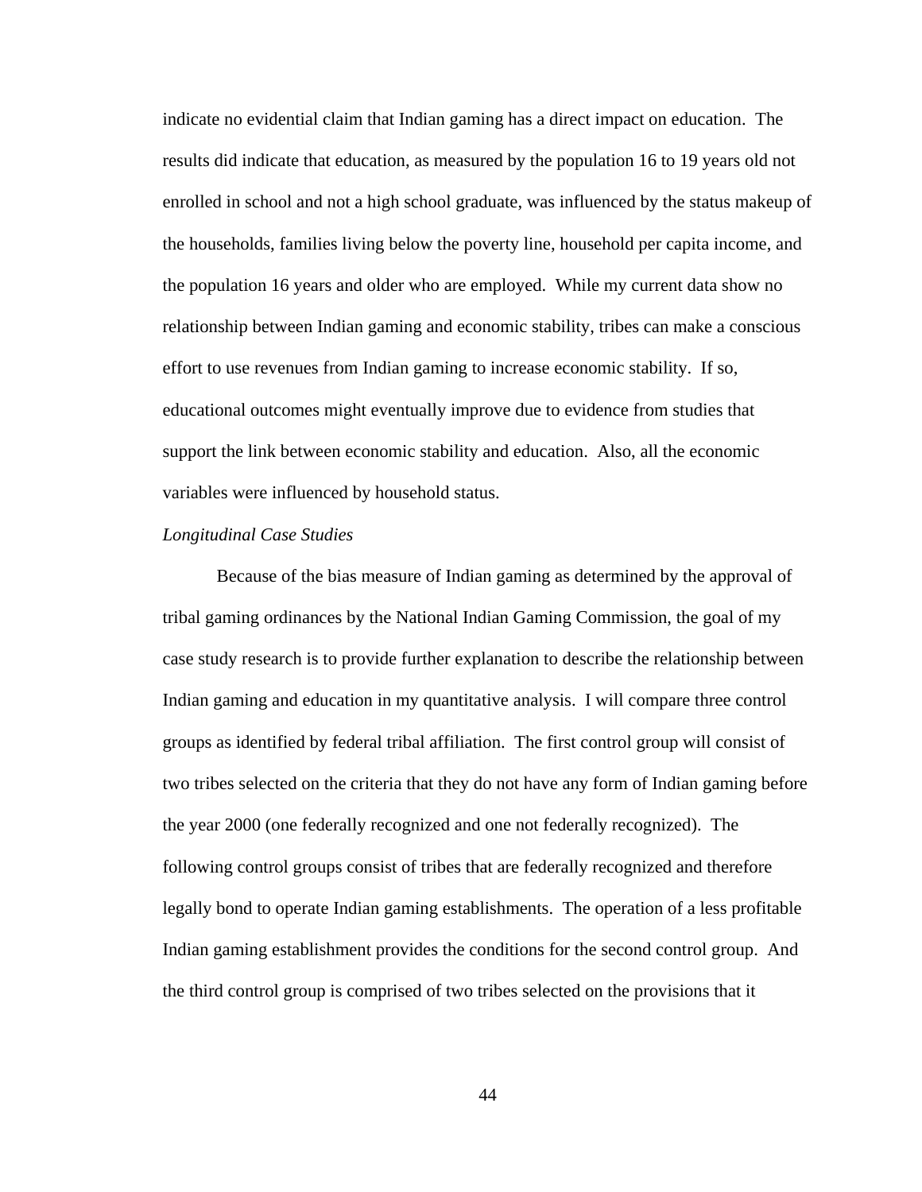indicate no evidential claim that Indian gaming has a direct impact on education. The results did indicate that education, as measured by the population 16 to 19 years old not enrolled in school and not a high school graduate, was influenced by the status makeup of the households, families living below the poverty line, household per capita income, and the population 16 years and older who are employed. While my current data show no relationship between Indian gaming and economic stability, tribes can make a conscious effort to use revenues from Indian gaming to increase economic stability. If so, educational outcomes might eventually improve due to evidence from studies that support the link between economic stability and education. Also, all the economic variables were influenced by household status.

*Longitudinal Case Studies*

Because of the bias measure of Indian gaming as determined by the approval of tribal gaming ordinances by the National Indian Gaming Commission, the goal of my case study research is to provide further explanation to describe the relationship between Indian gaming and education in my quantitative analysis. I will compare three control groups as identified by federal tribal affiliation. The first control group will consist of two tribes selected on the criteria that they do not have any form of Indian gaming before the year 2000 (one federally recognized and one not federally recognized). The following control groups consist of tribes that are federally recognized and therefore legally bond to operate Indian gaming establishments. The operation of a less profitable Indian gaming establishment provides the conditions for the second control group. And the third control group is comprised of two tribes selected on the provisions that it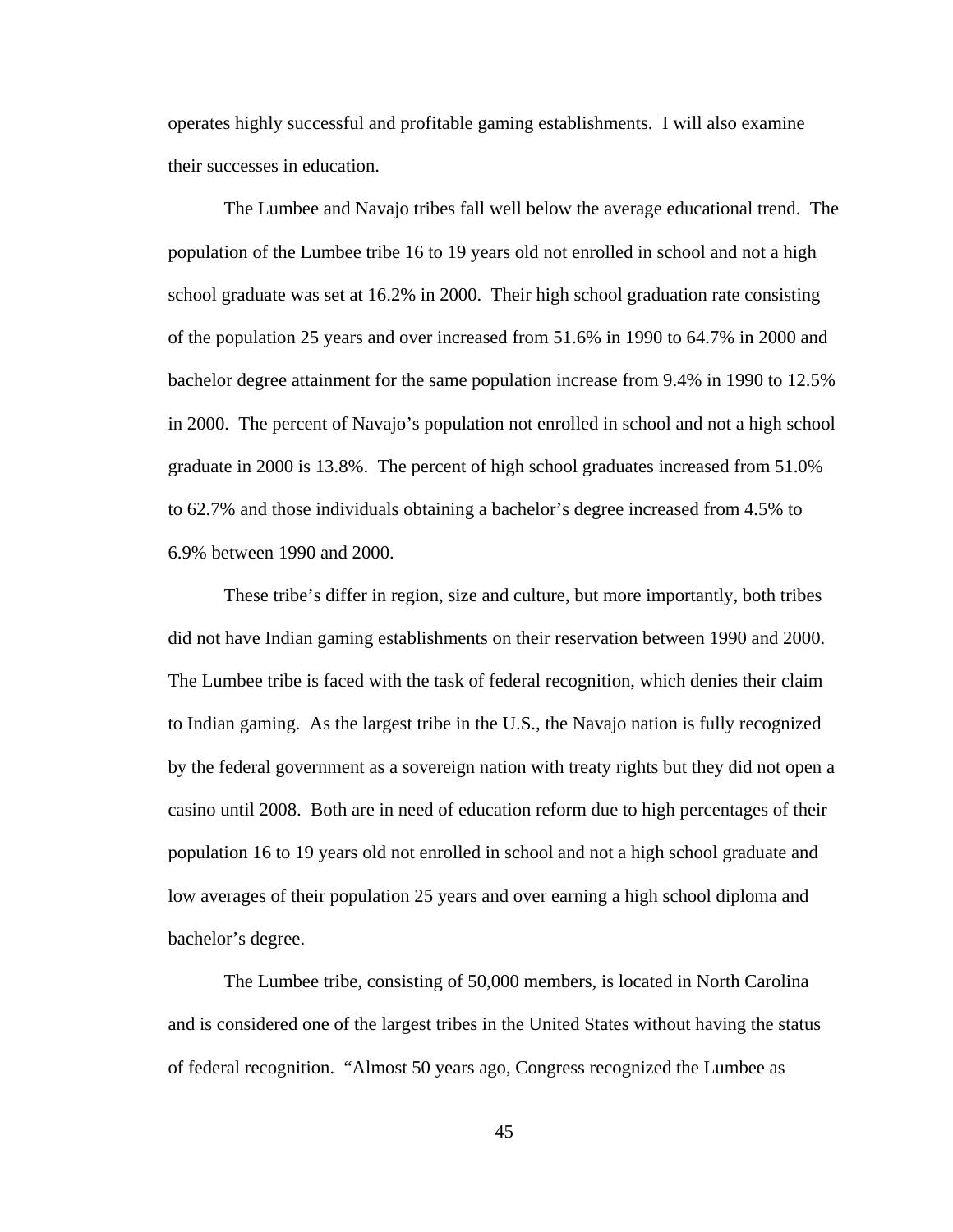operates highly successful and profitable gaming establishments. I will also examine their successes in education.

The Lumbee and Navajo tribes fall well below the average educational trend. The population of the Lumbee tribe 16 to 19 years old not enrolled in school and not a high school graduate was set at 16.2% in 2000. Their high school graduation rate consisting of the population 25 years and over increased from 51.6% in 1990 to 64.7% in 2000 and bachelor degree attainment for the same population increase from 9.4% in 1990 to 12.5% in 2000. The percent of Navajo's population not enrolled in school and not a high school graduate in 2000 is 13.8%. The percent of high school graduates increased from 51.0% to 62.7% and those individuals obtaining a bachelor's degree increased from 4.5% to 6.9% between 1990 and 2000.

These tribe's differ in region, size and culture, but more importantly, both tribes did not have Indian gaming establishments on their reservation between 1990 and 2000. The Lumbee tribe is faced with the task of federal recognition, which denies their claim to Indian gaming. As the largest tribe in the U.S., the Navajo nation is fully recognized by the federal government as a sovereign nation with treaty rights but they did not open a casino until 2008. Both are in need of education reform due to high percentages of their population 16 to 19 years old not enrolled in school and not a high school graduate and low averages of their population 25 years and over earning a high school diploma and bachelor's degree.

The Lumbee tribe, consisting of 50,000 members, is located in North Carolina and is considered one of the largest tribes in the United States without having the status of federal recognition. "Almost 50 years ago, Congress recognized the Lumbee as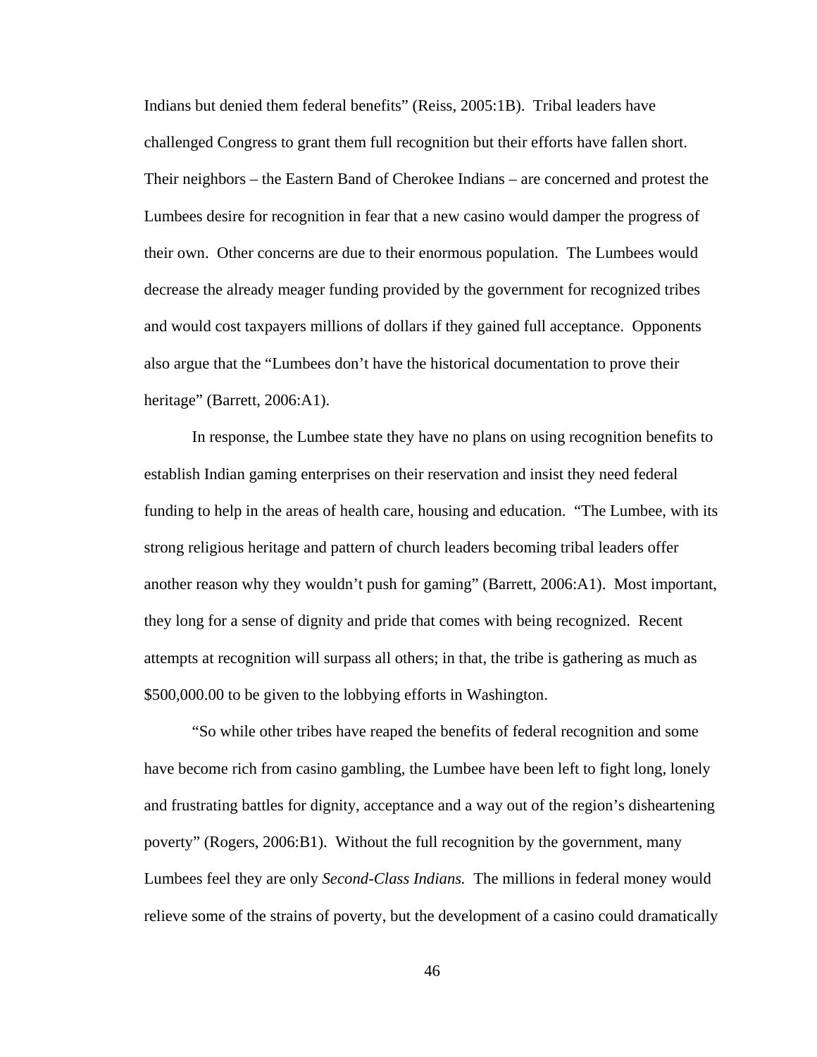Indians but denied them federal benefits" (Reiss, 2005:1B). Tribal leaders have challenged Congress to grant them full recognition but their efforts have fallen short. Their neighbors – the Eastern Band of Cherokee Indians – are concerned and protest the Lumbees desire for recognition in fear that a new casino would damper the progress of their own. Other concerns are due to their enormous population. The Lumbees would decrease the already meager funding provided by the government for recognized tribes and would cost taxpayers millions of dollars if they gained full acceptance. Opponents also argue that the "Lumbees don't have the historical documentation to prove their heritage" (Barrett, 2006:A1).

In response, the Lumbee state they have no plans on using recognition benefits to establish Indian gaming enterprises on their reservation and insist they need federal funding to help in the areas of health care, housing and education. "The Lumbee, with its strong religious heritage and pattern of church leaders becoming tribal leaders offer another reason why they wouldn't push for gaming" (Barrett, 2006:A1). Most important, they long for a sense of dignity and pride that comes with being recognized. Recent attempts at recognition will surpass all others; in that, the tribe is gathering as much as $500,000.00 to be given to the lobbying efforts in Washington.

"So while other tribes have reaped the benefits of federal recognition and some have become rich from casino gambling, the Lumbee have been left to fight long, lonely and frustrating battles for dignity, acceptance and a way out of the region's disheartening poverty" (Rogers, 2006:B1). Without the full recognition by the government, many Lumbees feel they are only *Second-Class Indians.* The millions in federal money would relieve some of the strains of poverty, but the development of a casino could dramatically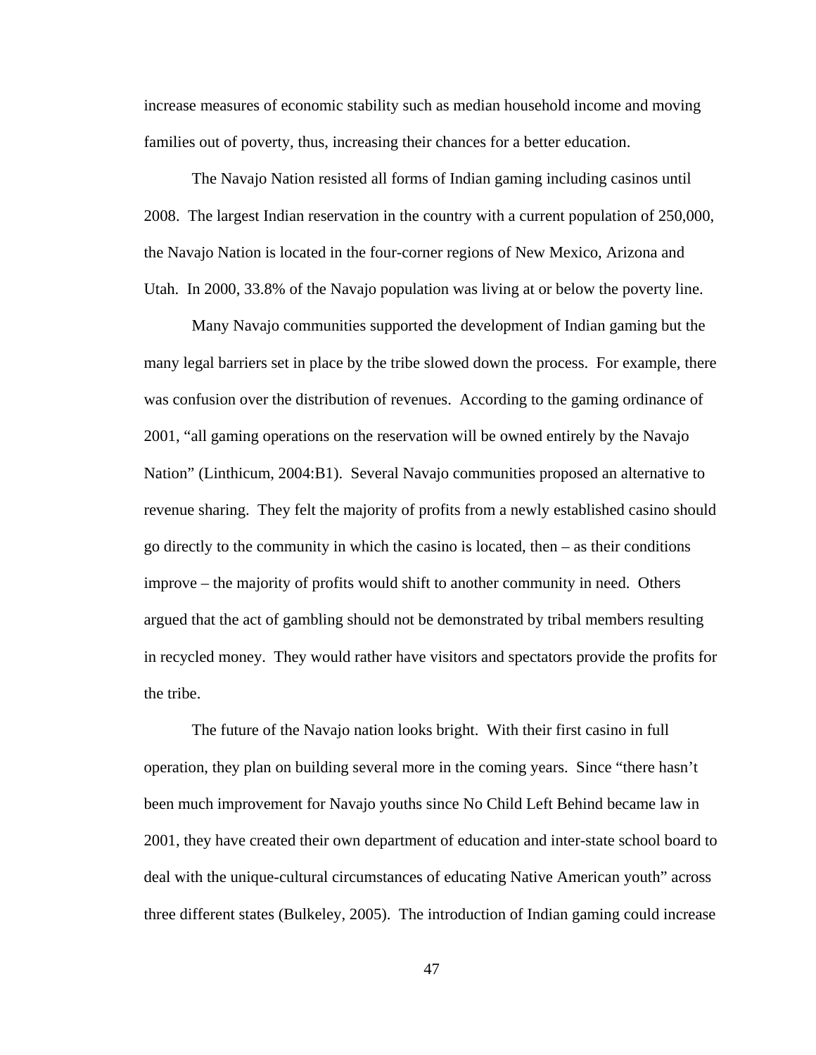increase measures of economic stability such as median household income and moving families out of poverty, thus, increasing their chances for a better education.

The Navajo Nation resisted all forms of Indian gaming including casinos until 2008. The largest Indian reservation in the country with a current population of 250,000, the Navajo Nation is located in the four-corner regions of New Mexico, Arizona and Utah. In 2000, 33.8% of the Navajo population was living at or below the poverty line.

Many Navajo communities supported the development of Indian gaming but the many legal barriers set in place by the tribe slowed down the process. For example, there was confusion over the distribution of revenues. According to the gaming ordinance of 2001, "all gaming operations on the reservation will be owned entirely by the Navajo Nation" (Linthicum, 2004:B1). Several Navajo communities proposed an alternative to revenue sharing. They felt the majority of profits from a newly established casino should go directly to the community in which the casino is located, then – as their conditions improve – the majority of profits would shift to another community in need. Others argued that the act of gambling should not be demonstrated by tribal members resulting in recycled money. They would rather have visitors and spectators provide the profits for the tribe.

The future of the Navajo nation looks bright. With their first casino in full operation, they plan on building several more in the coming years. Since "there hasn't been much improvement for Navajo youths since No Child Left Behind became law in 2001, they have created their own department of education and inter-state school board to deal with the unique-cultural circumstances of educating Native American youth" across three different states (Bulkeley, 2005). The introduction of Indian gaming could increase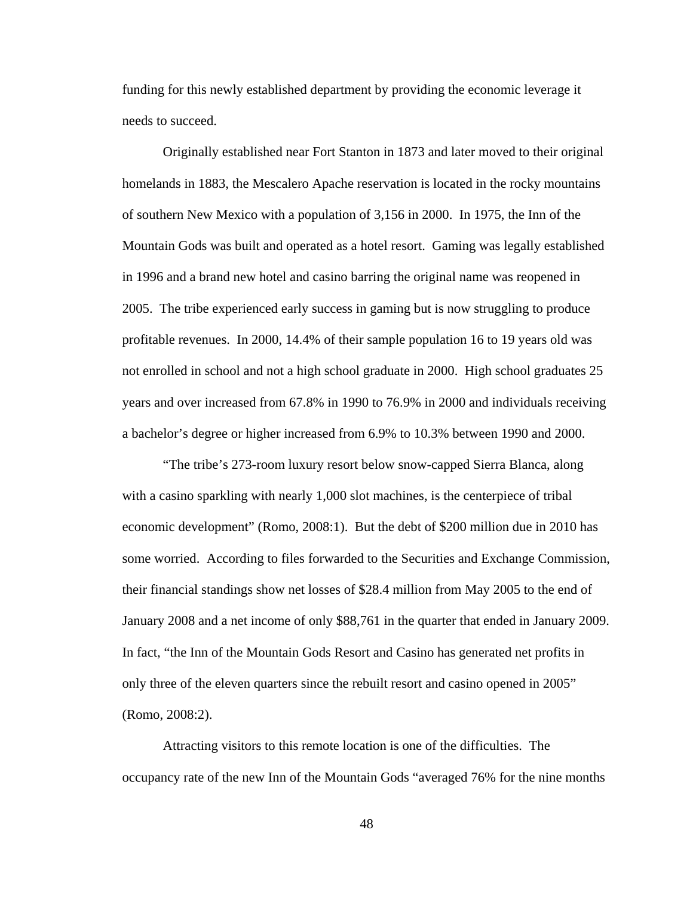funding for this newly established department by providing the economic leverage it needs to succeed.

Originally established near Fort Stanton in 1873 and later moved to their original homelands in 1883, the Mescalero Apache reservation is located in the rocky mountains of southern New Mexico with a population of 3,156 in 2000. In 1975, the Inn of the Mountain Gods was built and operated as a hotel resort. Gaming was legally established in 1996 and a brand new hotel and casino barring the original name was reopened in 2005. The tribe experienced early success in gaming but is now struggling to produce profitable revenues. In 2000, 14.4% of their sample population 16 to 19 years old was not enrolled in school and not a high school graduate in 2000. High school graduates 25 years and over increased from 67.8% in 1990 to 76.9% in 2000 and individuals receiving a bachelor's degree or higher increased from 6.9% to 10.3% between 1990 and 2000.

"The tribe's 273-room luxury resort below snow-capped Sierra Blanca, along with a casino sparkling with nearly 1,000 slot machines, is the centerpiece of tribal economic development" (Romo, 2008:1). But the debt of $200 million due in 2010 has some worried. According to files forwarded to the Securities and Exchange Commission, their financial standings show net losses of $28.4 million from May 2005 to the end of January 2008 and a net income of only $88,761 in the quarter that ended in January 2009. In fact, "the Inn of the Mountain Gods Resort and Casino has generated net profits in only three of the eleven quarters since the rebuilt resort and casino opened in 2005" (Romo, 2008:2).

Attracting visitors to this remote location is one of the difficulties. The occupancy rate of the new Inn of the Mountain Gods "averaged 76% for the nine months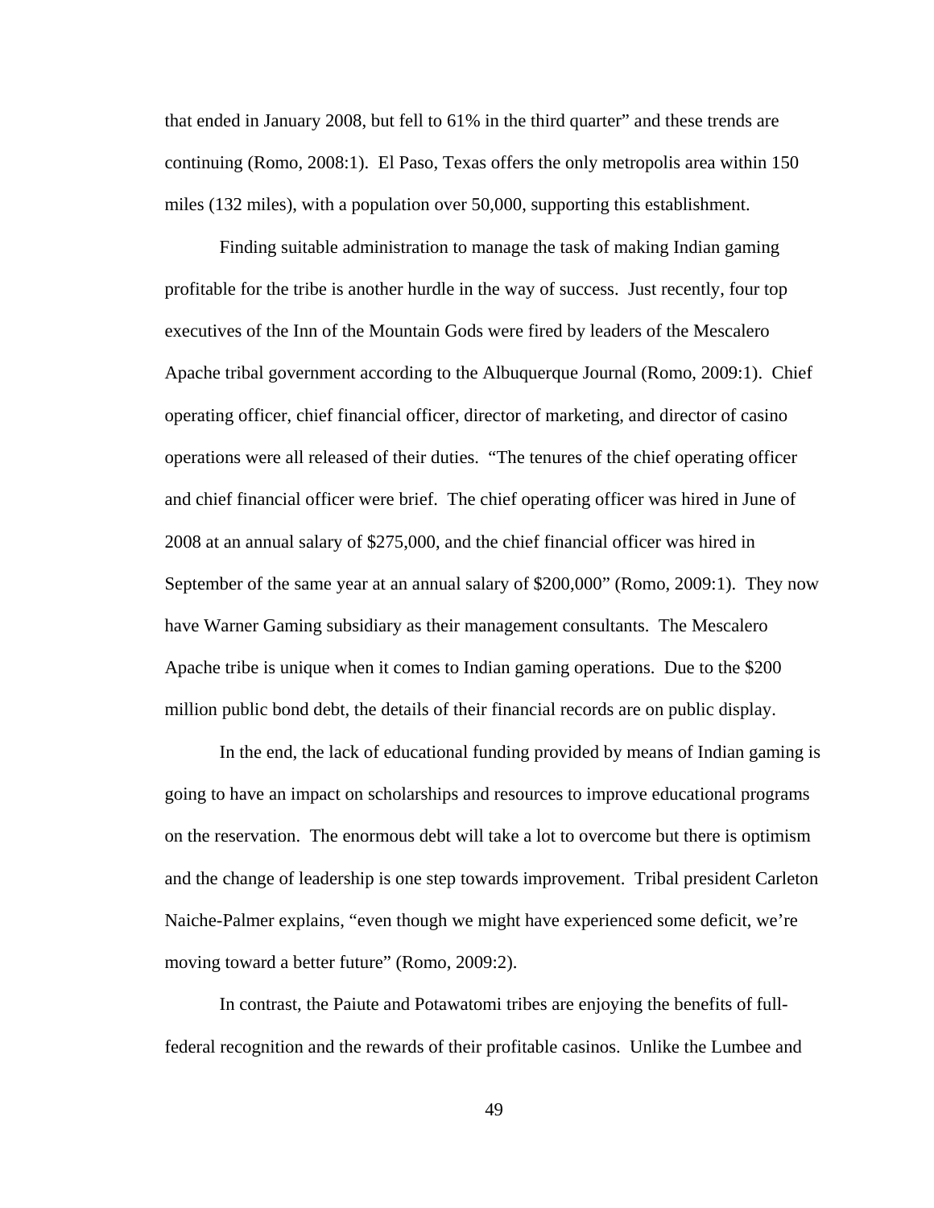that ended in January 2008, but fell to 61% in the third quarter" and these trends are continuing (Romo, 2008:1). El Paso, Texas offers the only metropolis area within 150 miles (132 miles), with a population over 50,000, supporting this establishment.

Finding suitable administration to manage the task of making Indian gaming profitable for the tribe is another hurdle in the way of success. Just recently, four top executives of the Inn of the Mountain Gods were fired by leaders of the Mescalero Apache tribal government according to the Albuquerque Journal (Romo, 2009:1). Chief operating officer, chief financial officer, director of marketing, and director of casino operations were all released of their duties. "The tenures of the chief operating officer and chief financial officer were brief. The chief operating officer was hired in June of 2008 at an annual salary of $275,000, and the chief financial officer was hired in September of the same year at an annual salary of $200,000" (Romo, 2009:1). They now have Warner Gaming subsidiary as their management consultants. The Mescalero Apache tribe is unique when it comes to Indian gaming operations. Due to the $200 million public bond debt, the details of their financial records are on public display.

In the end, the lack of educational funding provided by means of Indian gaming is going to have an impact on scholarships and resources to improve educational programs on the reservation. The enormous debt will take a lot to overcome but there is optimism and the change of leadership is one step towards improvement. Tribal president Carleton Naiche-Palmer explains, "even though we might have experienced some deficit, we're moving toward a better future" (Romo, 2009:2).

In contrast, the Paiute and Potawatomi tribes are enjoying the benefits of full-federal recognition and the rewards of their profitable casinos. Unlike the Lumbee and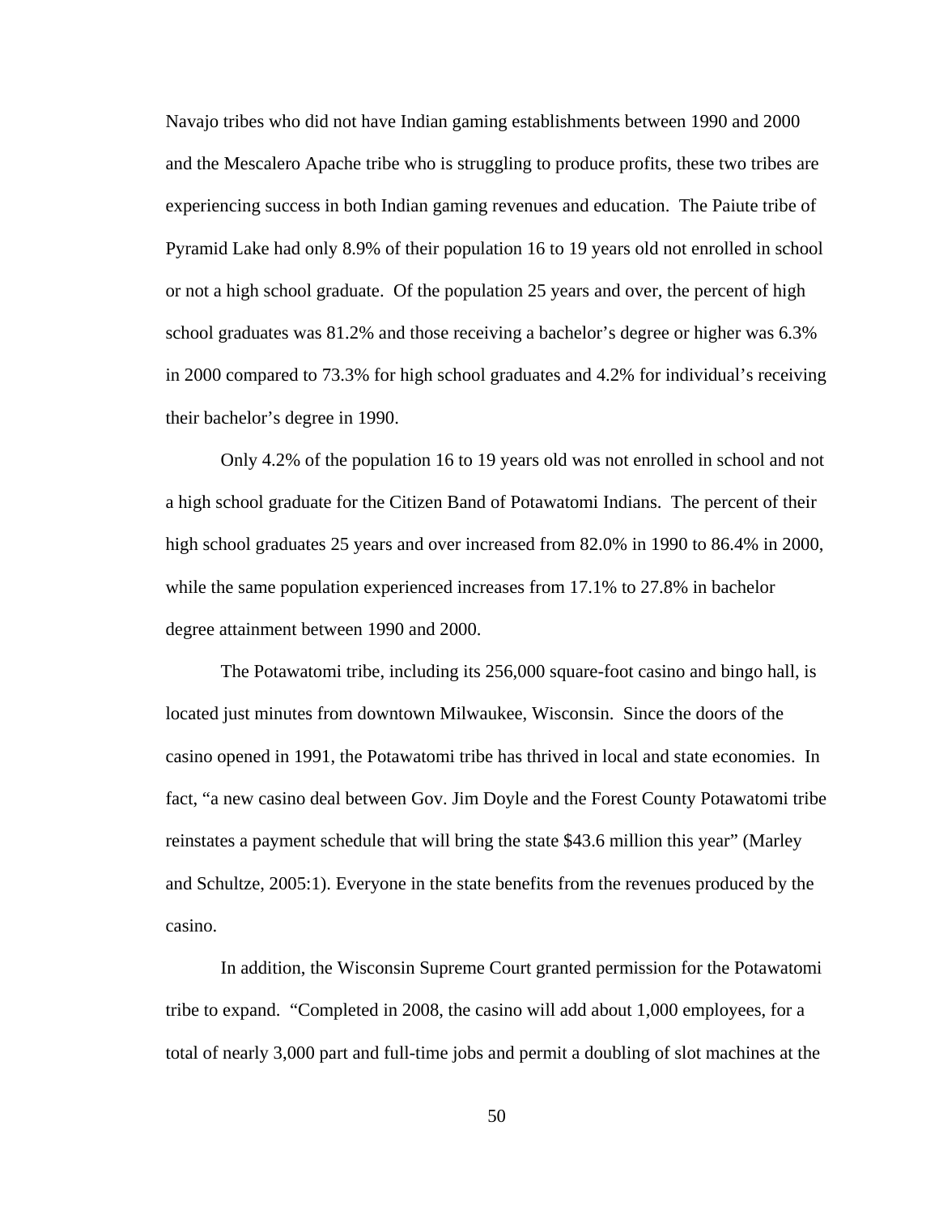Navajo tribes who did not have Indian gaming establishments between 1990 and 2000 and the Mescalero Apache tribe who is struggling to produce profits, these two tribes are experiencing success in both Indian gaming revenues and education. The Paiute tribe of Pyramid Lake had only 8.9% of their population 16 to 19 years old not enrolled in school or not a high school graduate. Of the population 25 years and over, the percent of high school graduates was 81.2% and those receiving a bachelor's degree or higher was 6.3% in 2000 compared to 73.3% for high school graduates and 4.2% for individual's receiving their bachelor's degree in 1990.

Only 4.2% of the population 16 to 19 years old was not enrolled in school and not a high school graduate for the Citizen Band of Potawatomi Indians. The percent of their high school graduates 25 years and over increased from 82.0% in 1990 to 86.4% in 2000, while the same population experienced increases from 17.1% to 27.8% in bachelor degree attainment between 1990 and 2000.

The Potawatomi tribe, including its 256,000 square-foot casino and bingo hall, is located just minutes from downtown Milwaukee, Wisconsin. Since the doors of the casino opened in 1991, the Potawatomi tribe has thrived in local and state economies. In fact, "a new casino deal between Gov. Jim Doyle and the Forest County Potawatomi tribe reinstates a payment schedule that will bring the state \$43.6 million this year" (Marley and Schultze, 2005:1). Everyone in the state benefits from the revenues produced by the casino.

In addition, the Wisconsin Supreme Court granted permission for the Potawatomi tribe to expand. "Completed in 2008, the casino will add about 1,000 employees, for a total of nearly 3,000 part and full-time jobs and permit a doubling of slot machines at the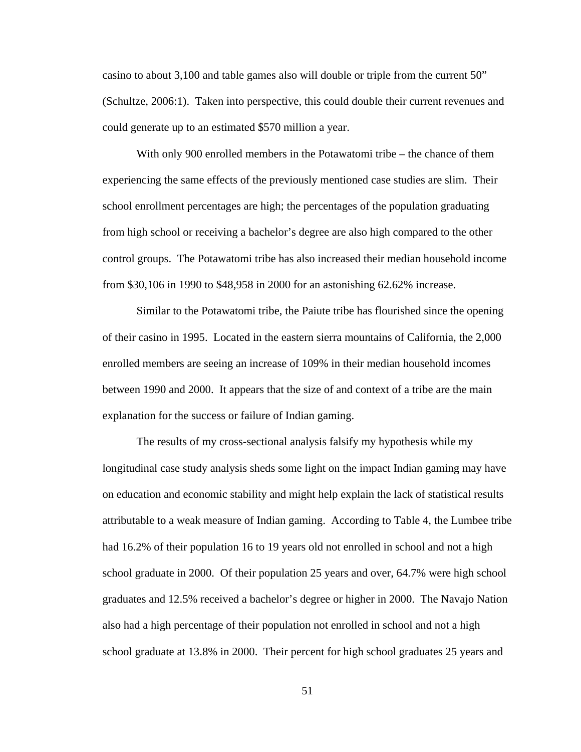casino to about 3,100 and table games also will double or triple from the current 50" (Schultze, 2006:1). Taken into perspective, this could double their current revenues and could generate up to an estimated $570 million a year.

With only 900 enrolled members in the Potawatomi tribe – the chance of them experiencing the same effects of the previously mentioned case studies are slim. Their school enrollment percentages are high; the percentages of the population graduating from high school or receiving a bachelor's degree are also high compared to the other control groups. The Potawatomi tribe has also increased their median household income from $30,106 in 1990 to $48,958 in 2000 for an astonishing 62.62% increase.

Similar to the Potawatomi tribe, the Paiute tribe has flourished since the opening of their casino in 1995. Located in the eastern sierra mountains of California, the 2,000 enrolled members are seeing an increase of 109% in their median household incomes between 1990 and 2000. It appears that the size of and context of a tribe are the main explanation for the success or failure of Indian gaming.

The results of my cross-sectional analysis falsify my hypothesis while my longitudinal case study analysis sheds some light on the impact Indian gaming may have on education and economic stability and might help explain the lack of statistical results attributable to a weak measure of Indian gaming. According to Table 4, the Lumbee tribe had 16.2% of their population 16 to 19 years old not enrolled in school and not a high school graduate in 2000. Of their population 25 years and over, 64.7% were high school graduates and 12.5% received a bachelor's degree or higher in 2000. The Navajo Nation also had a high percentage of their population not enrolled in school and not a high school graduate at 13.8% in 2000. Their percent for high school graduates 25 years and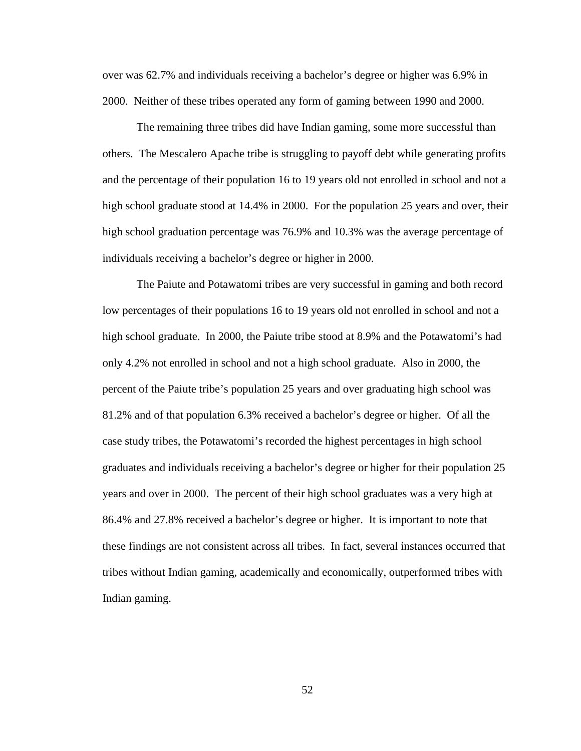over was 62.7% and individuals receiving a bachelor's degree or higher was 6.9% in 2000. Neither of these tribes operated any form of gaming between 1990 and 2000.

The remaining three tribes did have Indian gaming, some more successful than others. The Mescalero Apache tribe is struggling to payoff debt while generating profits and the percentage of their population 16 to 19 years old not enrolled in school and not a high school graduate stood at 14.4% in 2000. For the population 25 years and over, their high school graduation percentage was 76.9% and 10.3% was the average percentage of individuals receiving a bachelor's degree or higher in 2000.

The Paiute and Potawatomi tribes are very successful in gaming and both record low percentages of their populations 16 to 19 years old not enrolled in school and not a high school graduate. In 2000, the Paiute tribe stood at 8.9% and the Potawatomi's had only 4.2% not enrolled in school and not a high school graduate. Also in 2000, the percent of the Paiute tribe's population 25 years and over graduating high school was 81.2% and of that population 6.3% received a bachelor's degree or higher. Of all the case study tribes, the Potawatomi's recorded the highest percentages in high school graduates and individuals receiving a bachelor's degree or higher for their population 25 years and over in 2000. The percent of their high school graduates was a very high at 86.4% and 27.8% received a bachelor's degree or higher. It is important to note that these findings are not consistent across all tribes. In fact, several instances occurred that tribes without Indian gaming, academically and economically, outperformed tribes with Indian gaming.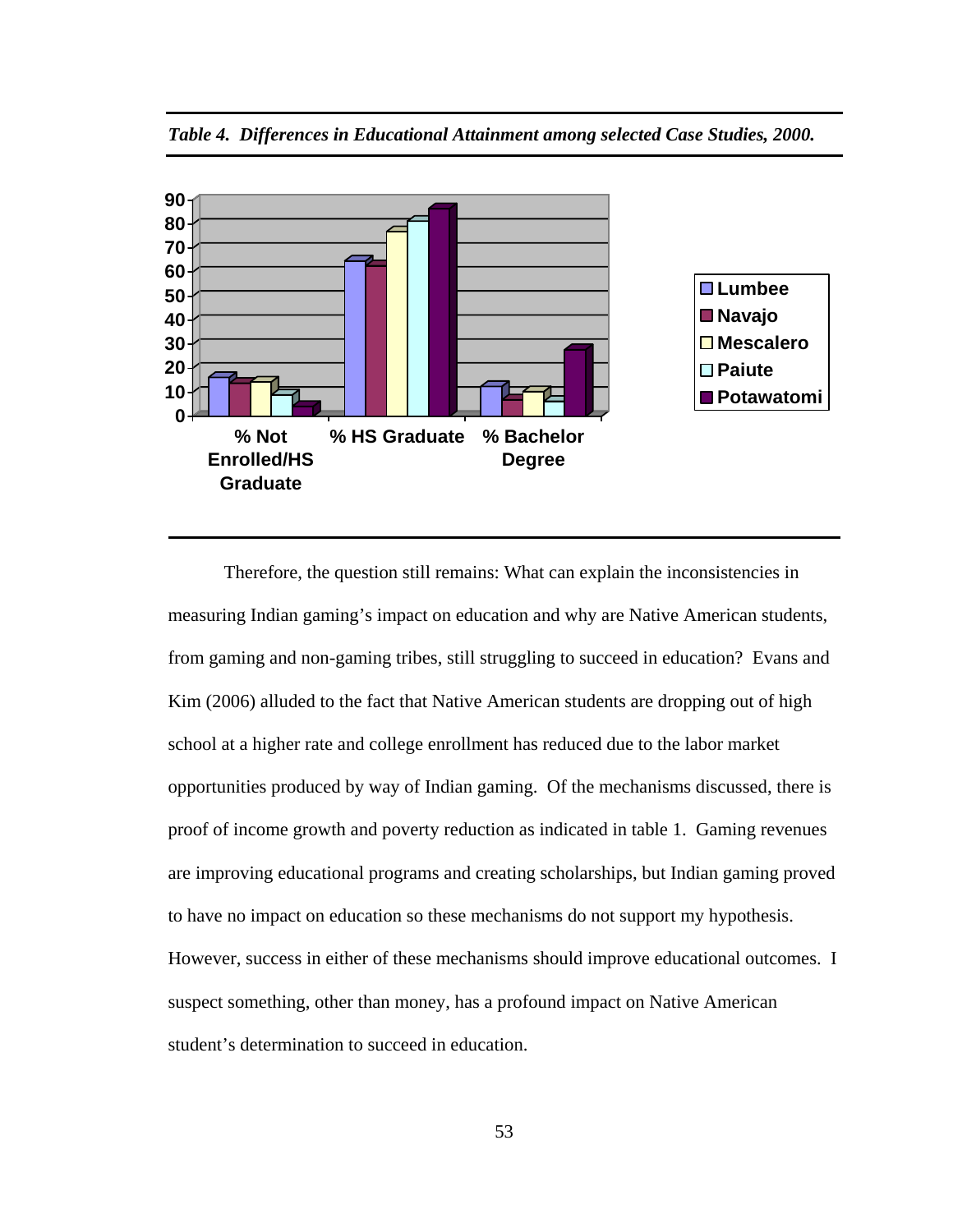*Table 4. Differences in Educational Attainment among selected Case Studies, 2000.*

Therefore, the question still remains: What can explain the inconsistencies in measuring Indian gaming's impact on education and why are Native American students, from gaming and non-gaming tribes, still struggling to succeed in education? Evans and Kim (2006) alluded to the fact that Native American students are dropping out of high school at a higher rate and college enrollment has reduced due to the labor market opportunities produced by way of Indian gaming. Of the mechanisms discussed, there is proof of income growth and poverty reduction as indicated in table 1. Gaming revenues are improving educational programs and creating scholarships, but Indian gaming proved to have no impact on education so these mechanisms do not support my hypothesis. However, success in either of these mechanisms should improve educational outcomes. I suspect something, other than money, has a profound impact on Native American student's determination to succeed in education.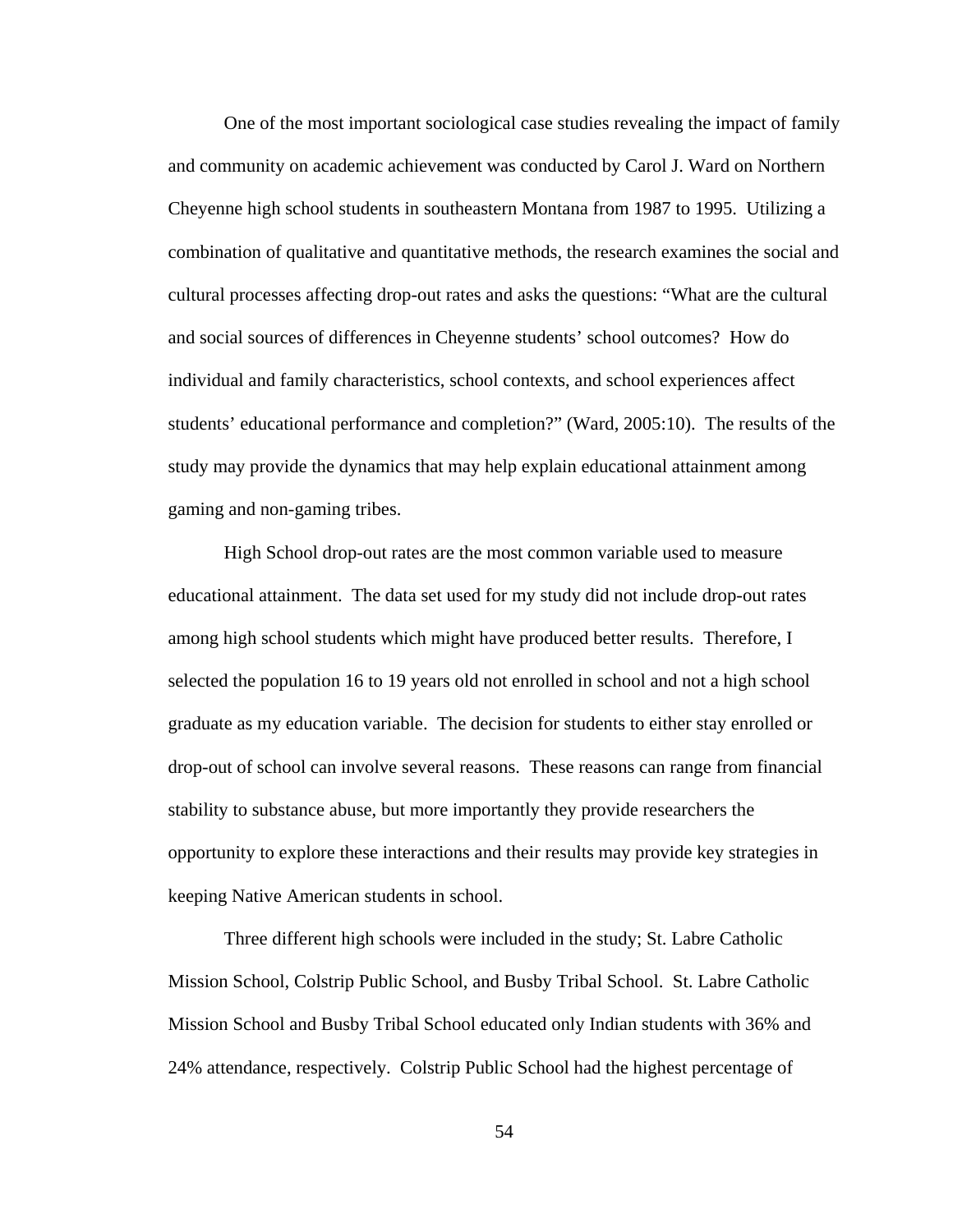One of the most important sociological case studies revealing the impact of family and community on academic achievement was conducted by Carol J. Ward on Northern Cheyenne high school students in southeastern Montana from 1987 to 1995. Utilizing a combination of qualitative and quantitative methods, the research examines the social and cultural processes affecting drop-out rates and asks the questions: "What are the cultural and social sources of differences in Cheyenne students' school outcomes? How do individual and family characteristics, school contexts, and school experiences affect students' educational performance and completion?" (Ward, 2005:10). The results of the study may provide the dynamics that may help explain educational attainment among gaming and non-gaming tribes.

High School drop-out rates are the most common variable used to measure educational attainment. The data set used for my study did not include drop-out rates among high school students which might have produced better results. Therefore, I selected the population 16 to 19 years old not enrolled in school and not a high school graduate as my education variable. The decision for students to either stay enrolled or drop-out of school can involve several reasons. These reasons can range from financial stability to substance abuse, but more importantly they provide researchers the opportunity to explore these interactions and their results may provide key strategies in keeping Native American students in school.

Three different high schools were included in the study; St. Labre Catholic Mission School, Colstrip Public School, and Busby Tribal School. St. Labre Catholic Mission School and Busby Tribal School educated only Indian students with 36% and 24% attendance, respectively. Colstrip Public School had the highest percentage of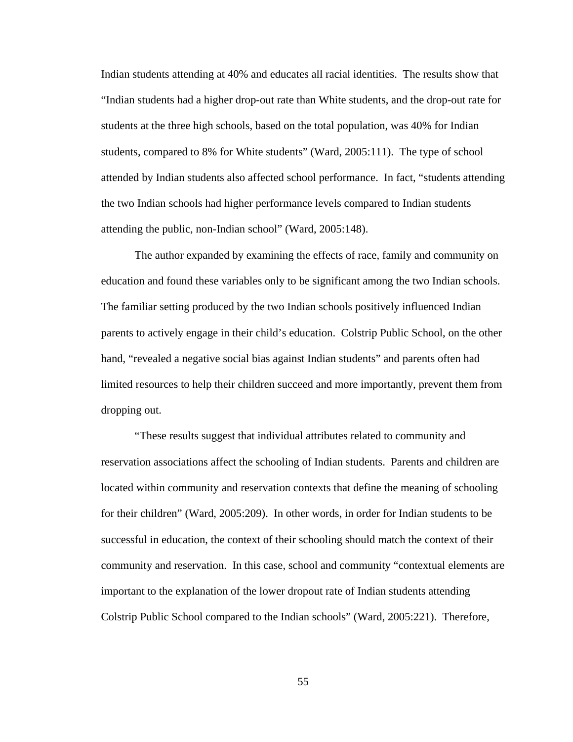Indian students attending at 40% and educates all racial identities. The results show that "Indian students had a higher drop-out rate than White students, and the drop-out rate for students at the three high schools, based on the total population, was 40% for Indian students, compared to 8% for White students" (Ward, 2005:111). The type of school attended by Indian students also affected school performance. In fact, "students attending the two Indian schools had higher performance levels compared to Indian students attending the public, non-Indian school" (Ward, 2005:148).

The author expanded by examining the effects of race, family and community on education and found these variables only to be significant among the two Indian schools. The familiar setting produced by the two Indian schools positively influenced Indian parents to actively engage in their child's education. Colstrip Public School, on the other hand, "revealed a negative social bias against Indian students" and parents often had limited resources to help their children succeed and more importantly, prevent them from dropping out.

"These results suggest that individual attributes related to community and reservation associations affect the schooling of Indian students. Parents and children are located within community and reservation contexts that define the meaning of schooling for their children" (Ward, 2005:209). In other words, in order for Indian students to be successful in education, the context of their schooling should match the context of their community and reservation. In this case, school and community "contextual elements are important to the explanation of the lower dropout rate of Indian students attending Colstrip Public School compared to the Indian schools" (Ward, 2005:221). Therefore,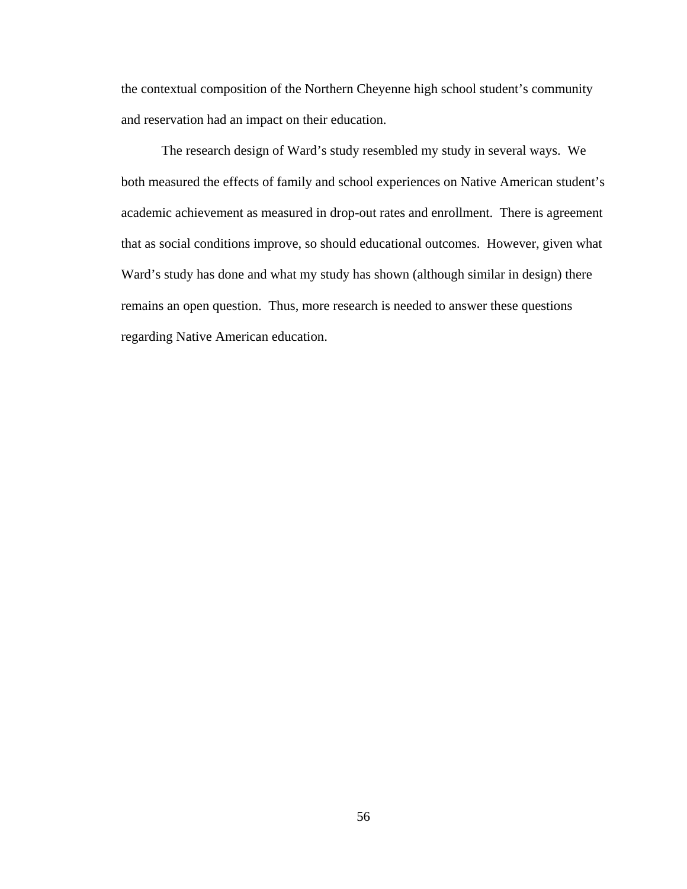the contextual composition of the Northern Cheyenne high school student's community and reservation had an impact on their education.

The research design of Ward's study resembled my study in several ways. We both measured the effects of family and school experiences on Native American student's academic achievement as measured in drop-out rates and enrollment. There is agreement that as social conditions improve, so should educational outcomes. However, given what Ward's study has done and what my study has shown (although similar in design) there remains an open question. Thus, more research is needed to answer these questions regarding Native American education.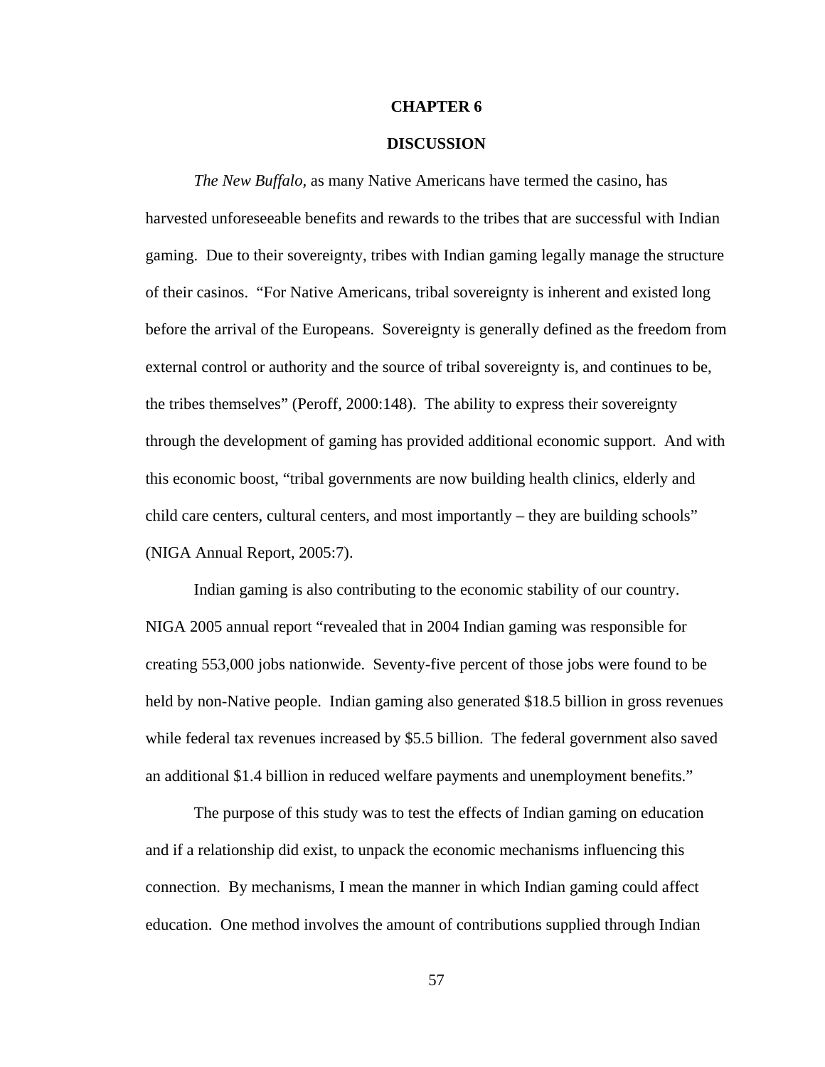# CHAPTER 6

# DISCUSSION

*The New Buffalo,* as many Native Americans have termed the casino, has harvested unforeseeable benefits and rewards to the tribes that are successful with Indian gaming. Due to their sovereignty, tribes with Indian gaming legally manage the structure of their casinos. "For Native Americans, tribal sovereignty is inherent and existed long before the arrival of the Europeans. Sovereignty is generally defined as the freedom from external control or authority and the source of tribal sovereignty is, and continues to be, the tribes themselves" (Peroff, 2000:148). The ability to express their sovereignty through the development of gaming has provided additional economic support. And with this economic boost, "tribal governments are now building health clinics, elderly and child care centers, cultural centers, and most importantly – they are building schools" (NIGA Annual Report, 2005:7).

Indian gaming is also contributing to the economic stability of our country. NIGA 2005 annual report "revealed that in 2004 Indian gaming was responsible for creating 553,000 jobs nationwide. Seventy-five percent of those jobs were found to be held by non-Native people. Indian gaming also generated $18.5 billion in gross revenues while federal tax revenues increased by $5.5 billion. The federal government also saved an additional $1.4 billion in reduced welfare payments and unemployment benefits."

The purpose of this study was to test the effects of Indian gaming on education and if a relationship did exist, to unpack the economic mechanisms influencing this connection. By mechanisms, I mean the manner in which Indian gaming could affect education. One method involves the amount of contributions supplied through Indian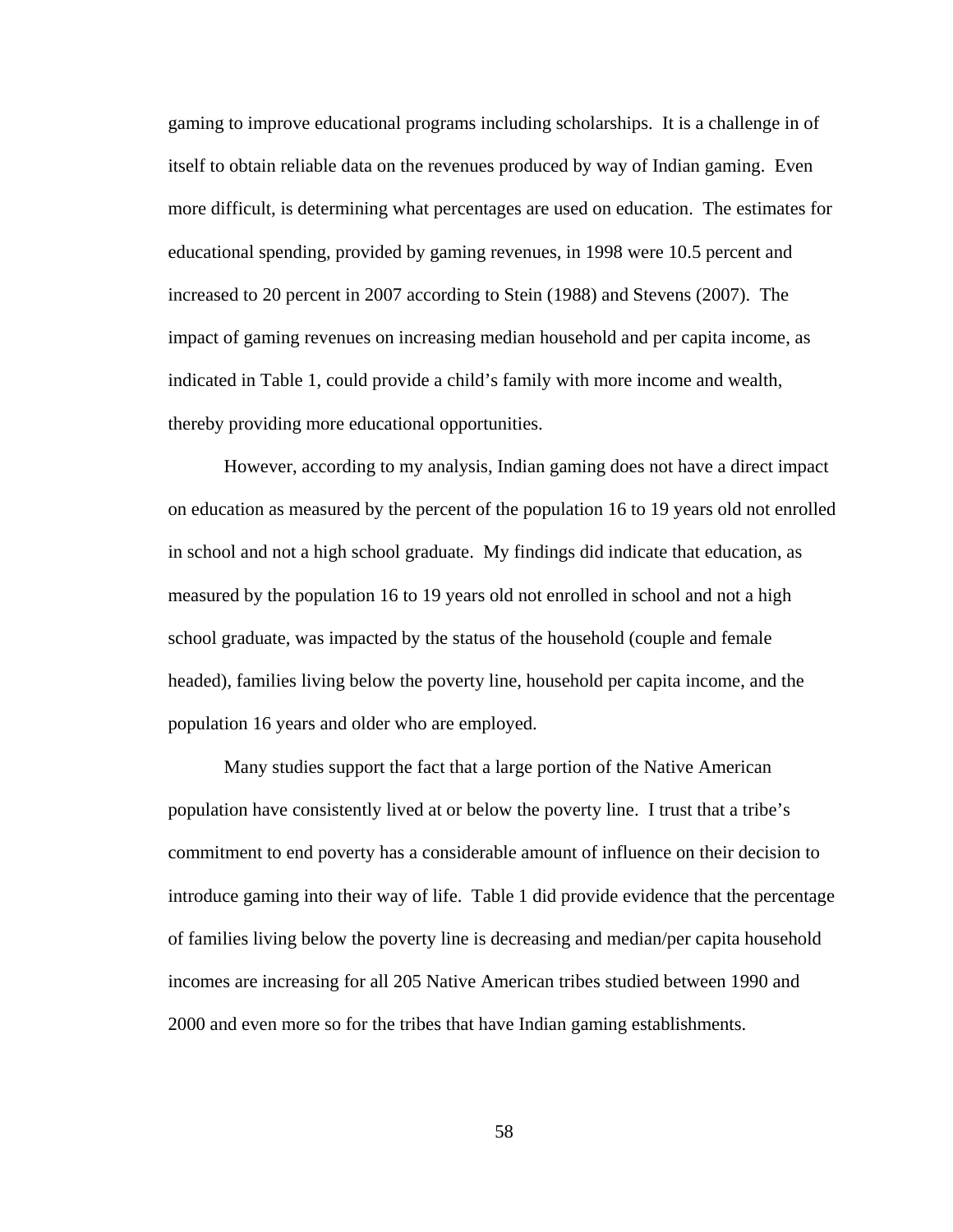gaming to improve educational programs including scholarships. It is a challenge in of itself to obtain reliable data on the revenues produced by way of Indian gaming. Even more difficult, is determining what percentages are used on education. The estimates for educational spending, provided by gaming revenues, in 1998 were 10.5 percent and increased to 20 percent in 2007 according to Stein (1988) and Stevens (2007). The impact of gaming revenues on increasing median household and per capita income, as indicated in Table 1, could provide a child's family with more income and wealth, thereby providing more educational opportunities.

However, according to my analysis, Indian gaming does not have a direct impact on education as measured by the percent of the population 16 to 19 years old not enrolled in school and not a high school graduate. My findings did indicate that education, as measured by the population 16 to 19 years old not enrolled in school and not a high school graduate, was impacted by the status of the household (couple and female headed), families living below the poverty line, household per capita income, and the population 16 years and older who are employed.

Many studies support the fact that a large portion of the Native American population have consistently lived at or below the poverty line. I trust that a tribe's commitment to end poverty has a considerable amount of influence on their decision to introduce gaming into their way of life. Table 1 did provide evidence that the percentage of families living below the poverty line is decreasing and median/per capita household incomes are increasing for all 205 Native American tribes studied between 1990 and 2000 and even more so for the tribes that have Indian gaming establishments.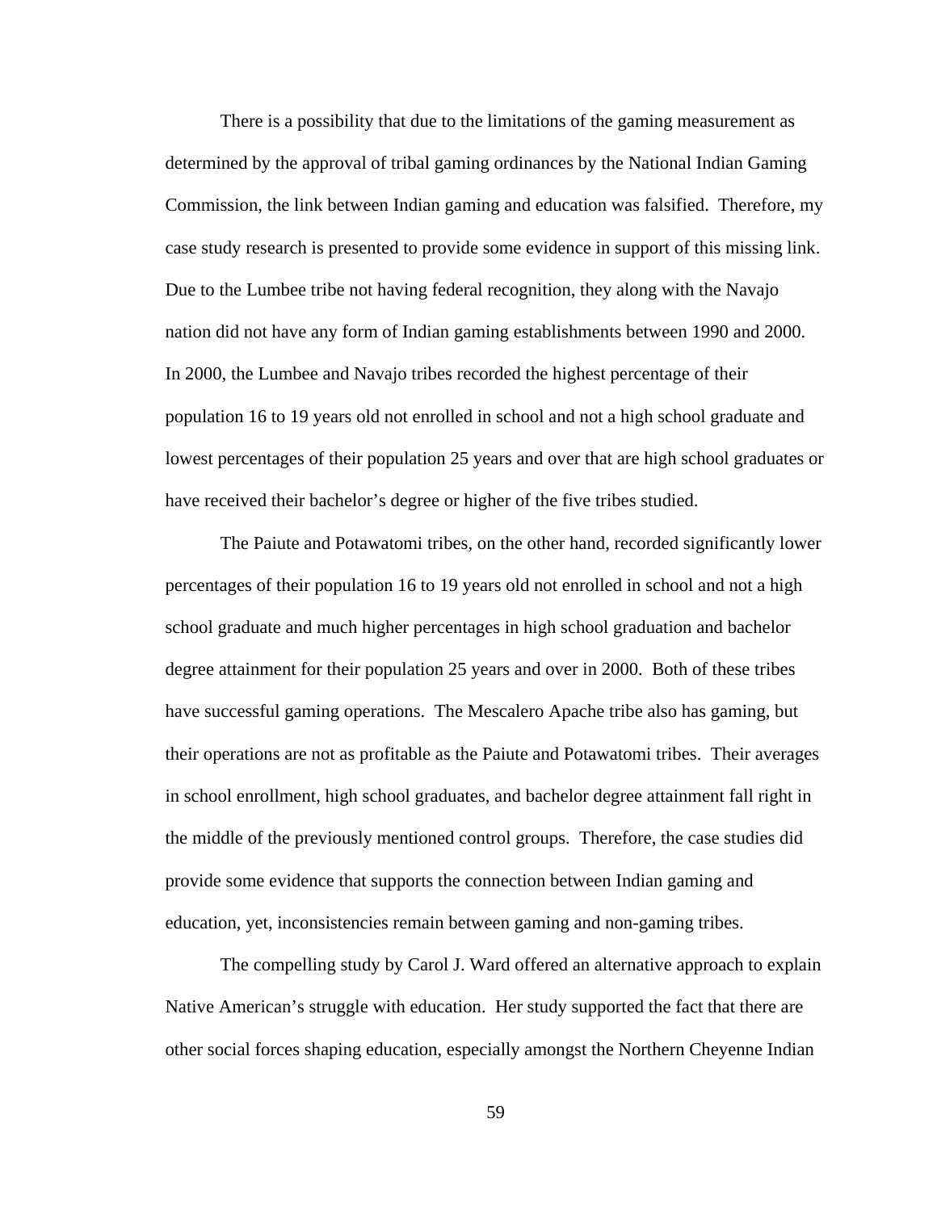There is a possibility that due to the limitations of the gaming measurement as determined by the approval of tribal gaming ordinances by the National Indian Gaming Commission, the link between Indian gaming and education was falsified. Therefore, my case study research is presented to provide some evidence in support of this missing link. Due to the Lumbee tribe not having federal recognition, they along with the Navajo nation did not have any form of Indian gaming establishments between 1990 and 2000. In 2000, the Lumbee and Navajo tribes recorded the highest percentage of their population 16 to 19 years old not enrolled in school and not a high school graduate and lowest percentages of their population 25 years and over that are high school graduates or have received their bachelor's degree or higher of the five tribes studied.

The Paiute and Potawatomi tribes, on the other hand, recorded significantly lower percentages of their population 16 to 19 years old not enrolled in school and not a high school graduate and much higher percentages in high school graduation and bachelor degree attainment for their population 25 years and over in 2000. Both of these tribes have successful gaming operations. The Mescalero Apache tribe also has gaming, but their operations are not as profitable as the Paiute and Potawatomi tribes. Their averages in school enrollment, high school graduates, and bachelor degree attainment fall right in the middle of the previously mentioned control groups. Therefore, the case studies did provide some evidence that supports the connection between Indian gaming and education, yet, inconsistencies remain between gaming and non-gaming tribes.

The compelling study by Carol J. Ward offered an alternative approach to explain Native American's struggle with education. Her study supported the fact that there are other social forces shaping education, especially amongst the Northern Cheyenne Indian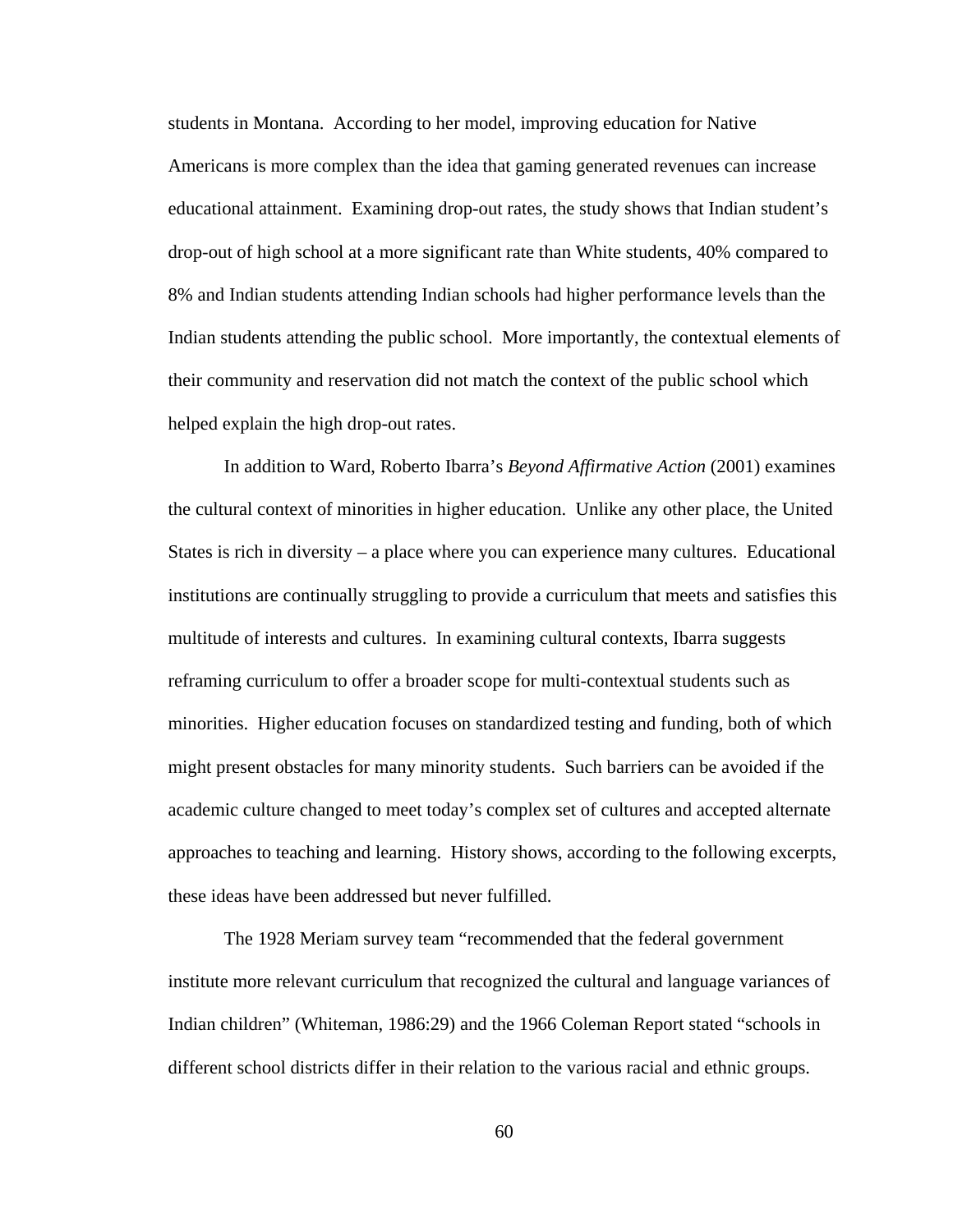students in Montana. According to her model, improving education for Native Americans is more complex than the idea that gaming generated revenues can increase educational attainment. Examining drop-out rates, the study shows that Indian student's drop-out of high school at a more significant rate than White students, 40% compared to 8% and Indian students attending Indian schools had higher performance levels than the Indian students attending the public school. More importantly, the contextual elements of their community and reservation did not match the context of the public school which helped explain the high drop-out rates.

In addition to Ward, Roberto Ibarra's *Beyond Affirmative Action* (2001) examines the cultural context of minorities in higher education. Unlike any other place, the United States is rich in diversity – a place where you can experience many cultures. Educational institutions are continually struggling to provide a curriculum that meets and satisfies this multitude of interests and cultures. In examining cultural contexts, Ibarra suggests reframing curriculum to offer a broader scope for multi-contextual students such as minorities. Higher education focuses on standardized testing and funding, both of which might present obstacles for many minority students. Such barriers can be avoided if the academic culture changed to meet today's complex set of cultures and accepted alternate approaches to teaching and learning. History shows, according to the following excerpts, these ideas have been addressed but never fulfilled.

The 1928 Meriam survey team "recommended that the federal government institute more relevant curriculum that recognized the cultural and language variances of Indian children" (Whiteman, 1986:29) and the 1966 Coleman Report stated "schools in different school districts differ in their relation to the various racial and ethnic groups.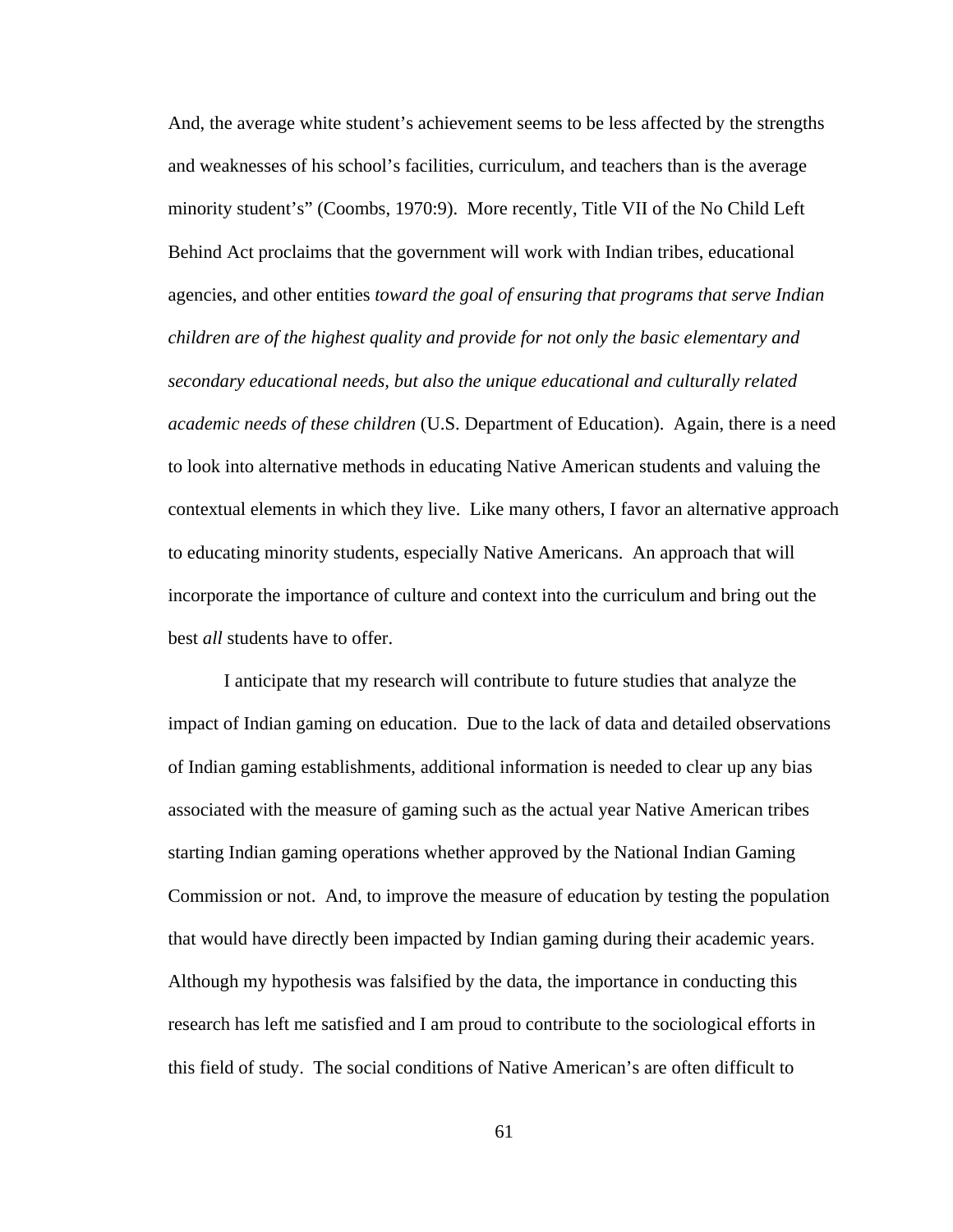And, the average white student's achievement seems to be less affected by the strengths and weaknesses of his school's facilities, curriculum, and teachers than is the average minority student's" (Coombs, 1970:9). More recently, Title VII of the No Child Left Behind Act proclaims that the government will work with Indian tribes, educational agencies, and other entities *toward the goal of ensuring that programs that serve Indian children are of the highest quality and provide for not only the basic elementary and secondary educational needs, but also the unique educational and culturally related academic needs of these children* (U.S. Department of Education). Again, there is a need to look into alternative methods in educating Native American students and valuing the contextual elements in which they live. Like many others, I favor an alternative approach to educating minority students, especially Native Americans. An approach that will incorporate the importance of culture and context into the curriculum and bring out the best *all* students have to offer.

I anticipate that my research will contribute to future studies that analyze the impact of Indian gaming on education. Due to the lack of data and detailed observations of Indian gaming establishments, additional information is needed to clear up any bias associated with the measure of gaming such as the actual year Native American tribes starting Indian gaming operations whether approved by the National Indian Gaming Commission or not. And, to improve the measure of education by testing the population that would have directly been impacted by Indian gaming during their academic years. Although my hypothesis was falsified by the data, the importance in conducting this research has left me satisfied and I am proud to contribute to the sociological efforts in this field of study. The social conditions of Native American's are often difficult to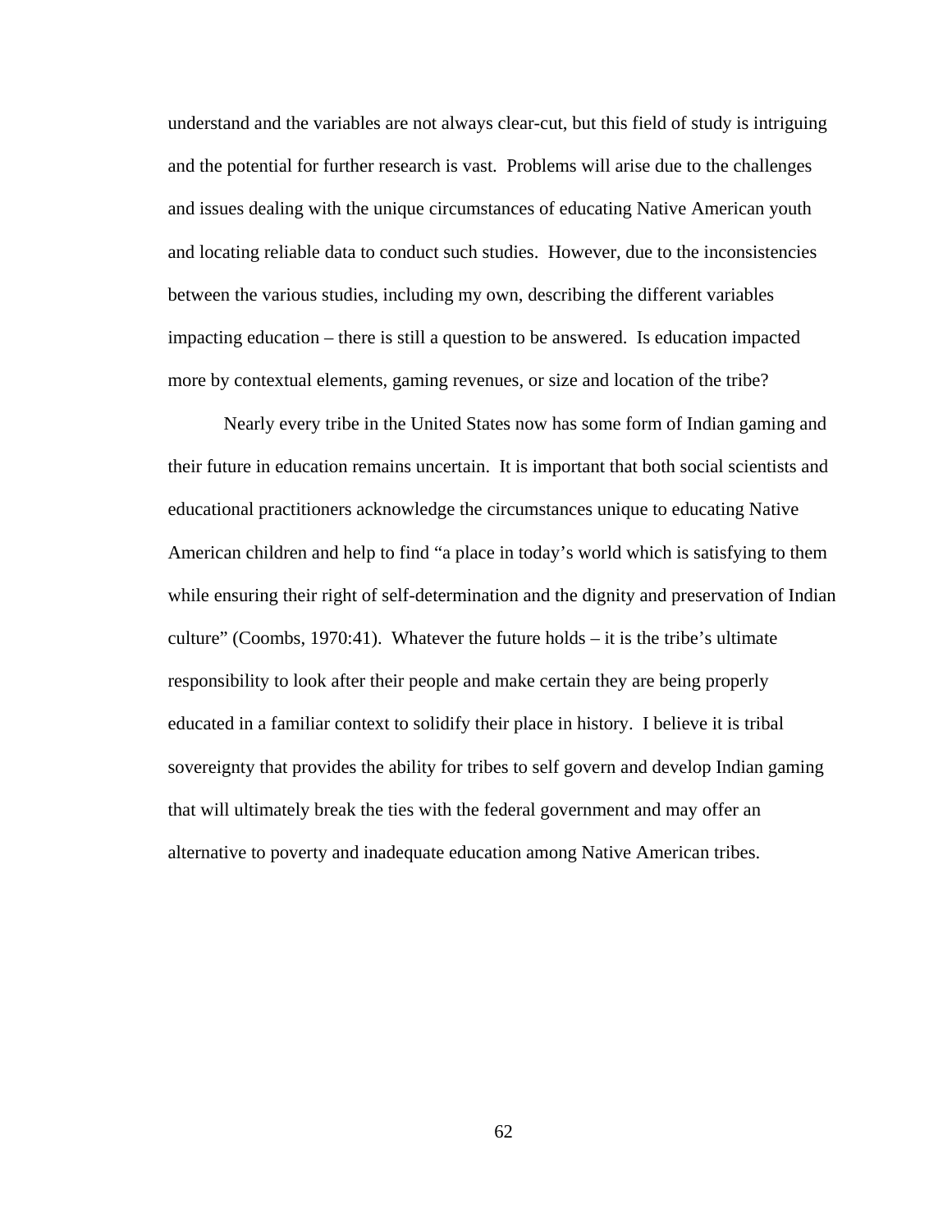understand and the variables are not always clear-cut, but this field of study is intriguing and the potential for further research is vast. Problems will arise due to the challenges and issues dealing with the unique circumstances of educating Native American youth and locating reliable data to conduct such studies. However, due to the inconsistencies between the various studies, including my own, describing the different variables impacting education – there is still a question to be answered. Is education impacted more by contextual elements, gaming revenues, or size and location of the tribe?

Nearly every tribe in the United States now has some form of Indian gaming and their future in education remains uncertain. It is important that both social scientists and educational practitioners acknowledge the circumstances unique to educating Native American children and help to find "a place in today's world which is satisfying to them while ensuring their right of self-determination and the dignity and preservation of Indian culture" (Coombs, 1970:41). Whatever the future holds – it is the tribe's ultimate responsibility to look after their people and make certain they are being properly educated in a familiar context to solidify their place in history. I believe it is tribal sovereignty that provides the ability for tribes to self govern and develop Indian gaming that will ultimately break the ties with the federal government and may offer an alternative to poverty and inadequate education among Native American tribes.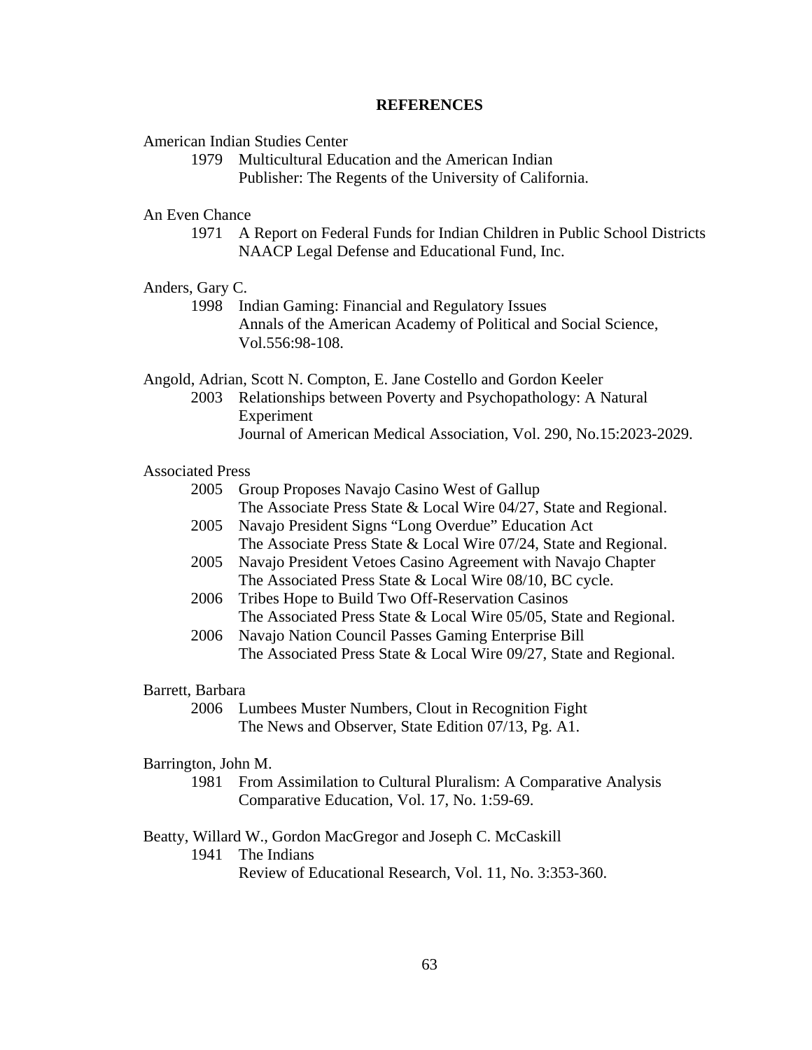# REFERENCES

American Indian Studies Center
1979 Multicultural Education and the American Indian
Publisher: The Regents of the University of California.

An Even Chance
1971 A Report on Federal Funds for Indian Children in Public School Districts
NAACP Legal Defense and Educational Fund, Inc.

Anders, Gary C.
1998 Indian Gaming: Financial and Regulatory Issues
Annals of the American Academy of Political and Social Science, Vol.556:98-108.

Angold, Adrian, Scott N. Compton, E. Jane Costello and Gordon Keeler
2003 Relationships between Poverty and Psychopathology: A Natural Experiment
Journal of American Medical Association, Vol. 290, No.15:2023-2029.

Associated Press
2005 Group Proposes Navajo Casino West of Gallup
The Associate Press State & Local Wire 04/27, State and Regional.
2005 Navajo President Signs "Long Overdue" Education Act
The Associate Press State & Local Wire 07/24, State and Regional.
2005 Navajo President Vetoes Casino Agreement with Navajo Chapter
The Associated Press State & Local Wire 08/10, BC cycle.
2006 Tribes Hope to Build Two Off-Reservation Casinos
The Associated Press State & Local Wire 05/05, State and Regional.
2006 Navajo Nation Council Passes Gaming Enterprise Bill
The Associated Press State & Local Wire 09/27, State and Regional.

Barrett, Barbara
2006 Lumbees Muster Numbers, Clout in Recognition Fight
The News and Observer, State Edition 07/13, Pg. A1.

Barrington, John M.
1981 From Assimilation to Cultural Pluralism: A Comparative Analysis
Comparative Education, Vol. 17, No. 1:59-69.

Beatty, Willard W., Gordon MacGregor and Joseph C. McCaskill
1941 The Indians
Review of Educational Research, Vol. 11, No. 3:353-360.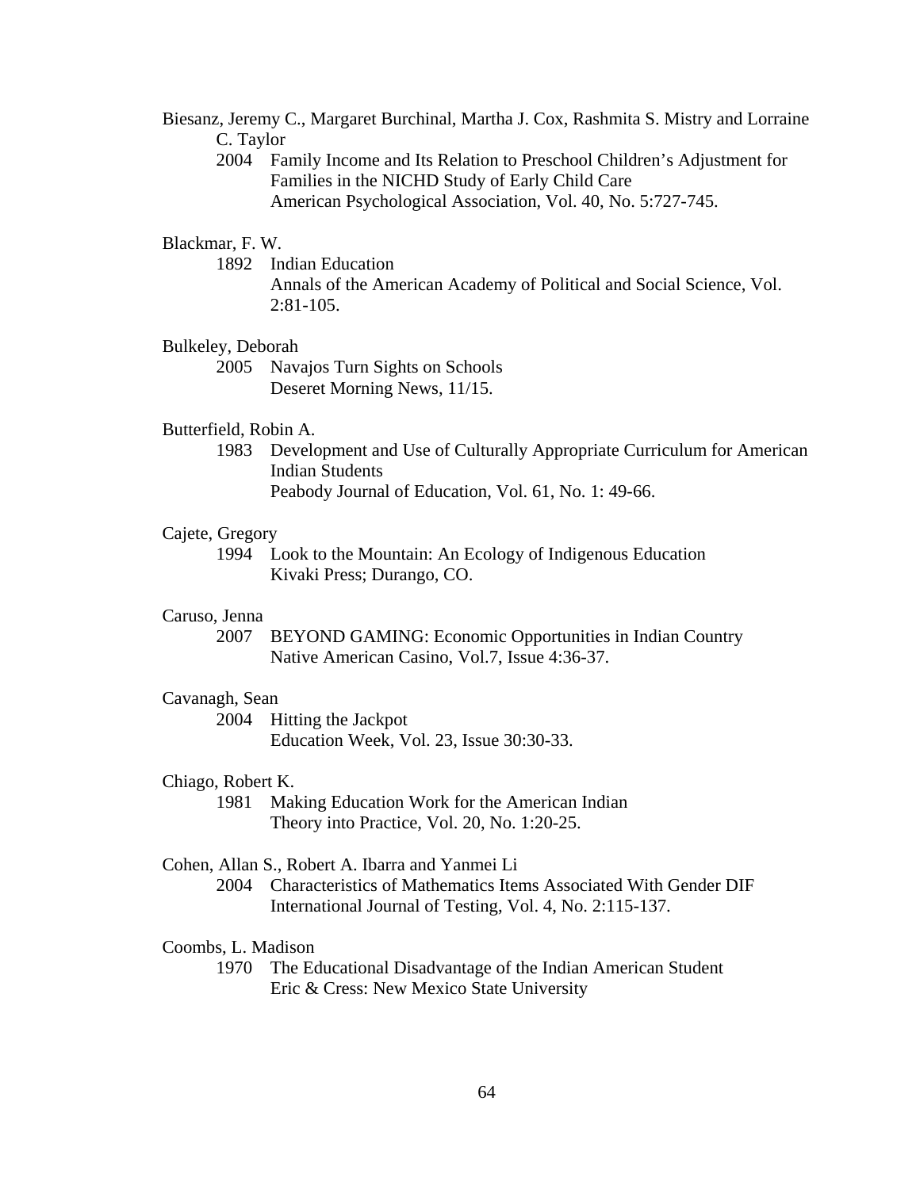Biesanz, Jeremy C., Margaret Burchinal, Martha J. Cox, Rashmita S. Mistry and Lorraine C. Taylor

2004 Family Income and Its Relation to Preschool Children's Adjustment for Families in the NICHD Study of Early Child Care
American Psychological Association, Vol. 40, No. 5:727-745.

Blackmar, F. W.

1892 Indian Education
Annals of the American Academy of Political and Social Science, Vol. 2:81-105.

Bulkeley, Deborah

2005 Navajos Turn Sights on Schools
Deseret Morning News, 11/15.

Butterfield, Robin A.

1983 Development and Use of Culturally Appropriate Curriculum for American Indian Students
Peabody Journal of Education, Vol. 61, No. 1: 49-66.

Cajete, Gregory

1994 Look to the Mountain: An Ecology of Indigenous Education
Kivaki Press; Durango, CO.

Caruso, Jenna

2007 BEYOND GAMING: Economic Opportunities in Indian Country
Native American Casino, Vol.7, Issue 4:36-37.

Cavanagh, Sean

2004 Hitting the Jackpot
Education Week, Vol. 23, Issue 30:30-33.

Chiago, Robert K.

1981 Making Education Work for the American Indian
Theory into Practice, Vol. 20, No. 1:20-25.

Cohen, Allan S., Robert A. Ibarra and Yanmei Li

2004 Characteristics of Mathematics Items Associated With Gender DIF
International Journal of Testing, Vol. 4, No. 2:115-137.

Coombs, L. Madison

1970 The Educational Disadvantage of the Indian American Student
Eric & Cress: New Mexico State University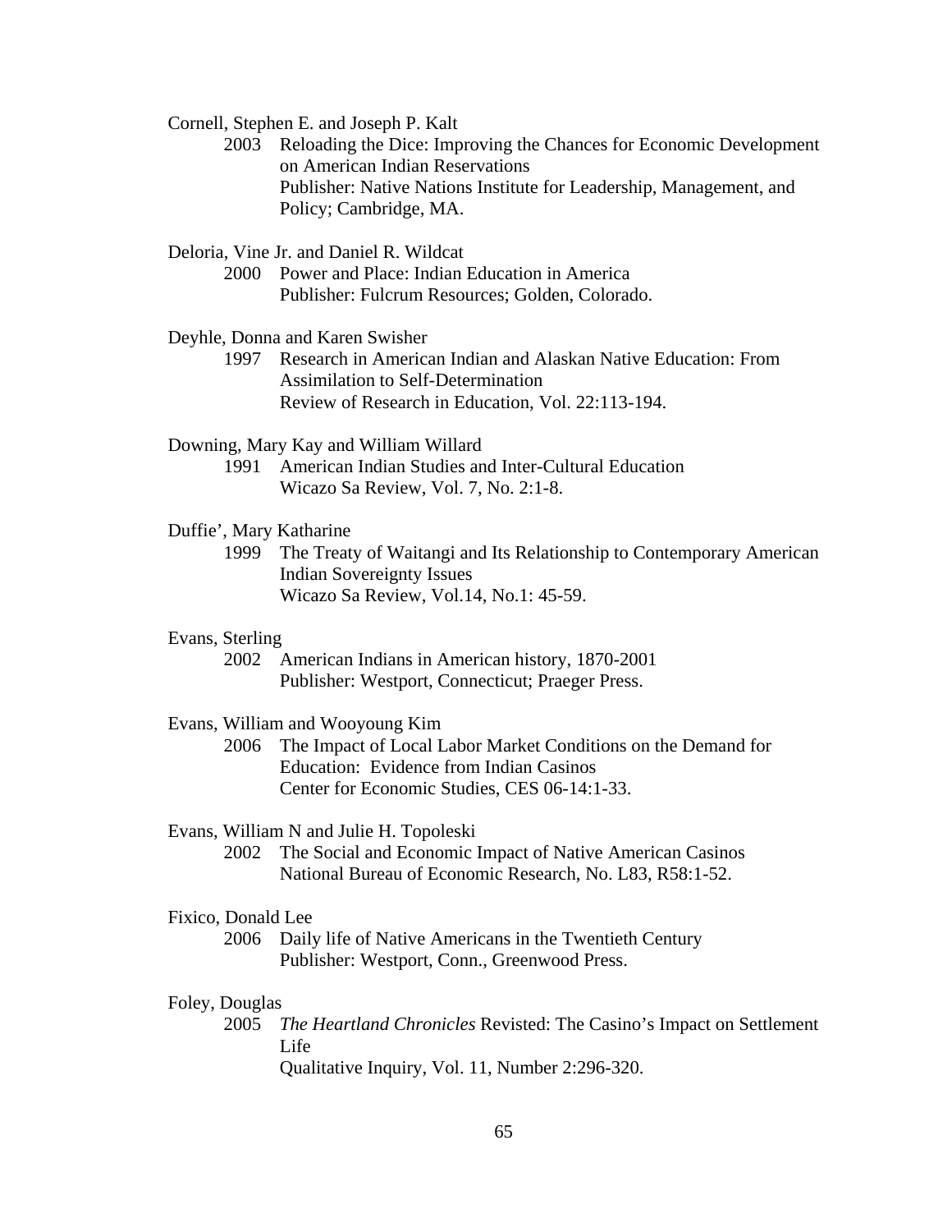Cornell, Stephen E. and Joseph P. Kalt

2003 Reloading the Dice: Improving the Chances for Economic Development on American Indian Reservations
Publisher: Native Nations Institute for Leadership, Management, and Policy; Cambridge, MA.

Deloria, Vine Jr. and Daniel R. Wildcat

2000 Power and Place: Indian Education in America
Publisher: Fulcrum Resources; Golden, Colorado.

Deyhle, Donna and Karen Swisher

1997 Research in American Indian and Alaskan Native Education: From Assimilation to Self-Determination
Review of Research in Education, Vol. 22:113-194.

Downing, Mary Kay and William Willard

1991 American Indian Studies and Inter-Cultural Education
Wicazo Sa Review, Vol. 7, No. 2:1-8.

Duffie', Mary Katharine

1999 The Treaty of Waitangi and Its Relationship to Contemporary American Indian Sovereignty Issues
Wicazo Sa Review, Vol.14, No.1: 45-59.

Evans, Sterling

2002 American Indians in American history, 1870-2001
Publisher: Westport, Connecticut; Praeger Press.

Evans, William and Wooyoung Kim

2006 The Impact of Local Labor Market Conditions on the Demand for Education: Evidence from Indian Casinos
Center for Economic Studies, CES 06-14:1-33.

Evans, William N and Julie H. Topoleski

2002 The Social and Economic Impact of Native American Casinos
National Bureau of Economic Research, No. L83, R58:1-52.

Fixico, Donald Lee

2006 Daily life of Native Americans in the Twentieth Century
Publisher: Westport, Conn., Greenwood Press.

Foley, Douglas

2005 *The Heartland Chronicles* Revisted: The Casino's Impact on Settlement Life
Qualitative Inquiry, Vol. 11, Number 2:296-320.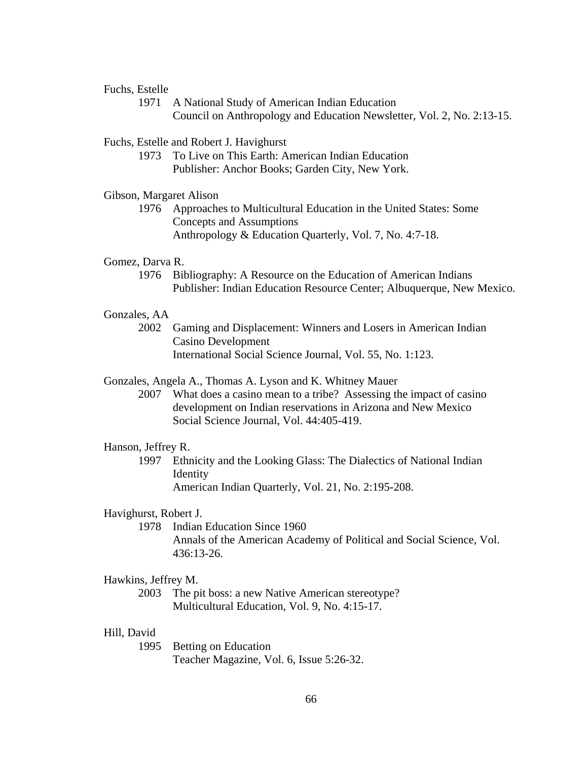Fuchs, Estelle

1971 A National Study of American Indian Education
Council on Anthropology and Education Newsletter, Vol. 2, No. 2:13-15.

Fuchs, Estelle and Robert J. Havighurst

1973 To Live on This Earth: American Indian Education
Publisher: Anchor Books; Garden City, New York.

Gibson, Margaret Alison

1976 Approaches to Multicultural Education in the United States: Some Concepts and Assumptions
Anthropology & Education Quarterly, Vol. 7, No. 4:7-18.

Gomez, Darva R.

1976 Bibliography: A Resource on the Education of American Indians
Publisher: Indian Education Resource Center; Albuquerque, New Mexico.

Gonzales, AA

2002 Gaming and Displacement: Winners and Losers in American Indian Casino Development
International Social Science Journal, Vol. 55, No. 1:123.

Gonzales, Angela A., Thomas A. Lyson and K. Whitney Mauer

2007 What does a casino mean to a tribe? Assessing the impact of casino development on Indian reservations in Arizona and New Mexico
Social Science Journal, Vol. 44:405-419.

Hanson, Jeffrey R.

1997 Ethnicity and the Looking Glass: The Dialectics of National Indian Identity
American Indian Quarterly, Vol. 21, No. 2:195-208.

Havighurst, Robert J.

1978 Indian Education Since 1960
Annals of the American Academy of Political and Social Science, Vol. 436:13-26.

Hawkins, Jeffrey M.

2003 The pit boss: a new Native American stereotype?
Multicultural Education, Vol. 9, No. 4:15-17.

Hill, David

1995 Betting on Education
Teacher Magazine, Vol. 6, Issue 5:26-32.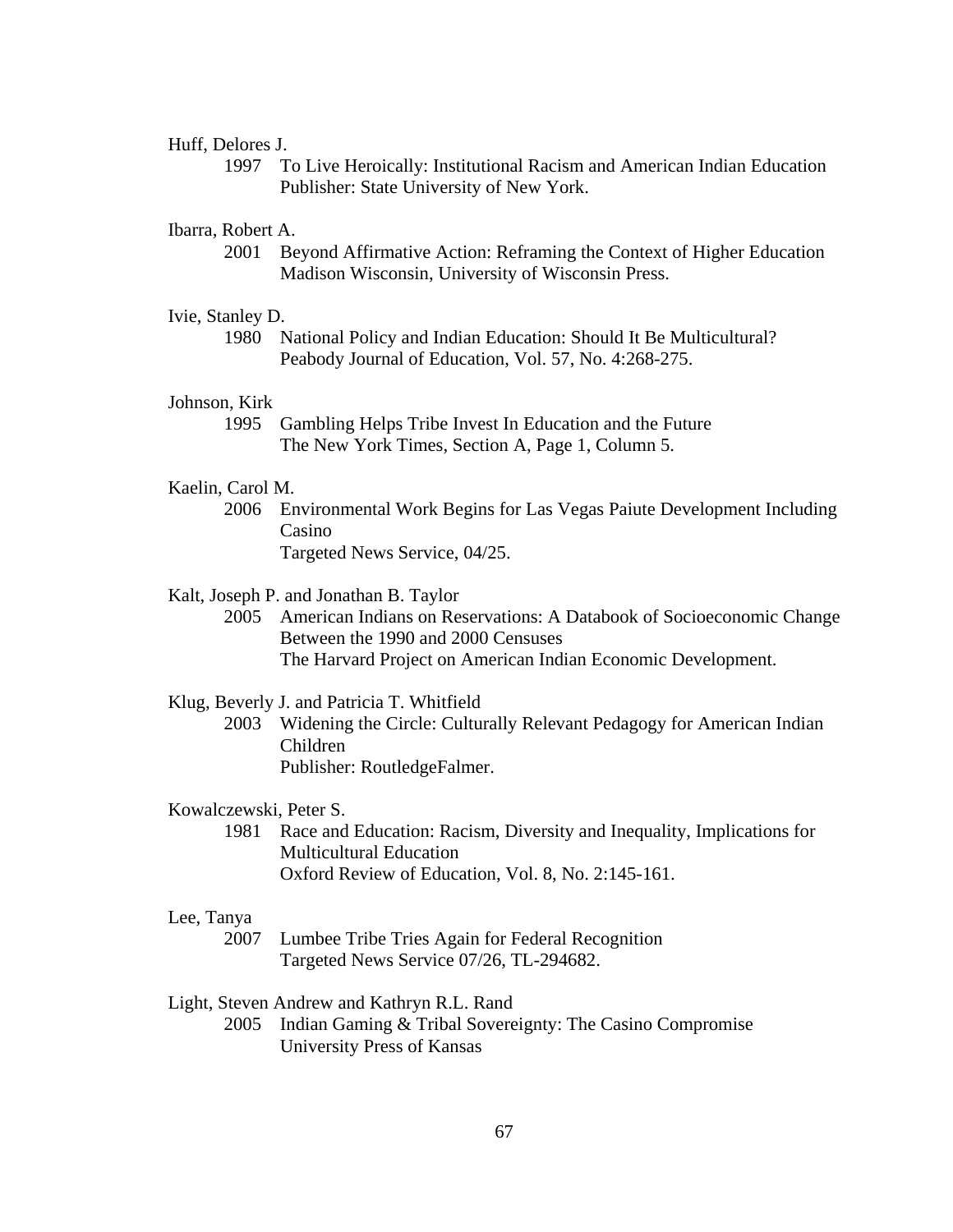Huff, Delores J.

1997 To Live Heroically: Institutional Racism and American Indian Education
Publisher: State University of New York.

Ibarra, Robert A.

2001 Beyond Affirmative Action: Reframing the Context of Higher Education
Madison Wisconsin, University of Wisconsin Press.

Ivie, Stanley D.

1980 National Policy and Indian Education: Should It Be Multicultural?
Peabody Journal of Education, Vol. 57, No. 4:268-275.

Johnson, Kirk

1995 Gambling Helps Tribe Invest In Education and the Future
The New York Times, Section A, Page 1, Column 5.

Kaelin, Carol M.

2006 Environmental Work Begins for Las Vegas Paiute Development Including Casino
Targeted News Service, 04/25.

Kalt, Joseph P. and Jonathan B. Taylor

2005 American Indians on Reservations: A Databook of Socioeconomic Change Between the 1990 and 2000 Censuses
The Harvard Project on American Indian Economic Development.

Klug, Beverly J. and Patricia T. Whitfield

2003 Widening the Circle: Culturally Relevant Pedagogy for American Indian Children
Publisher: RoutledgeFalmer.

Kowalczewski, Peter S.

1981 Race and Education: Racism, Diversity and Inequality, Implications for Multicultural Education
Oxford Review of Education, Vol. 8, No. 2:145-161.

Lee, Tanya

2007 Lumbee Tribe Tries Again for Federal Recognition
Targeted News Service 07/26, TL-294682.

Light, Steven Andrew and Kathryn R.L. Rand

2005 Indian Gaming & Tribal Sovereignty: The Casino Compromise
University Press of Kansas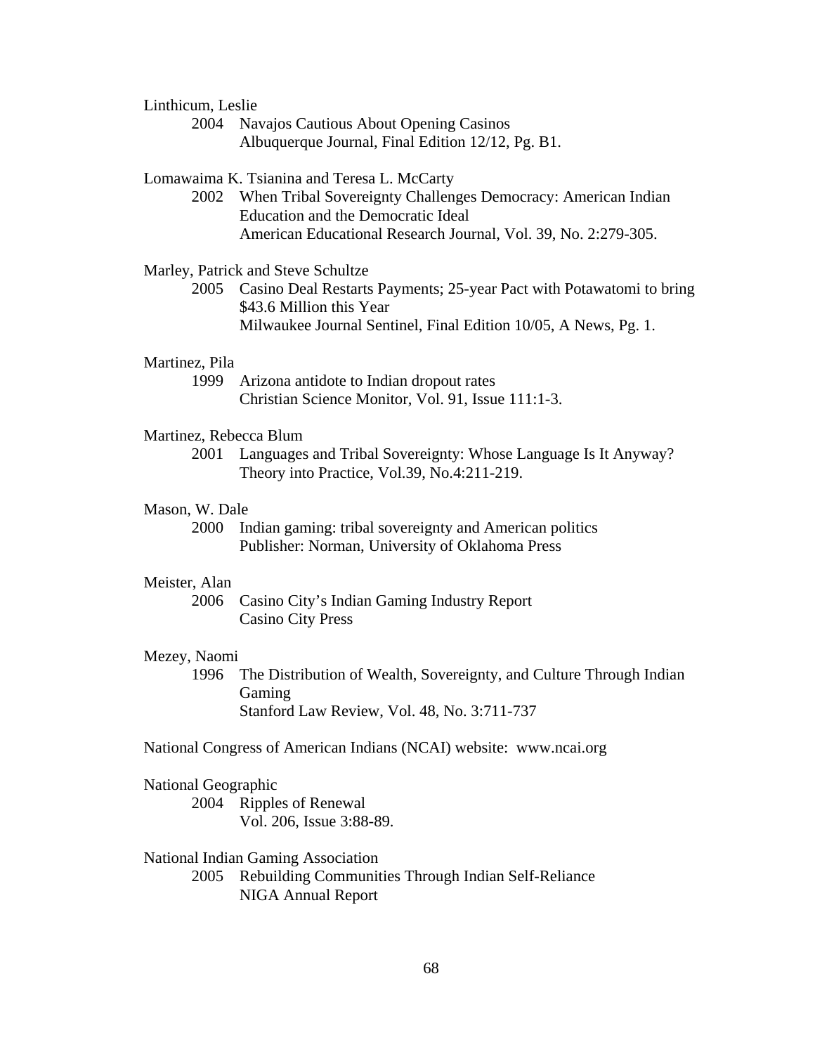Linthicum, Leslie

2004 Navajos Cautious About Opening Casinos
Albuquerque Journal, Final Edition 12/12, Pg. B1.

Lomawaima K. Tsianina and Teresa L. McCarty

2002 When Tribal Sovereignty Challenges Democracy: American Indian Education and the Democratic Ideal
American Educational Research Journal, Vol. 39, No. 2:279-305.

Marley, Patrick and Steve Schultze

2005 Casino Deal Restarts Payments; 25-year Pact with Potawatomi to bring $43.6 Million this Year
Milwaukee Journal Sentinel, Final Edition 10/05, A News, Pg. 1.

Martinez, Pila

1999 Arizona antidote to Indian dropout rates
Christian Science Monitor, Vol. 91, Issue 111:1-3.

Martinez, Rebecca Blum

2001 Languages and Tribal Sovereignty: Whose Language Is It Anyway?
Theory into Practice, Vol.39, No.4:211-219.

Mason, W. Dale

2000 Indian gaming: tribal sovereignty and American politics
Publisher: Norman, University of Oklahoma Press

Meister, Alan

2006 Casino City's Indian Gaming Industry Report
Casino City Press

Mezey, Naomi

1996 The Distribution of Wealth, Sovereignty, and Culture Through Indian Gaming
Stanford Law Review, Vol. 48, No. 3:711-737

National Congress of American Indians (NCAI) website: www.ncai.org

National Geographic

2004 Ripples of Renewal
Vol. 206, Issue 3:88-89.

National Indian Gaming Association

2005 Rebuilding Communities Through Indian Self-Reliance
NIGA Annual Report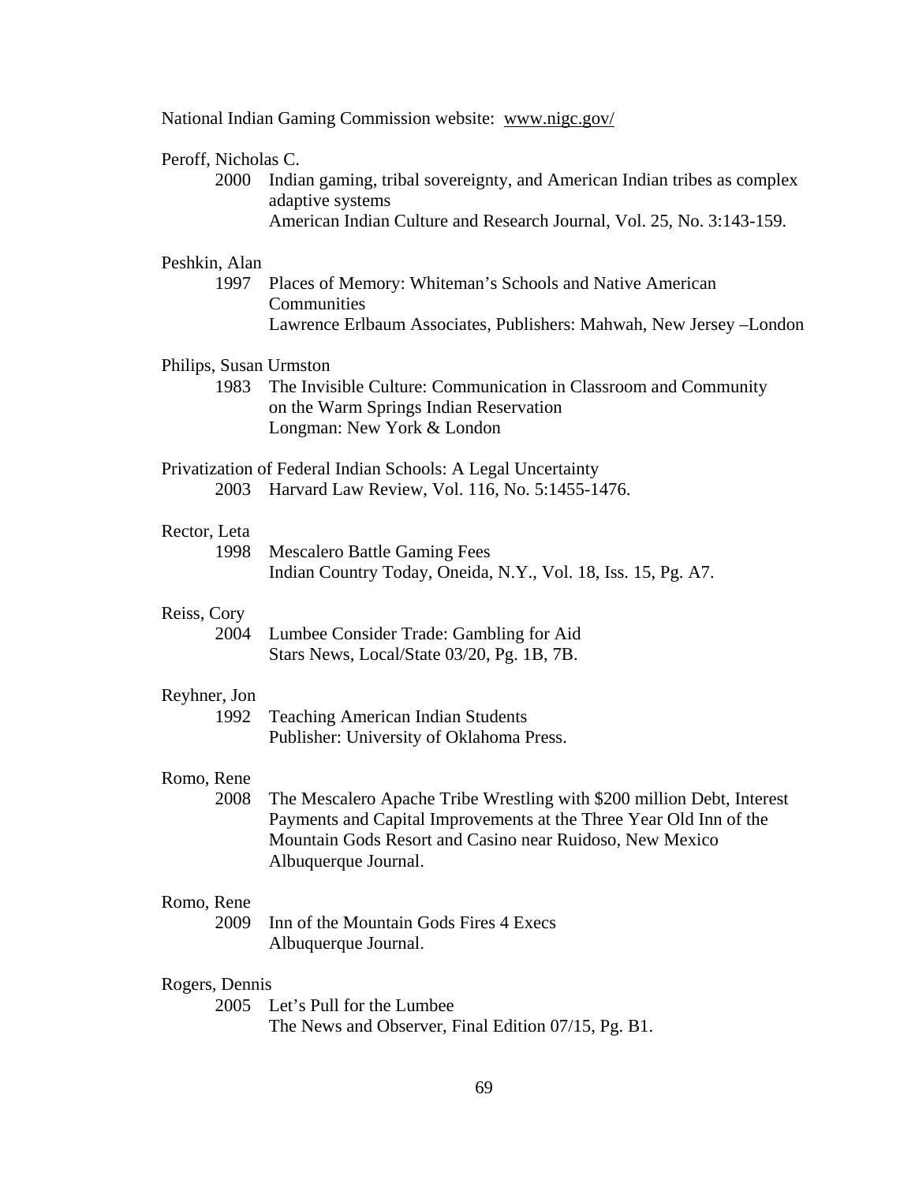National Indian Gaming Commission website: www.nigc.gov/

Peroff, Nicholas C.
2000 Indian gaming, tribal sovereignty, and American Indian tribes as complex adaptive systems
American Indian Culture and Research Journal, Vol. 25, No. 3:143-159.

Peshkin, Alan
1997 Places of Memory: Whiteman's Schools and Native American Communities
Lawrence Erlbaum Associates, Publishers: Mahwah, New Jersey –London

Philips, Susan Urmston
1983 The Invisible Culture: Communication in Classroom and Community on the Warm Springs Indian Reservation
Longman: New York & London

Privatization of Federal Indian Schools: A Legal Uncertainty
2003 Harvard Law Review, Vol. 116, No. 5:1455-1476.

Rector, Leta
1998 Mescalero Battle Gaming Fees
Indian Country Today, Oneida, N.Y., Vol. 18, Iss. 15, Pg. A7.

Reiss, Cory
2004 Lumbee Consider Trade: Gambling for Aid
Stars News, Local/State 03/20, Pg. 1B, 7B.

Reyhner, Jon
1992 Teaching American Indian Students
Publisher: University of Oklahoma Press.

Romo, Rene
2008 The Mescalero Apache Tribe Wrestling with $200 million Debt, Interest Payments and Capital Improvements at the Three Year Old Inn of the Mountain Gods Resort and Casino near Ruidoso, New Mexico
Albuquerque Journal.

Romo, Rene
2009 Inn of the Mountain Gods Fires 4 Execs
Albuquerque Journal.

Rogers, Dennis
2005 Let's Pull for the Lumbee
The News and Observer, Final Edition 07/15, Pg. B1.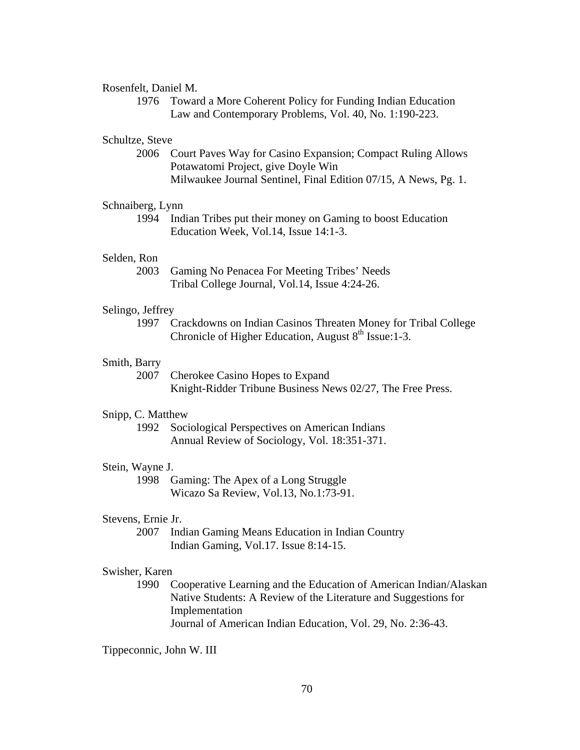Rosenfelt, Daniel M.

1976 Toward a More Coherent Policy for Funding Indian Education
Law and Contemporary Problems, Vol. 40, No. 1:190-223.

Schultze, Steve

2006 Court Paves Way for Casino Expansion; Compact Ruling Allows Potawatomi Project, give Doyle Win
Milwaukee Journal Sentinel, Final Edition 07/15, A News, Pg. 1.

Schnaiberg, Lynn

1994 Indian Tribes put their money on Gaming to boost Education
Education Week, Vol.14, Issue 14:1-3.

Selden, Ron

2003 Gaming No Penacea For Meeting Tribes' Needs
Tribal College Journal, Vol.14, Issue 4:24-26.

Selingo, Jeffrey

1997 Crackdowns on Indian Casinos Threaten Money for Tribal College
Chronicle of Higher Education, August 8th Issue:1-3.

Smith, Barry

2007 Cherokee Casino Hopes to Expand
Knight-Ridder Tribune Business News 02/27, The Free Press.

Snipp, C. Matthew

1992 Sociological Perspectives on American Indians
Annual Review of Sociology, Vol. 18:351-371.

Stein, Wayne J.

1998 Gaming: The Apex of a Long Struggle
Wicazo Sa Review, Vol.13, No.1:73-91.

Stevens, Ernie Jr.

2007 Indian Gaming Means Education in Indian Country
Indian Gaming, Vol.17. Issue 8:14-15.

Swisher, Karen

1990 Cooperative Learning and the Education of American Indian/Alaskan Native Students: A Review of the Literature and Suggestions for Implementation
Journal of American Indian Education, Vol. 29, No. 2:36-43.

Tippeconnic, John W. III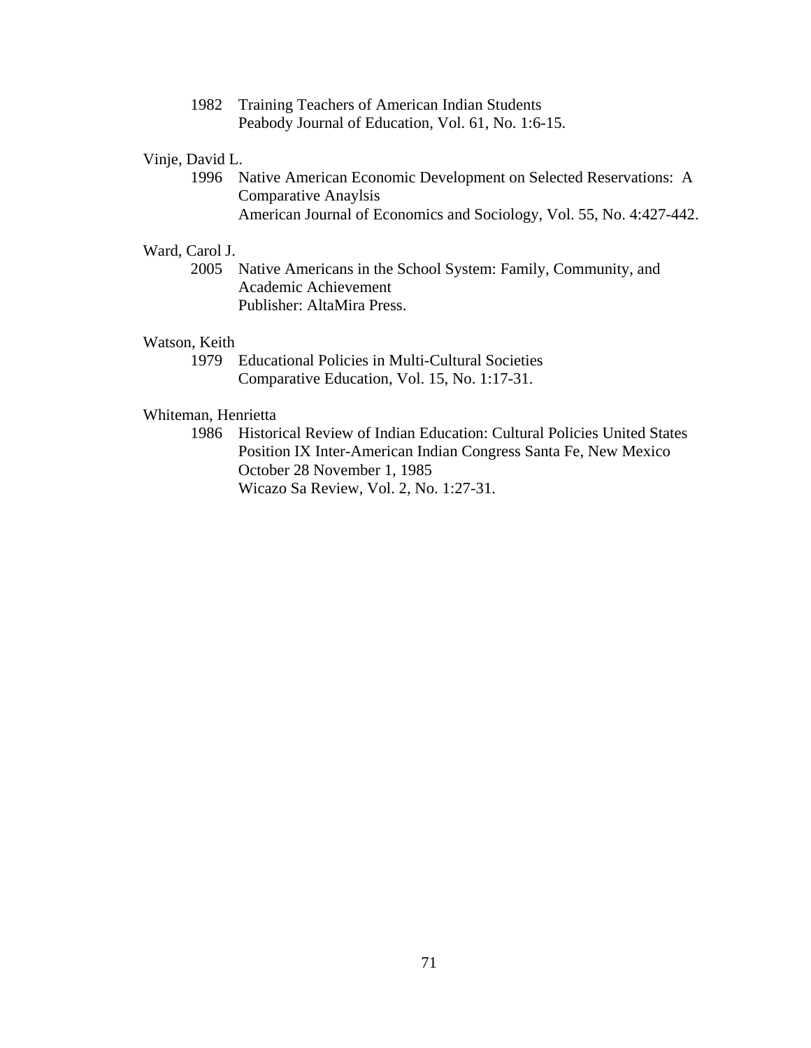1982 Training Teachers of American Indian Students
Peabody Journal of Education, Vol. 61, No. 1:6-15.

Vinje, David L.

1996 Native American Economic Development on Selected Reservations: A Comparative Anaylsis
American Journal of Economics and Sociology, Vol. 55, No. 4:427-442.

Ward, Carol J.

2005 Native Americans in the School System: Family, Community, and Academic Achievement
Publisher: AltaMira Press.

Watson, Keith

1979 Educational Policies in Multi-Cultural Societies
Comparative Education, Vol. 15, No. 1:17-31.

Whiteman, Henrietta

1986 Historical Review of Indian Education: Cultural Policies United States Position IX Inter-American Indian Congress Santa Fe, New Mexico October 28 November 1, 1985
Wicazo Sa Review, Vol. 2, No. 1:27-31.